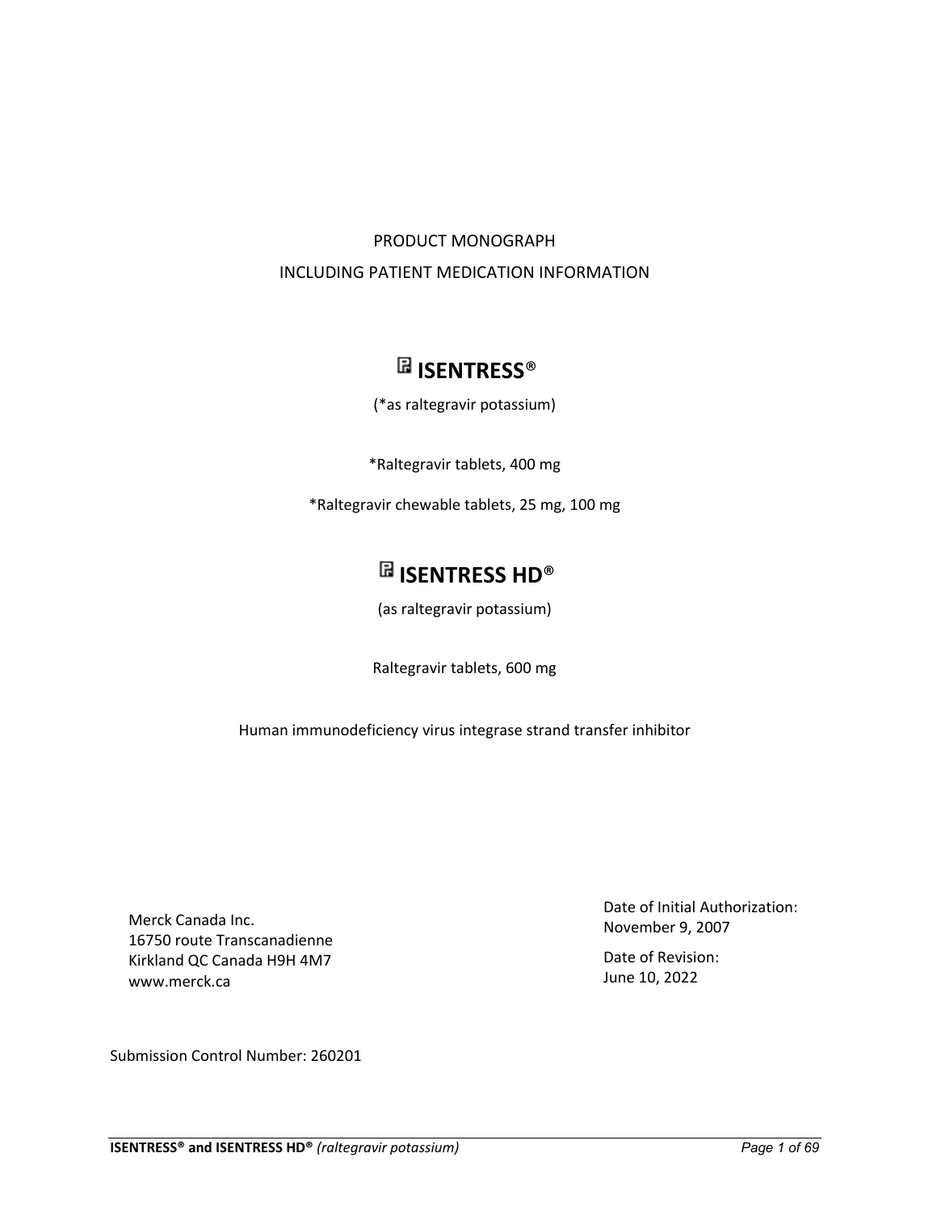PRODUCT MONOGRAPH

INCLUDING PATIENT MEDICATION INFORMATION

# Pr ISENTRESS®

(*as raltegravir potassium)

*Raltegravir tablets, 400 mg

*Raltegravir chewable tablets, 25 mg, 100 mg

# Pr ISENTRESS HD®

(as raltegravir potassium)

Raltegravir tablets, 600 mg

Human immunodeficiency virus integrase strand transfer inhibitor

Merck Canada Inc.
16750 route Transcanadienne
Kirkland QC Canada H9H 4M7
www.merck.ca

Date of Initial Authorization:
November 9, 2007

Date of Revision:
June 10, 2022

Submission Control Number: 260201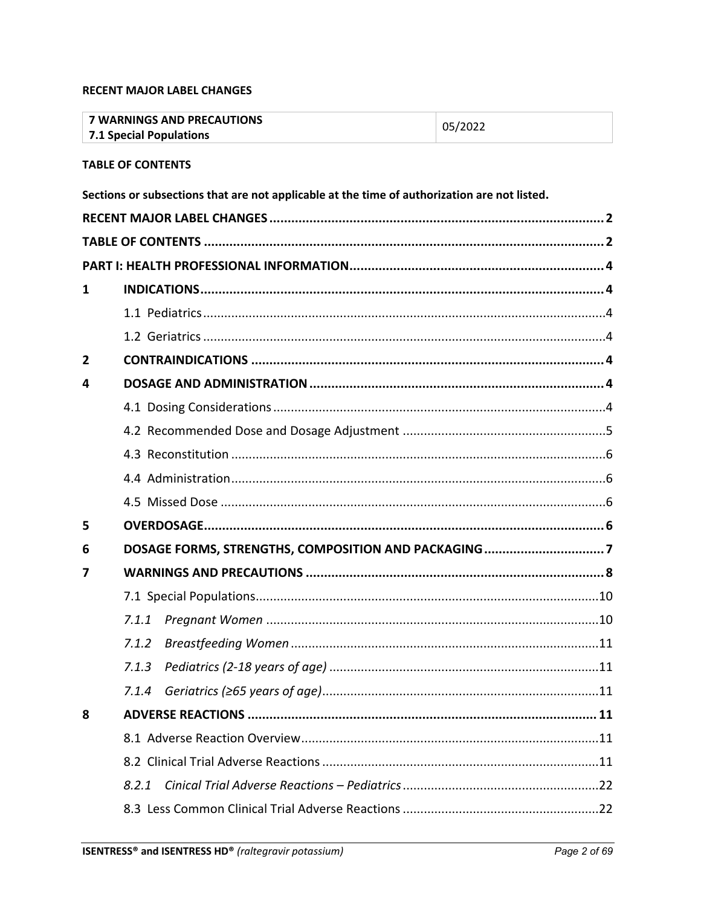**RECENT MAJOR LABEL CHANGES**

| **7 WARNINGS AND PRECAUTIONS** **7.1 Special Populations** | 05/2022 |
|---|---|

**TABLE OF CONTENTS**

**Sections or subsections that are not applicable at the time of authorization are not listed.**

**RECENT MAJOR LABEL CHANGES** .......... **2**

**TABLE OF CONTENTS** .......... **2**

**PART I: HEALTH PROFESSIONAL INFORMATION** .......... **4**

**1 INDICATIONS** .......... **4**

- 1.1 Pediatrics .......... 4
- 1.2 Geriatrics .......... 4

**2 CONTRAINDICATIONS** .......... **4**

**4 DOSAGE AND ADMINISTRATION** .......... **4**

- 4.1 Dosing Considerations .......... 4
- 4.2 Recommended Dose and Dosage Adjustment .......... 5
- 4.3 Reconstitution .......... 6
- 4.4 Administration .......... 6
- 4.5 Missed Dose .......... 6

**5 OVERDOSAGE** .......... **6**

**6 DOSAGE FORMS, STRENGTHS, COMPOSITION AND PACKAGING** .......... **7**

**7 WARNINGS AND PRECAUTIONS** .......... **8**

- 7.1 Special Populations .......... 10
  - *7.1.1 Pregnant Women* .......... 10
  - *7.1.2 Breastfeeding Women* .......... 11
  - *7.1.3 Pediatrics (2-18 years of age)* .......... 11
  - *7.1.4 Geriatrics (≥65 years of age)* .......... 11

**8 ADVERSE REACTIONS** .......... **11**

- 8.1 Adverse Reaction Overview .......... 11
- 8.2 Clinical Trial Adverse Reactions .......... 11
  - *8.2.1 Cinical Trial Adverse Reactions – Pediatrics* .......... 22
- 8.3 Less Common Clinical Trial Adverse Reactions .......... 22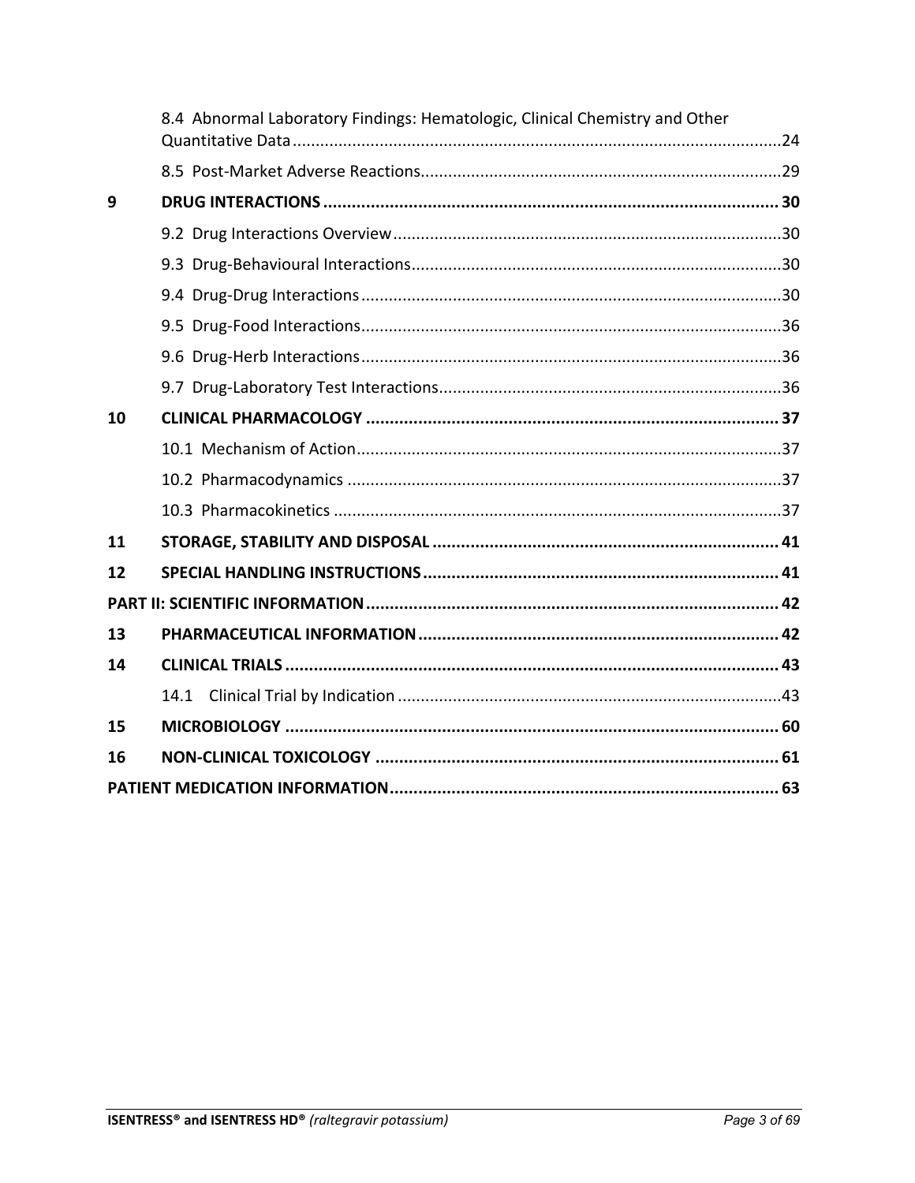| | | |
|---|---|---|
| | 8.4 Abnormal Laboratory Findings: Hematologic, Clinical Chemistry and Other Quantitative Data | 24 |
| | 8.5 Post-Market Adverse Reactions | 29 |
| **9** | **DRUG INTERACTIONS** | **30** |
| | 9.2 Drug Interactions Overview | 30 |
| | 9.3 Drug-Behavioural Interactions | 30 |
| | 9.4 Drug-Drug Interactions | 30 |
| | 9.5 Drug-Food Interactions | 36 |
| | 9.6 Drug-Herb Interactions | 36 |
| | 9.7 Drug-Laboratory Test Interactions | 36 |
| **10** | **CLINICAL PHARMACOLOGY** | **37** |
| | 10.1 Mechanism of Action | 37 |
| | 10.2 Pharmacodynamics | 37 |
| | 10.3 Pharmacokinetics | 37 |
| **11** | **STORAGE, STABILITY AND DISPOSAL** | **41** |
| **12** | **SPECIAL HANDLING INSTRUCTIONS** | **41** |
| **PART II: SCIENTIFIC INFORMATION** | | **42** |
| **13** | **PHARMACEUTICAL INFORMATION** | **42** |
| **14** | **CLINICAL TRIALS** | **43** |
| | 14.1 Clinical Trial by Indication | 43 |
| **15** | **MICROBIOLOGY** | **60** |
| **16** | **NON-CLINICAL TOXICOLOGY** | **61** |
| **PATIENT MEDICATION INFORMATION** | | **63** |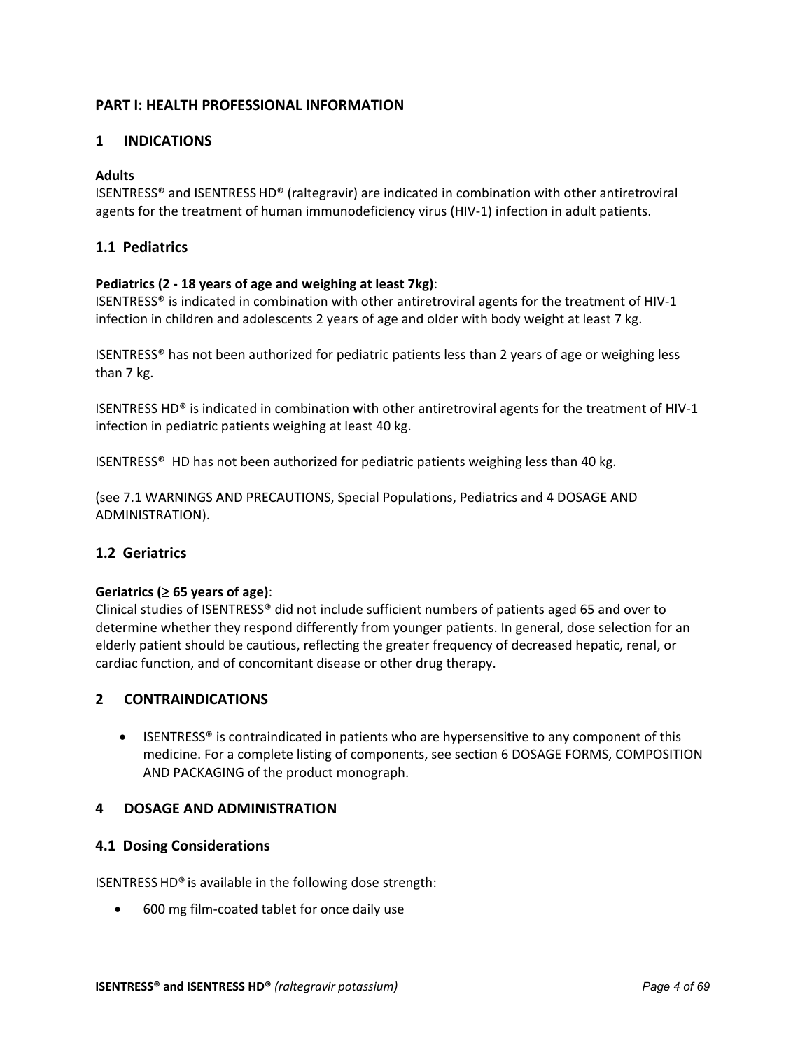# PART I: HEALTH PROFESSIONAL INFORMATION

## 1 INDICATIONS

**Adults**
ISENTRESS® and ISENTRESS HD® (raltegravir) are indicated in combination with other antiretroviral agents for the treatment of human immunodeficiency virus (HIV-1) infection in adult patients.

### 1.1 Pediatrics

**Pediatrics (2 - 18 years of age and weighing at least 7kg)**:
ISENTRESS® is indicated in combination with other antiretroviral agents for the treatment of HIV-1 infection in children and adolescents 2 years of age and older with body weight at least 7 kg.

ISENTRESS® has not been authorized for pediatric patients less than 2 years of age or weighing less than 7 kg.

ISENTRESS HD® is indicated in combination with other antiretroviral agents for the treatment of HIV-1 infection in pediatric patients weighing at least 40 kg.

ISENTRESS® HD has not been authorized for pediatric patients weighing less than 40 kg.

(see 7.1 WARNINGS AND PRECAUTIONS, Special Populations, Pediatrics and 4 DOSAGE AND ADMINISTRATION).

### 1.2 Geriatrics

**Geriatrics (≥ 65 years of age)**:
Clinical studies of ISENTRESS® did not include sufficient numbers of patients aged 65 and over to determine whether they respond differently from younger patients. In general, dose selection for an elderly patient should be cautious, reflecting the greater frequency of decreased hepatic, renal, or cardiac function, and of concomitant disease or other drug therapy.

## 2 CONTRAINDICATIONS

- ISENTRESS® is contraindicated in patients who are hypersensitive to any component of this medicine. For a complete listing of components, see section 6 DOSAGE FORMS, COMPOSITION AND PACKAGING of the product monograph.

## 4 DOSAGE AND ADMINISTRATION

### 4.1 Dosing Considerations

ISENTRESS HD® is available in the following dose strength:

- 600 mg film-coated tablet for once daily use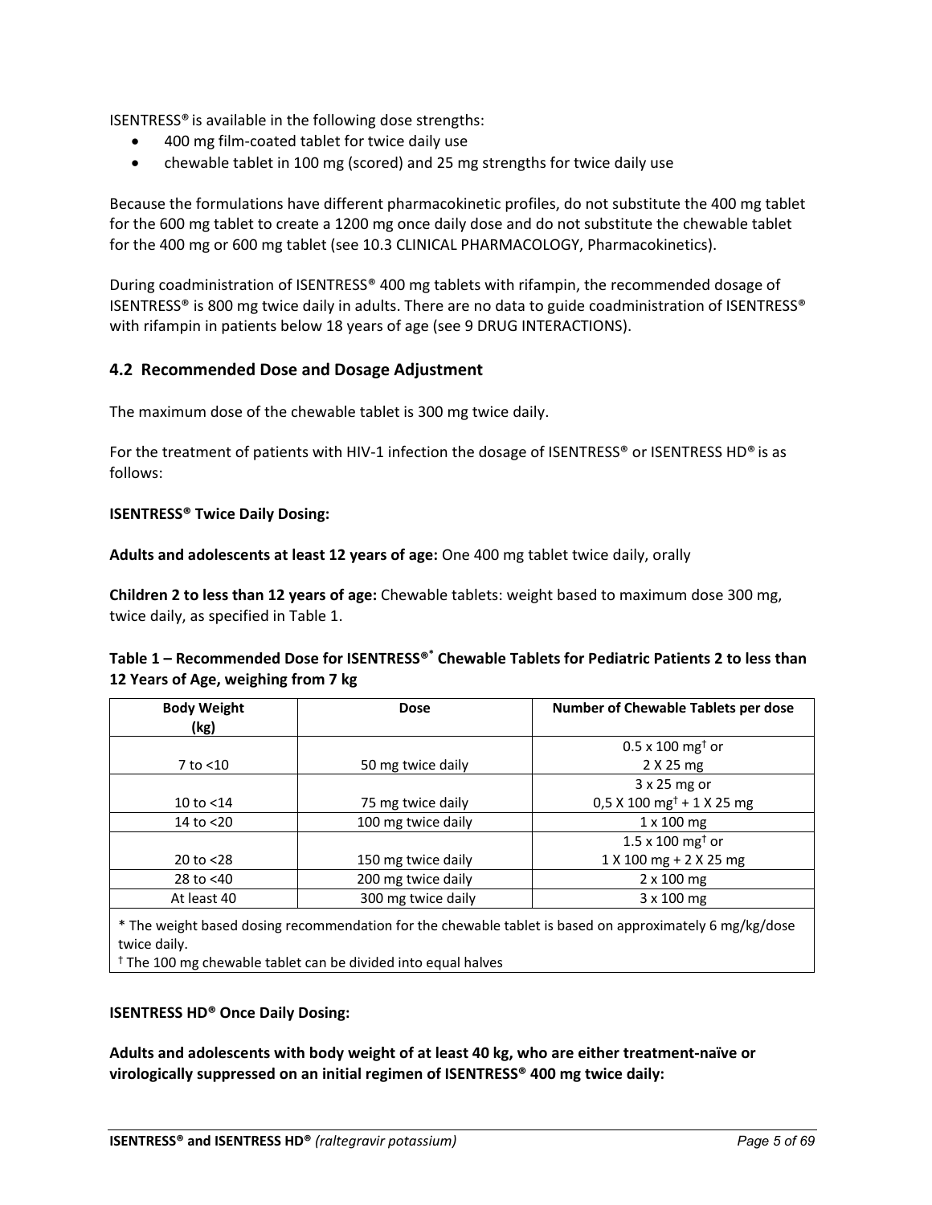ISENTRESS® is available in the following dose strengths:

- 400 mg film-coated tablet for twice daily use
- chewable tablet in 100 mg (scored) and 25 mg strengths for twice daily use

Because the formulations have different pharmacokinetic profiles, do not substitute the 400 mg tablet for the 600 mg tablet to create a 1200 mg once daily dose and do not substitute the chewable tablet for the 400 mg or 600 mg tablet (see 10.3 CLINICAL PHARMACOLOGY, Pharmacokinetics).

During coadministration of ISENTRESS® 400 mg tablets with rifampin, the recommended dosage of ISENTRESS® is 800 mg twice daily in adults. There are no data to guide coadministration of ISENTRESS® with rifampin in patients below 18 years of age (see 9 DRUG INTERACTIONS).

## 4.2 Recommended Dose and Dosage Adjustment

The maximum dose of the chewable tablet is 300 mg twice daily.

For the treatment of patients with HIV-1 infection the dosage of ISENTRESS® or ISENTRESS HD® is as follows:

**ISENTRESS® Twice Daily Dosing:**

**Adults and adolescents at least 12 years of age:** One 400 mg tablet twice daily, orally

**Children 2 to less than 12 years of age:** Chewable tablets: weight based to maximum dose 300 mg, twice daily, as specified in Table 1.

**Table 1 – Recommended Dose for ISENTRESS®* Chewable Tablets for Pediatric Patients 2 to less than 12 Years of Age, weighing from 7 kg**

| Body Weight (kg) | Dose | Number of Chewable Tablets per dose |
|---|---|---|
| 7 to <10 | 50 mg twice daily | 0.5 x 100 mg† or 2 X 25 mg |
| 10 to <14 | 75 mg twice daily | 3 x 25 mg or 0,5 X 100 mg† + 1 X 25 mg |
| 14 to <20 | 100 mg twice daily | 1 x 100 mg |
| 20 to <28 | 150 mg twice daily | 1.5 x 100 mg† or 1 X 100 mg + 2 X 25 mg |
| 28 to <40 | 200 mg twice daily | 2 x 100 mg |
| At least 40 | 300 mg twice daily | 3 x 100 mg |

\* The weight based dosing recommendation for the chewable tablet is based on approximately 6 mg/kg/dose twice daily.
† The 100 mg chewable tablet can be divided into equal halves

**ISENTRESS HD® Once Daily Dosing:**

**Adults and adolescents with body weight of at least 40 kg, who are either treatment-naïve or virologically suppressed on an initial regimen of ISENTRESS® 400 mg twice daily:**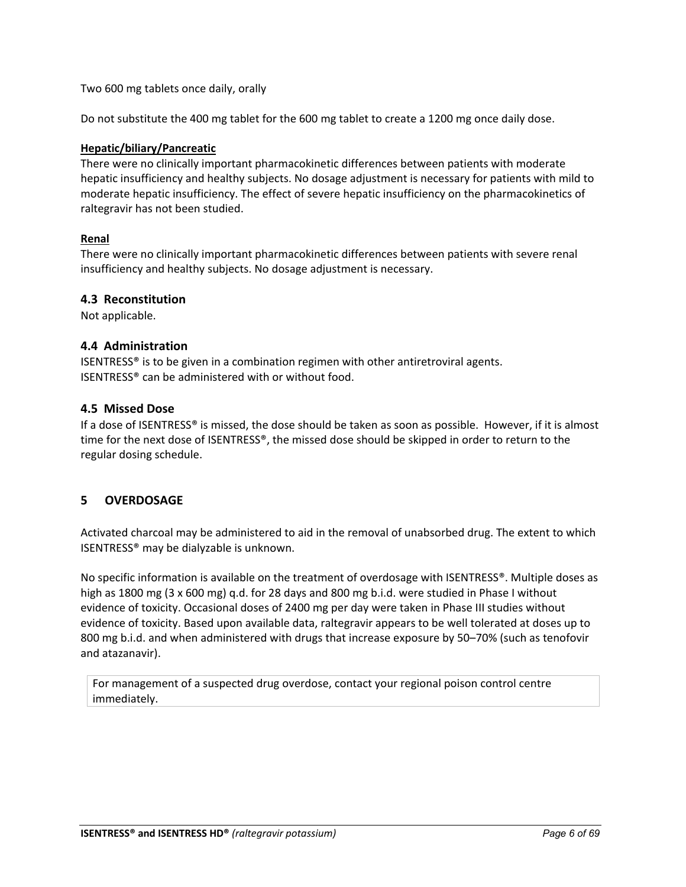Two 600 mg tablets once daily, orally

Do not substitute the 400 mg tablet for the 600 mg tablet to create a 1200 mg once daily dose.

**Hepatic/biliary/Pancreatic**

There were no clinically important pharmacokinetic differences between patients with moderate hepatic insufficiency and healthy subjects. No dosage adjustment is necessary for patients with mild to moderate hepatic insufficiency. The effect of severe hepatic insufficiency on the pharmacokinetics of raltegravir has not been studied.

**Renal**

There were no clinically important pharmacokinetic differences between patients with severe renal insufficiency and healthy subjects. No dosage adjustment is necessary.

### 4.3 Reconstitution

Not applicable.

### 4.4 Administration

ISENTRESS® is to be given in a combination regimen with other antiretroviral agents.
ISENTRESS® can be administered with or without food.

### 4.5 Missed Dose

If a dose of ISENTRESS® is missed, the dose should be taken as soon as possible. However, if it is almost time for the next dose of ISENTRESS®, the missed dose should be skipped in order to return to the regular dosing schedule.

## 5 OVERDOSAGE

Activated charcoal may be administered to aid in the removal of unabsorbed drug. The extent to which ISENTRESS® may be dialyzable is unknown.

No specific information is available on the treatment of overdosage with ISENTRESS®. Multiple doses as high as 1800 mg (3 x 600 mg) q.d. for 28 days and 800 mg b.i.d. were studied in Phase I without evidence of toxicity. Occasional doses of 2400 mg per day were taken in Phase III studies without evidence of toxicity. Based upon available data, raltegravir appears to be well tolerated at doses up to 800 mg b.i.d. and when administered with drugs that increase exposure by 50–70% (such as tenofovir and atazanavir).

For management of a suspected drug overdose, contact your regional poison control centre immediately.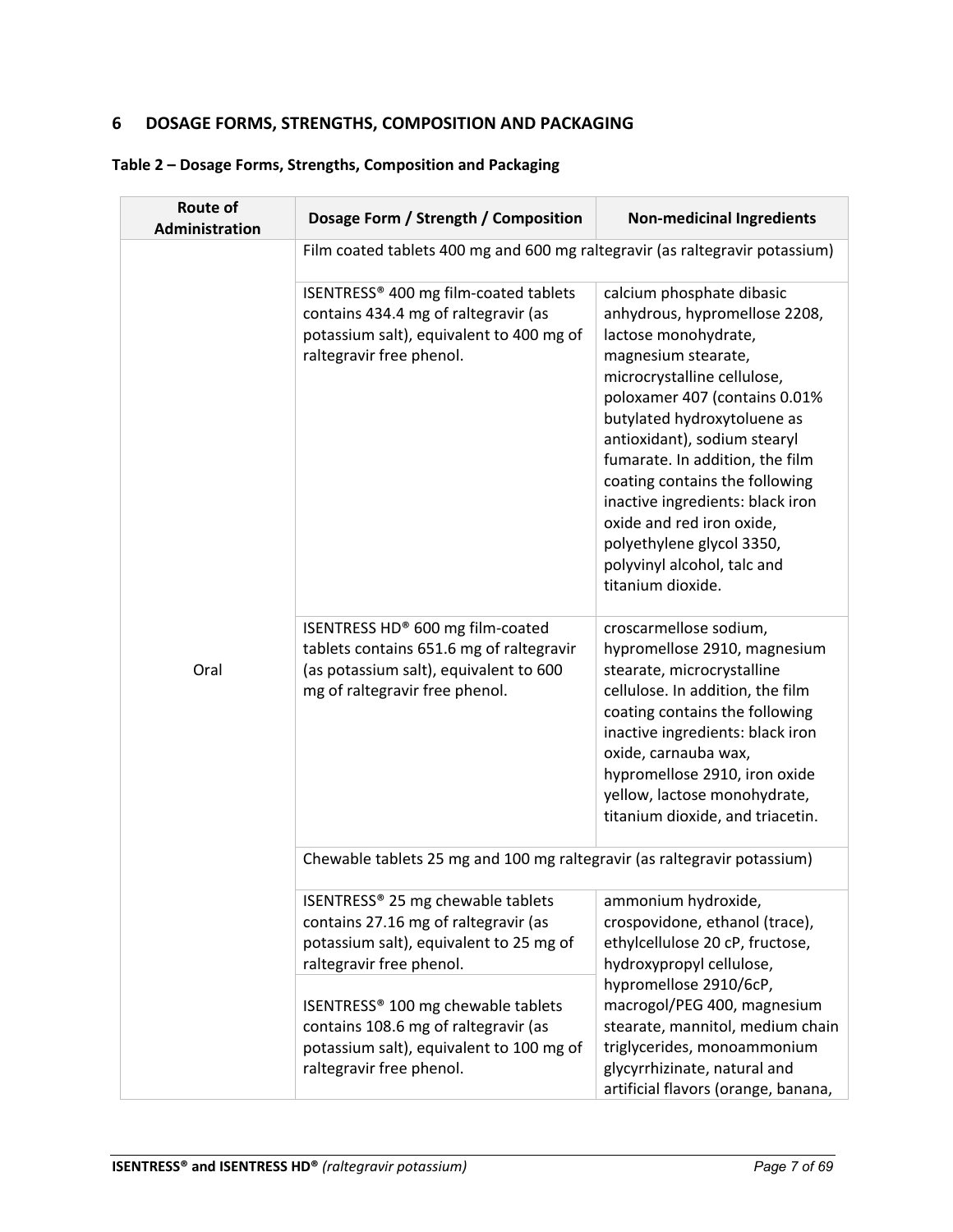## 6 DOSAGE FORMS, STRENGTHS, COMPOSITION AND PACKAGING

**Table 2 – Dosage Forms, Strengths, Composition and Packaging**

| Route of Administration | Dosage Form / Strength / Composition | Non-medicinal Ingredients |
|---|---|---|
| Oral | Film coated tablets 400 mg and 600 mg raltegravir (as raltegravir potassium) | |
| | ISENTRESS® 400 mg film-coated tablets contains 434.4 mg of raltegravir (as potassium salt), equivalent to 400 mg of raltegravir free phenol. | calcium phosphate dibasic anhydrous, hypromellose 2208, lactose monohydrate, magnesium stearate, microcrystalline cellulose, poloxamer 407 (contains 0.01% butylated hydroxytoluene as antioxidant), sodium stearyl fumarate. In addition, the film coating contains the following inactive ingredients: black iron oxide and red iron oxide, polyethylene glycol 3350, polyvinyl alcohol, talc and titanium dioxide. |
| | ISENTRESS HD® 600 mg film-coated tablets contains 651.6 mg of raltegravir (as potassium salt), equivalent to 600 mg of raltegravir free phenol. | croscarmellose sodium, hypromellose 2910, magnesium stearate, microcrystalline cellulose. In addition, the film coating contains the following inactive ingredients: black iron oxide, carnauba wax, hypromellose 2910, iron oxide yellow, lactose monohydrate, titanium dioxide, and triacetin. |
| | Chewable tablets 25 mg and 100 mg raltegravir (as raltegravir potassium) | |
| | ISENTRESS® 25 mg chewable tablets contains 27.16 mg of raltegravir (as potassium salt), equivalent to 25 mg of raltegravir free phenol. | ammonium hydroxide, crospovidone, ethanol (trace), ethylcellulose 20 cP, fructose, hydroxypropyl cellulose, hypromellose 2910/6cP, macrogol/PEG 400, magnesium stearate, mannitol, medium chain triglycerides, monoammonium glycyrrhizinate, natural and artificial flavors (orange, banana, |
| | ISENTRESS® 100 mg chewable tablets contains 108.6 mg of raltegravir (as potassium salt), equivalent to 100 mg of raltegravir free phenol. | |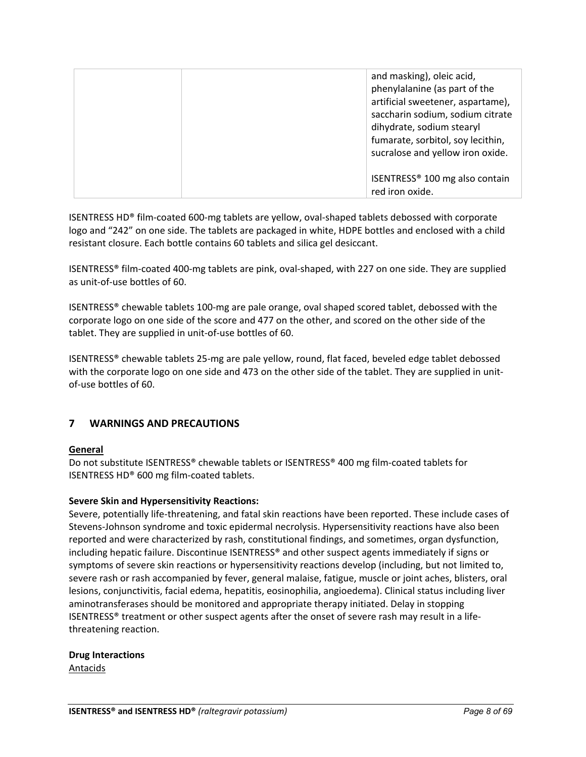| | | and masking), oleic acid, phenylalanine (as part of the artificial sweetener, aspartame), saccharin sodium, sodium citrate dihydrate, sodium stearyl fumarate, sorbitol, soy lecithin, sucralose and yellow iron oxide.<br><br>ISENTRESS® 100 mg also contain red iron oxide. |
|---|---|---|

ISENTRESS HD® film-coated 600-mg tablets are yellow, oval-shaped tablets debossed with corporate logo and "242" on one side. The tablets are packaged in white, HDPE bottles and enclosed with a child resistant closure. Each bottle contains 60 tablets and silica gel desiccant.

ISENTRESS® film-coated 400-mg tablets are pink, oval-shaped, with 227 on one side. They are supplied as unit-of-use bottles of 60.

ISENTRESS® chewable tablets 100-mg are pale orange, oval shaped scored tablet, debossed with the corporate logo on one side of the score and 477 on the other, and scored on the other side of the tablet. They are supplied in unit-of-use bottles of 60.

ISENTRESS® chewable tablets 25-mg are pale yellow, round, flat faced, beveled edge tablet debossed with the corporate logo on one side and 473 on the other side of the tablet. They are supplied in unit-of-use bottles of 60.

## 7 WARNINGS AND PRECAUTIONS

**General**

Do not substitute ISENTRESS® chewable tablets or ISENTRESS® 400 mg film-coated tablets for ISENTRESS HD® 600 mg film-coated tablets.

**Severe Skin and Hypersensitivity Reactions:**

Severe, potentially life-threatening, and fatal skin reactions have been reported. These include cases of Stevens-Johnson syndrome and toxic epidermal necrolysis. Hypersensitivity reactions have also been reported and were characterized by rash, constitutional findings, and sometimes, organ dysfunction, including hepatic failure. Discontinue ISENTRESS® and other suspect agents immediately if signs or symptoms of severe skin reactions or hypersensitivity reactions develop (including, but not limited to, severe rash or rash accompanied by fever, general malaise, fatigue, muscle or joint aches, blisters, oral lesions, conjunctivitis, facial edema, hepatitis, eosinophilia, angioedema). Clinical status including liver aminotransferases should be monitored and appropriate therapy initiated. Delay in stopping ISENTRESS® treatment or other suspect agents after the onset of severe rash may result in a life-threatening reaction.

**Drug Interactions**

Antacids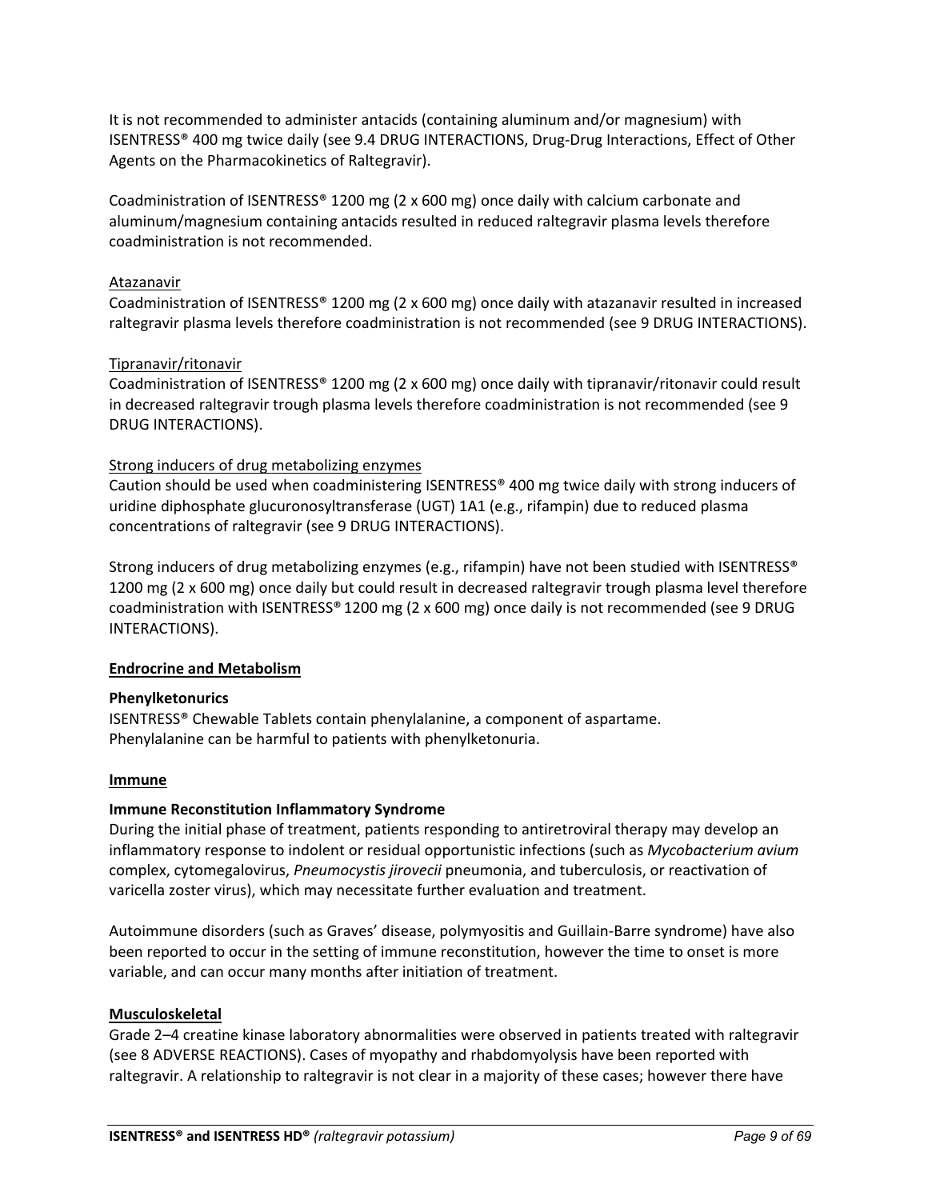It is not recommended to administer antacids (containing aluminum and/or magnesium) with ISENTRESS® 400 mg twice daily (see 9.4 DRUG INTERACTIONS, Drug-Drug Interactions, Effect of Other Agents on the Pharmacokinetics of Raltegravir).

Coadministration of ISENTRESS® 1200 mg (2 x 600 mg) once daily with calcium carbonate and aluminum/magnesium containing antacids resulted in reduced raltegravir plasma levels therefore coadministration is not recommended.

Atazanavir

Coadministration of ISENTRESS® 1200 mg (2 x 600 mg) once daily with atazanavir resulted in increased raltegravir plasma levels therefore coadministration is not recommended (see 9 DRUG INTERACTIONS).

Tipranavir/ritonavir

Coadministration of ISENTRESS® 1200 mg (2 x 600 mg) once daily with tipranavir/ritonavir could result in decreased raltegravir trough plasma levels therefore coadministration is not recommended (see 9 DRUG INTERACTIONS).

Strong inducers of drug metabolizing enzymes

Caution should be used when coadministering ISENTRESS® 400 mg twice daily with strong inducers of uridine diphosphate glucuronosyltransferase (UGT) 1A1 (e.g., rifampin) due to reduced plasma concentrations of raltegravir (see 9 DRUG INTERACTIONS).

Strong inducers of drug metabolizing enzymes (e.g., rifampin) have not been studied with ISENTRESS® 1200 mg (2 x 600 mg) once daily but could result in decreased raltegravir trough plasma level therefore coadministration with ISENTRESS® 1200 mg (2 x 600 mg) once daily is not recommended (see 9 DRUG INTERACTIONS).

**Endrocrine and Metabolism**

**Phenylketonurics**

ISENTRESS® Chewable Tablets contain phenylalanine, a component of aspartame. Phenylalanine can be harmful to patients with phenylketonuria.

**Immune**

**Immune Reconstitution Inflammatory Syndrome**

During the initial phase of treatment, patients responding to antiretroviral therapy may develop an inflammatory response to indolent or residual opportunistic infections (such as *Mycobacterium avium* complex, cytomegalovirus, *Pneumocystis jirovecii* pneumonia, and tuberculosis, or reactivation of varicella zoster virus), which may necessitate further evaluation and treatment.

Autoimmune disorders (such as Graves' disease, polymyositis and Guillain-Barre syndrome) have also been reported to occur in the setting of immune reconstitution, however the time to onset is more variable, and can occur many months after initiation of treatment.

**Musculoskeletal**

Grade 2–4 creatine kinase laboratory abnormalities were observed in patients treated with raltegravir (see 8 ADVERSE REACTIONS). Cases of myopathy and rhabdomyolysis have been reported with raltegravir. A relationship to raltegravir is not clear in a majority of these cases; however there have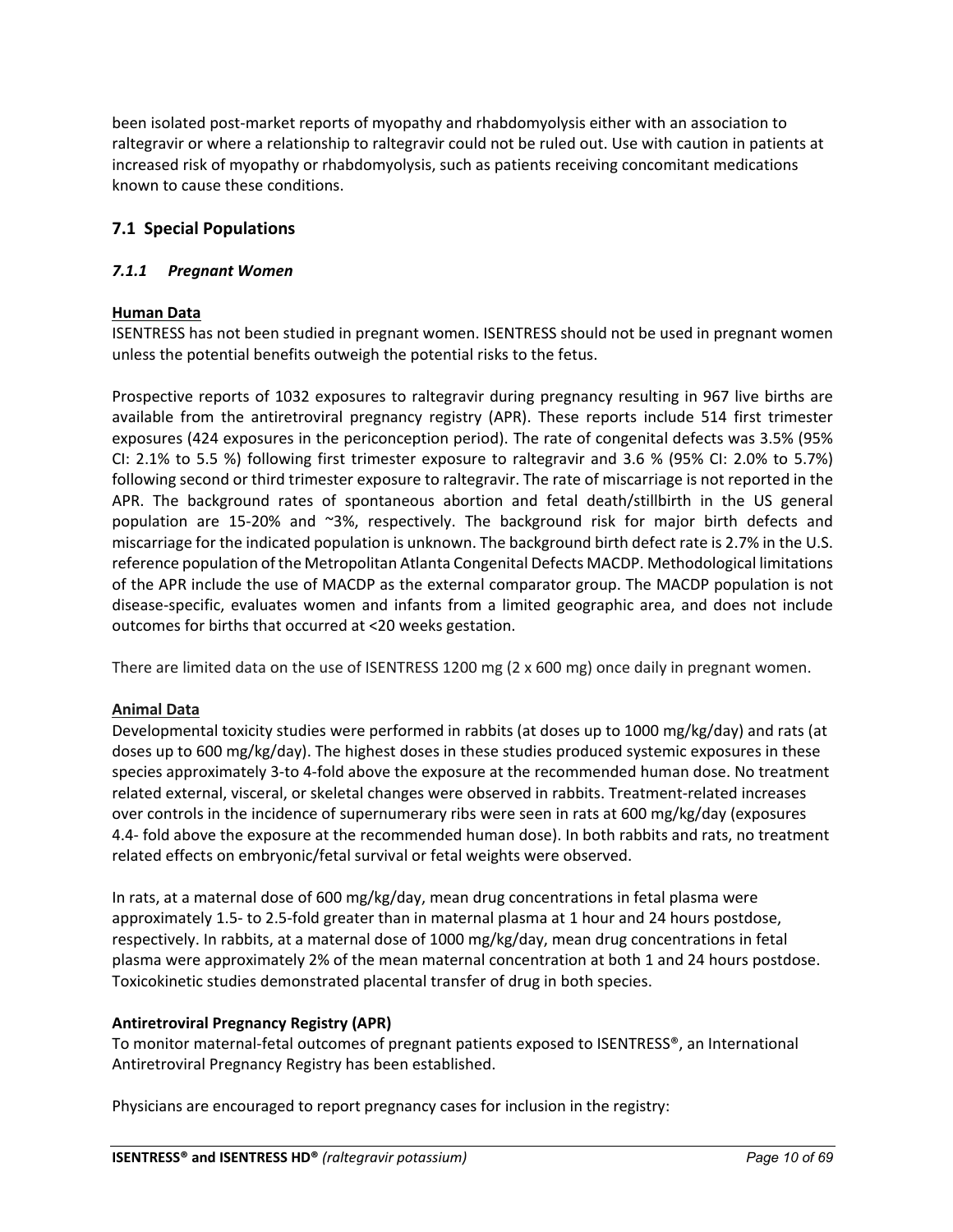been isolated post-market reports of myopathy and rhabdomyolysis either with an association to raltegravir or where a relationship to raltegravir could not be ruled out. Use with caution in patients at increased risk of myopathy or rhabdomyolysis, such as patients receiving concomitant medications known to cause these conditions.

## 7.1 Special Populations

### *7.1.1 Pregnant Women*

**Human Data**

ISENTRESS has not been studied in pregnant women. ISENTRESS should not be used in pregnant women unless the potential benefits outweigh the potential risks to the fetus.

Prospective reports of 1032 exposures to raltegravir during pregnancy resulting in 967 live births are available from the antiretroviral pregnancy registry (APR). These reports include 514 first trimester exposures (424 exposures in the periconception period). The rate of congenital defects was 3.5% (95% CI: 2.1% to 5.5 %) following first trimester exposure to raltegravir and 3.6 % (95% CI: 2.0% to 5.7%) following second or third trimester exposure to raltegravir. The rate of miscarriage is not reported in the APR. The background rates of spontaneous abortion and fetal death/stillbirth in the US general population are 15-20% and ~3%, respectively. The background risk for major birth defects and miscarriage for the indicated population is unknown. The background birth defect rate is 2.7% in the U.S. reference population of the Metropolitan Atlanta Congenital Defects MACDP. Methodological limitations of the APR include the use of MACDP as the external comparator group. The MACDP population is not disease-specific, evaluates women and infants from a limited geographic area, and does not include outcomes for births that occurred at <20 weeks gestation.

There are limited data on the use of ISENTRESS 1200 mg (2 x 600 mg) once daily in pregnant women.

**Animal Data**

Developmental toxicity studies were performed in rabbits (at doses up to 1000 mg/kg/day) and rats (at doses up to 600 mg/kg/day). The highest doses in these studies produced systemic exposures in these species approximately 3-to 4-fold above the exposure at the recommended human dose. No treatment related external, visceral, or skeletal changes were observed in rabbits. Treatment-related increases over controls in the incidence of supernumerary ribs were seen in rats at 600 mg/kg/day (exposures 4.4- fold above the exposure at the recommended human dose). In both rabbits and rats, no treatment related effects on embryonic/fetal survival or fetal weights were observed.

In rats, at a maternal dose of 600 mg/kg/day, mean drug concentrations in fetal plasma were approximately 1.5- to 2.5-fold greater than in maternal plasma at 1 hour and 24 hours postdose, respectively. In rabbits, at a maternal dose of 1000 mg/kg/day, mean drug concentrations in fetal plasma were approximately 2% of the mean maternal concentration at both 1 and 24 hours postdose. Toxicokinetic studies demonstrated placental transfer of drug in both species.

**Antiretroviral Pregnancy Registry (APR)**

To monitor maternal-fetal outcomes of pregnant patients exposed to ISENTRESS®, an International Antiretroviral Pregnancy Registry has been established.

Physicians are encouraged to report pregnancy cases for inclusion in the registry: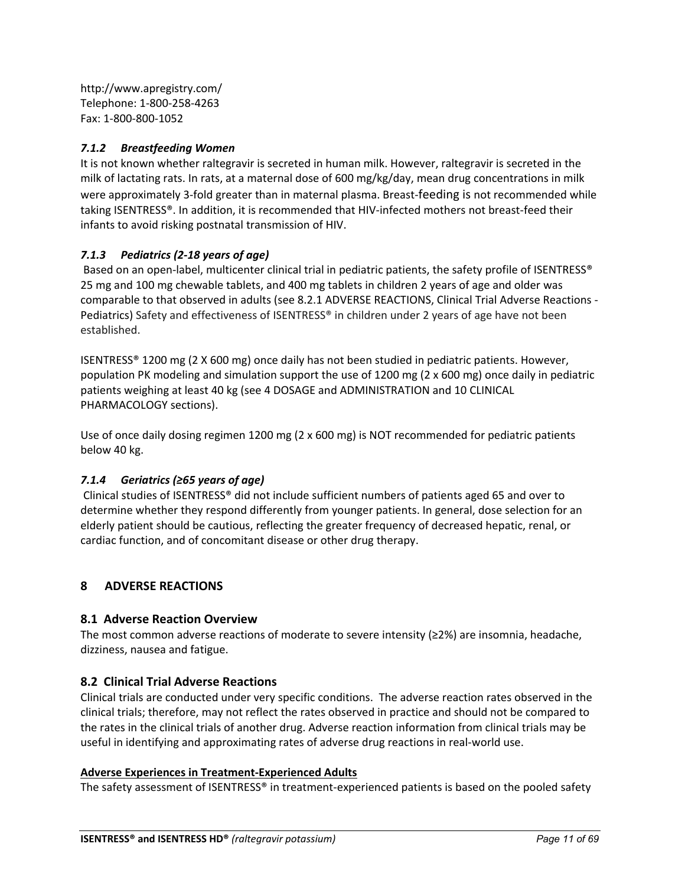http://www.apregistry.com/
Telephone: 1-800-258-4263
Fax: 1-800-800-1052

#### *7.1.2 Breastfeeding Women*

It is not known whether raltegravir is secreted in human milk. However, raltegravir is secreted in the milk of lactating rats. In rats, at a maternal dose of 600 mg/kg/day, mean drug concentrations in milk were approximately 3-fold greater than in maternal plasma. Breast-feeding is not recommended while taking ISENTRESS®. In addition, it is recommended that HIV-infected mothers not breast-feed their infants to avoid risking postnatal transmission of HIV.

#### *7.1.3 Pediatrics (2-18 years of age)*

Based on an open-label, multicenter clinical trial in pediatric patients, the safety profile of ISENTRESS® 25 mg and 100 mg chewable tablets, and 400 mg tablets in children 2 years of age and older was comparable to that observed in adults (see 8.2.1 ADVERSE REACTIONS, Clinical Trial Adverse Reactions - Pediatrics) Safety and effectiveness of ISENTRESS® in children under 2 years of age have not been established.

ISENTRESS® 1200 mg (2 X 600 mg) once daily has not been studied in pediatric patients. However, population PK modeling and simulation support the use of 1200 mg (2 x 600 mg) once daily in pediatric patients weighing at least 40 kg (see 4 DOSAGE and ADMINISTRATION and 10 CLINICAL PHARMACOLOGY sections).

Use of once daily dosing regimen 1200 mg (2 x 600 mg) is NOT recommended for pediatric patients below 40 kg.

#### *7.1.4 Geriatrics (≥65 years of age)*

Clinical studies of ISENTRESS® did not include sufficient numbers of patients aged 65 and over to determine whether they respond differently from younger patients. In general, dose selection for an elderly patient should be cautious, reflecting the greater frequency of decreased hepatic, renal, or cardiac function, and of concomitant disease or other drug therapy.

# 8 ADVERSE REACTIONS

## 8.1 Adverse Reaction Overview

The most common adverse reactions of moderate to severe intensity (≥2%) are insomnia, headache, dizziness, nausea and fatigue.

## 8.2 Clinical Trial Adverse Reactions

Clinical trials are conducted under very specific conditions. The adverse reaction rates observed in the clinical trials; therefore, may not reflect the rates observed in practice and should not be compared to the rates in the clinical trials of another drug. Adverse reaction information from clinical trials may be useful in identifying and approximating rates of adverse drug reactions in real-world use.

**Adverse Experiences in Treatment-Experienced Adults**

The safety assessment of ISENTRESS® in treatment-experienced patients is based on the pooled safety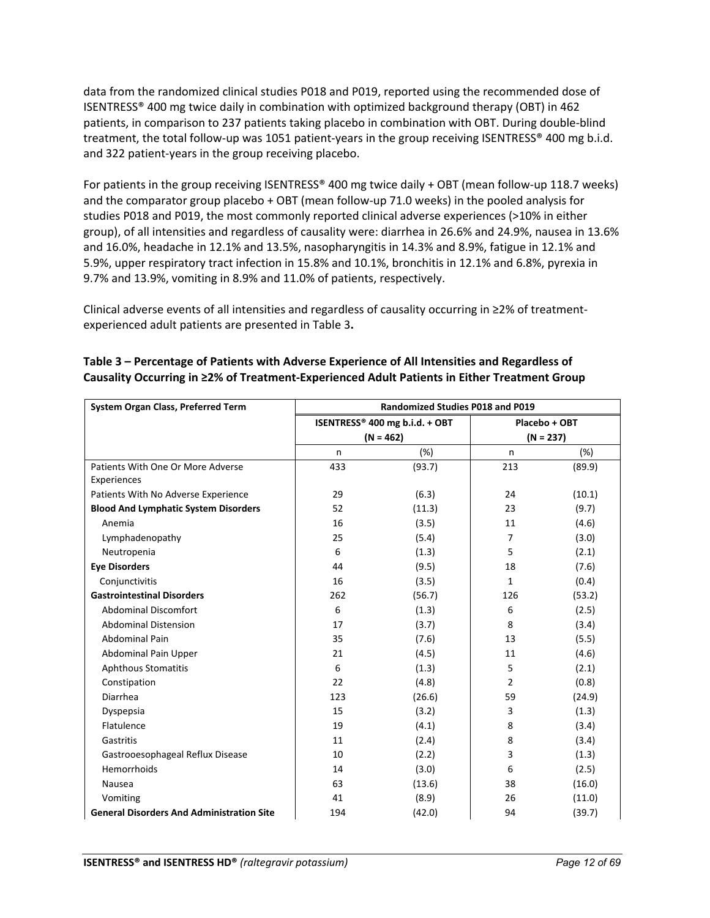data from the randomized clinical studies P018 and P019, reported using the recommended dose of ISENTRESS® 400 mg twice daily in combination with optimized background therapy (OBT) in 462 patients, in comparison to 237 patients taking placebo in combination with OBT. During double-blind treatment, the total follow-up was 1051 patient-years in the group receiving ISENTRESS® 400 mg b.i.d. and 322 patient-years in the group receiving placebo.

For patients in the group receiving ISENTRESS® 400 mg twice daily + OBT (mean follow-up 118.7 weeks) and the comparator group placebo + OBT (mean follow-up 71.0 weeks) in the pooled analysis for studies P018 and P019, the most commonly reported clinical adverse experiences (>10% in either group), of all intensities and regardless of causality were: diarrhea in 26.6% and 24.9%, nausea in 13.6% and 16.0%, headache in 12.1% and 13.5%, nasopharyngitis in 14.3% and 8.9%, fatigue in 12.1% and 5.9%, upper respiratory tract infection in 15.8% and 10.1%, bronchitis in 12.1% and 6.8%, pyrexia in 9.7% and 13.9%, vomiting in 8.9% and 11.0% of patients, respectively.

Clinical adverse events of all intensities and regardless of causality occurring in ≥2% of treatment-experienced adult patients are presented in Table 3**.**

**Table 3 – Percentage of Patients with Adverse Experience of All Intensities and Regardless of Causality Occurring in ≥2% of Treatment-Experienced Adult Patients in Either Treatment Group**

| System Organ Class, Preferred Term | Randomized Studies P018 and P019 | | | |
|---|---|---|---|---|
| | ISENTRESS® 400 mg b.i.d. + OBT (N = 462) | | Placebo + OBT (N = 237) | |
| | n | (%) | n | (%) |
| Patients With One Or More Adverse Experiences | 433 | (93.7) | 213 | (89.9) |
| Patients With No Adverse Experience | 29 | (6.3) | 24 | (10.1) |
| **Blood And Lymphatic System Disorders** | 52 | (11.3) | 23 | (9.7) |
| Anemia | 16 | (3.5) | 11 | (4.6) |
| Lymphadenopathy | 25 | (5.4) | 7 | (3.0) |
| Neutropenia | 6 | (1.3) | 5 | (2.1) |
| **Eye Disorders** | 44 | (9.5) | 18 | (7.6) |
| Conjunctivitis | 16 | (3.5) | 1 | (0.4) |
| **Gastrointestinal Disorders** | 262 | (56.7) | 126 | (53.2) |
| Abdominal Discomfort | 6 | (1.3) | 6 | (2.5) |
| Abdominal Distension | 17 | (3.7) | 8 | (3.4) |
| Abdominal Pain | 35 | (7.6) | 13 | (5.5) |
| Abdominal Pain Upper | 21 | (4.5) | 11 | (4.6) |
| Aphthous Stomatitis | 6 | (1.3) | 5 | (2.1) |
| Constipation | 22 | (4.8) | 2 | (0.8) |
| Diarrhea | 123 | (26.6) | 59 | (24.9) |
| Dyspepsia | 15 | (3.2) | 3 | (1.3) |
| Flatulence | 19 | (4.1) | 8 | (3.4) |
| Gastritis | 11 | (2.4) | 8 | (3.4) |
| Gastrooesophageal Reflux Disease | 10 | (2.2) | 3 | (1.3) |
| Hemorrhoids | 14 | (3.0) | 6 | (2.5) |
| Nausea | 63 | (13.6) | 38 | (16.0) |
| Vomiting | 41 | (8.9) | 26 | (11.0) |
| **General Disorders And Administration Site** | 194 | (42.0) | 94 | (39.7) |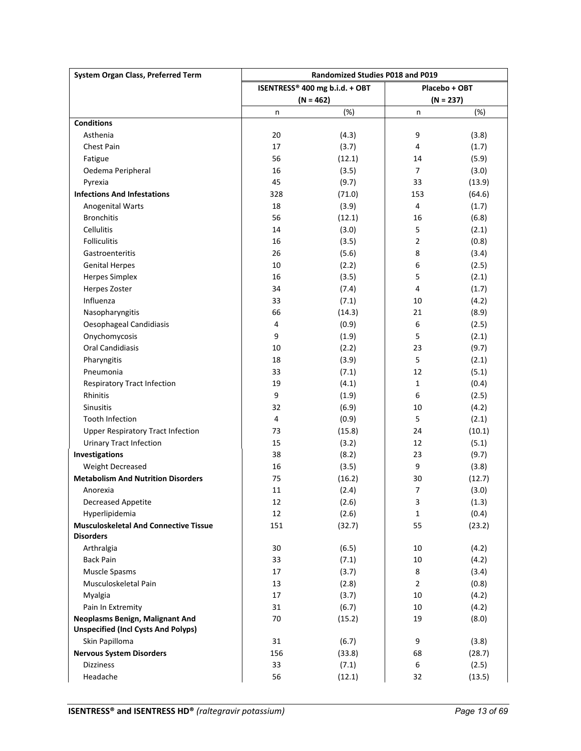| System Organ Class, Preferred Term | Randomized Studies P018 and P019 | | | |
|---|---|---|---|---|
| | ISENTRESS® 400 mg b.i.d. + OBT (N = 462) | | Placebo + OBT (N = 237) | |
| | n | (%) | n | (%) |
| **Conditions** | | | | |
| Asthenia | 20 | (4.3) | 9 | (3.8) |
| Chest Pain | 17 | (3.7) | 4 | (1.7) |
| Fatigue | 56 | (12.1) | 14 | (5.9) |
| Oedema Peripheral | 16 | (3.5) | 7 | (3.0) |
| Pyrexia | 45 | (9.7) | 33 | (13.9) |
| **Infections And Infestations** | 328 | (71.0) | 153 | (64.6) |
| Anogenital Warts | 18 | (3.9) | 4 | (1.7) |
| Bronchitis | 56 | (12.1) | 16 | (6.8) |
| Cellulitis | 14 | (3.0) | 5 | (2.1) |
| Folliculitis | 16 | (3.5) | 2 | (0.8) |
| Gastroenteritis | 26 | (5.6) | 8 | (3.4) |
| Genital Herpes | 10 | (2.2) | 6 | (2.5) |
| Herpes Simplex | 16 | (3.5) | 5 | (2.1) |
| Herpes Zoster | 34 | (7.4) | 4 | (1.7) |
| Influenza | 33 | (7.1) | 10 | (4.2) |
| Nasopharyngitis | 66 | (14.3) | 21 | (8.9) |
| Oesophageal Candidiasis | 4 | (0.9) | 6 | (2.5) |
| Onychomycosis | 9 | (1.9) | 5 | (2.1) |
| Oral Candidiasis | 10 | (2.2) | 23 | (9.7) |
| Pharyngitis | 18 | (3.9) | 5 | (2.1) |
| Pneumonia | 33 | (7.1) | 12 | (5.1) |
| Respiratory Tract Infection | 19 | (4.1) | 1 | (0.4) |
| Rhinitis | 9 | (1.9) | 6 | (2.5) |
| Sinusitis | 32 | (6.9) | 10 | (4.2) |
| Tooth Infection | 4 | (0.9) | 5 | (2.1) |
| Upper Respiratory Tract Infection | 73 | (15.8) | 24 | (10.1) |
| Urinary Tract Infection | 15 | (3.2) | 12 | (5.1) |
| **Investigations** | 38 | (8.2) | 23 | (9.7) |
| Weight Decreased | 16 | (3.5) | 9 | (3.8) |
| **Metabolism And Nutrition Disorders** | 75 | (16.2) | 30 | (12.7) |
| Anorexia | 11 | (2.4) | 7 | (3.0) |
| Decreased Appetite | 12 | (2.6) | 3 | (1.3) |
| Hyperlipidemia | 12 | (2.6) | 1 | (0.4) |
| **Musculoskeletal And Connective Tissue Disorders** | 151 | (32.7) | 55 | (23.2) |
| Arthralgia | 30 | (6.5) | 10 | (4.2) |
| Back Pain | 33 | (7.1) | 10 | (4.2) |
| Muscle Spasms | 17 | (3.7) | 8 | (3.4) |
| Musculoskeletal Pain | 13 | (2.8) | 2 | (0.8) |
| Myalgia | 17 | (3.7) | 10 | (4.2) |
| Pain In Extremity | 31 | (6.7) | 10 | (4.2) |
| **Neoplasms Benign, Malignant And Unspecified (Incl Cysts And Polyps)** | 70 | (15.2) | 19 | (8.0) |
| Skin Papilloma | 31 | (6.7) | 9 | (3.8) |
| **Nervous System Disorders** | 156 | (33.8) | 68 | (28.7) |
| Dizziness | 33 | (7.1) | 6 | (2.5) |
| Headache | 56 | (12.1) | 32 | (13.5) |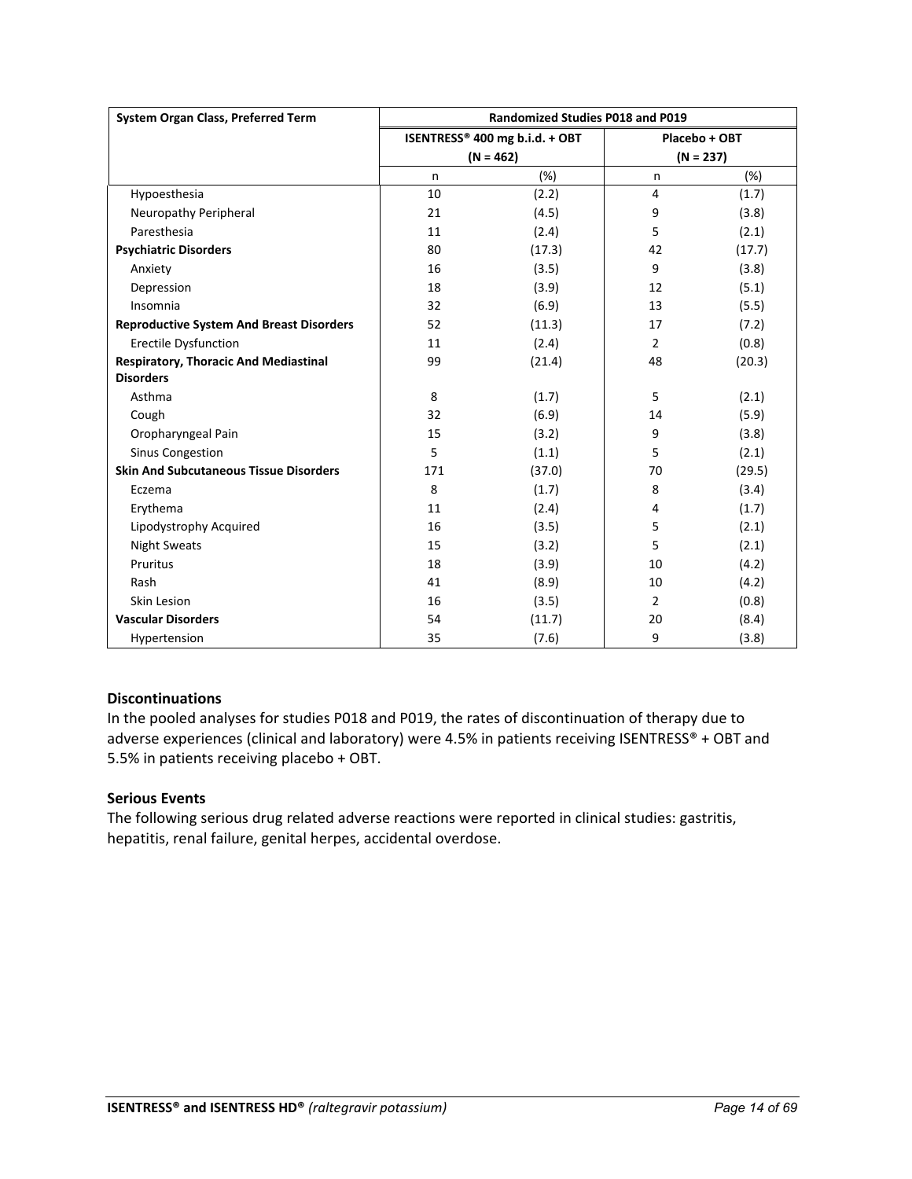| System Organ Class, Preferred Term | Randomized Studies P018 and P019 | | | |
|---|---|---|---|---|
| | ISENTRESS® 400 mg b.i.d. + OBT (N = 462) | | Placebo + OBT (N = 237) | |
| | n | (%) | n | (%) |
| Hypoesthesia | 10 | (2.2) | 4 | (1.7) |
| Neuropathy Peripheral | 21 | (4.5) | 9 | (3.8) |
| Paresthesia | 11 | (2.4) | 5 | (2.1) |
| **Psychiatric Disorders** | 80 | (17.3) | 42 | (17.7) |
| Anxiety | 16 | (3.5) | 9 | (3.8) |
| Depression | 18 | (3.9) | 12 | (5.1) |
| Insomnia | 32 | (6.9) | 13 | (5.5) |
| **Reproductive System And Breast Disorders** | 52 | (11.3) | 17 | (7.2) |
| Erectile Dysfunction | 11 | (2.4) | 2 | (0.8) |
| **Respiratory, Thoracic And Mediastinal Disorders** | 99 | (21.4) | 48 | (20.3) |
| Asthma | 8 | (1.7) | 5 | (2.1) |
| Cough | 32 | (6.9) | 14 | (5.9) |
| Oropharyngeal Pain | 15 | (3.2) | 9 | (3.8) |
| Sinus Congestion | 5 | (1.1) | 5 | (2.1) |
| **Skin And Subcutaneous Tissue Disorders** | 171 | (37.0) | 70 | (29.5) |
| Eczema | 8 | (1.7) | 8 | (3.4) |
| Erythema | 11 | (2.4) | 4 | (1.7) |
| Lipodystrophy Acquired | 16 | (3.5) | 5 | (2.1) |
| Night Sweats | 15 | (3.2) | 5 | (2.1) |
| Pruritus | 18 | (3.9) | 10 | (4.2) |
| Rash | 41 | (8.9) | 10 | (4.2) |
| Skin Lesion | 16 | (3.5) | 2 | (0.8) |
| **Vascular Disorders** | 54 | (11.7) | 20 | (8.4) |
| Hypertension | 35 | (7.6) | 9 | (3.8) |

**Discontinuations**

In the pooled analyses for studies P018 and P019, the rates of discontinuation of therapy due to adverse experiences (clinical and laboratory) were 4.5% in patients receiving ISENTRESS® + OBT and 5.5% in patients receiving placebo + OBT.

**Serious Events**

The following serious drug related adverse reactions were reported in clinical studies: gastritis, hepatitis, renal failure, genital herpes, accidental overdose.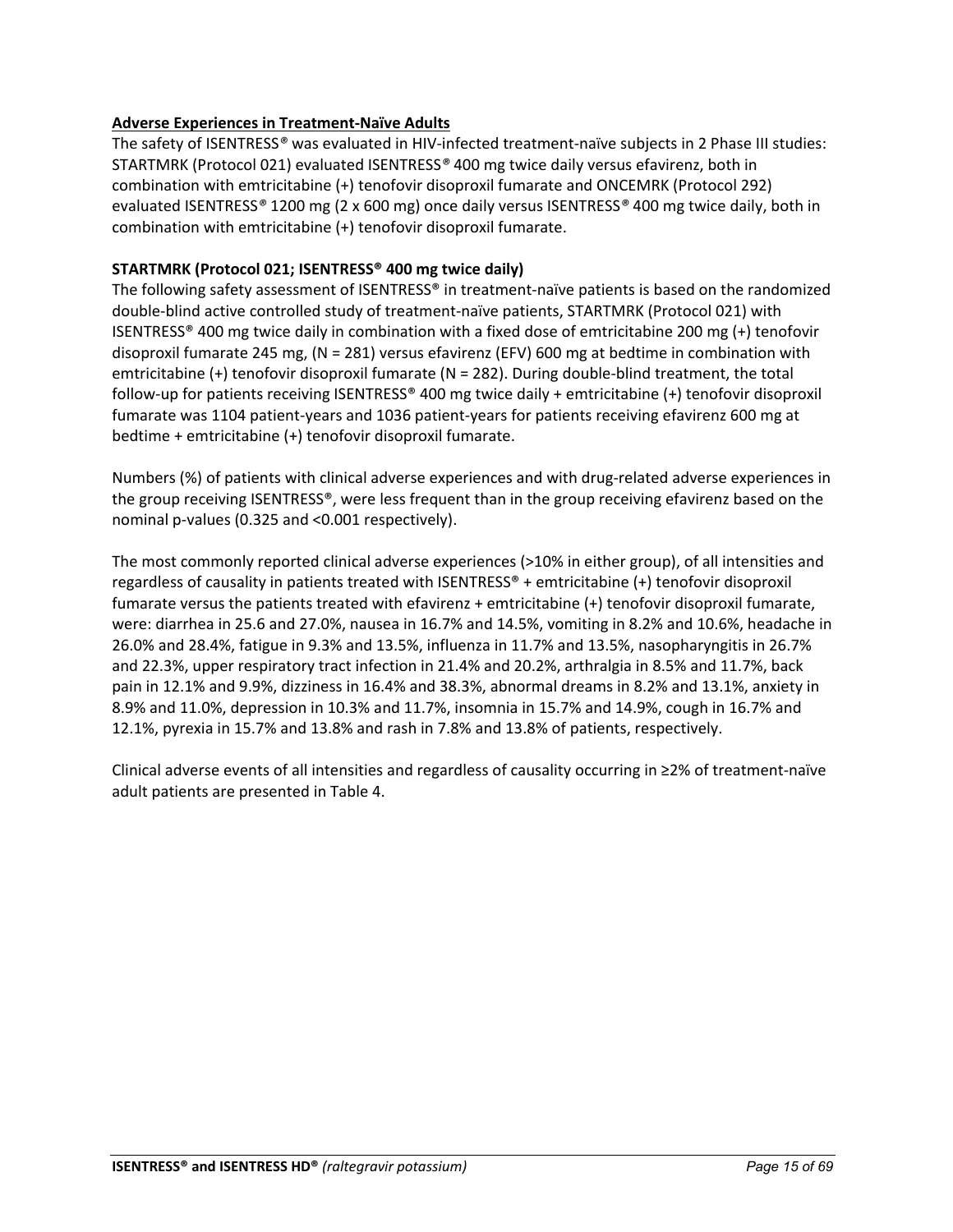**Adverse Experiences in Treatment-Naïve Adults**

The safety of ISENTRESS® was evaluated in HIV-infected treatment-naïve subjects in 2 Phase III studies: STARTMRK (Protocol 021) evaluated ISENTRESS® 400 mg twice daily versus efavirenz, both in combination with emtricitabine (+) tenofovir disoproxil fumarate and ONCEMRK (Protocol 292) evaluated ISENTRESS® 1200 mg (2 x 600 mg) once daily versus ISENTRESS® 400 mg twice daily, both in combination with emtricitabine (+) tenofovir disoproxil fumarate.

**STARTMRK (Protocol 021; ISENTRESS® 400 mg twice daily)**

The following safety assessment of ISENTRESS® in treatment-naïve patients is based on the randomized double-blind active controlled study of treatment-naïve patients, STARTMRK (Protocol 021) with ISENTRESS® 400 mg twice daily in combination with a fixed dose of emtricitabine 200 mg (+) tenofovir disoproxil fumarate 245 mg, (N = 281) versus efavirenz (EFV) 600 mg at bedtime in combination with emtricitabine (+) tenofovir disoproxil fumarate (N = 282). During double-blind treatment, the total follow-up for patients receiving ISENTRESS® 400 mg twice daily + emtricitabine (+) tenofovir disoproxil fumarate was 1104 patient-years and 1036 patient-years for patients receiving efavirenz 600 mg at bedtime + emtricitabine (+) tenofovir disoproxil fumarate.

Numbers (%) of patients with clinical adverse experiences and with drug-related adverse experiences in the group receiving ISENTRESS®, were less frequent than in the group receiving efavirenz based on the nominal p-values (0.325 and <0.001 respectively).

The most commonly reported clinical adverse experiences (>10% in either group), of all intensities and regardless of causality in patients treated with ISENTRESS® + emtricitabine (+) tenofovir disoproxil fumarate versus the patients treated with efavirenz + emtricitabine (+) tenofovir disoproxil fumarate, were: diarrhea in 25.6 and 27.0%, nausea in 16.7% and 14.5%, vomiting in 8.2% and 10.6%, headache in 26.0% and 28.4%, fatigue in 9.3% and 13.5%, influenza in 11.7% and 13.5%, nasopharyngitis in 26.7% and 22.3%, upper respiratory tract infection in 21.4% and 20.2%, arthralgia in 8.5% and 11.7%, back pain in 12.1% and 9.9%, dizziness in 16.4% and 38.3%, abnormal dreams in 8.2% and 13.1%, anxiety in 8.9% and 11.0%, depression in 10.3% and 11.7%, insomnia in 15.7% and 14.9%, cough in 16.7% and 12.1%, pyrexia in 15.7% and 13.8% and rash in 7.8% and 13.8% of patients, respectively.

Clinical adverse events of all intensities and regardless of causality occurring in ≥2% of treatment-naïve adult patients are presented in Table 4.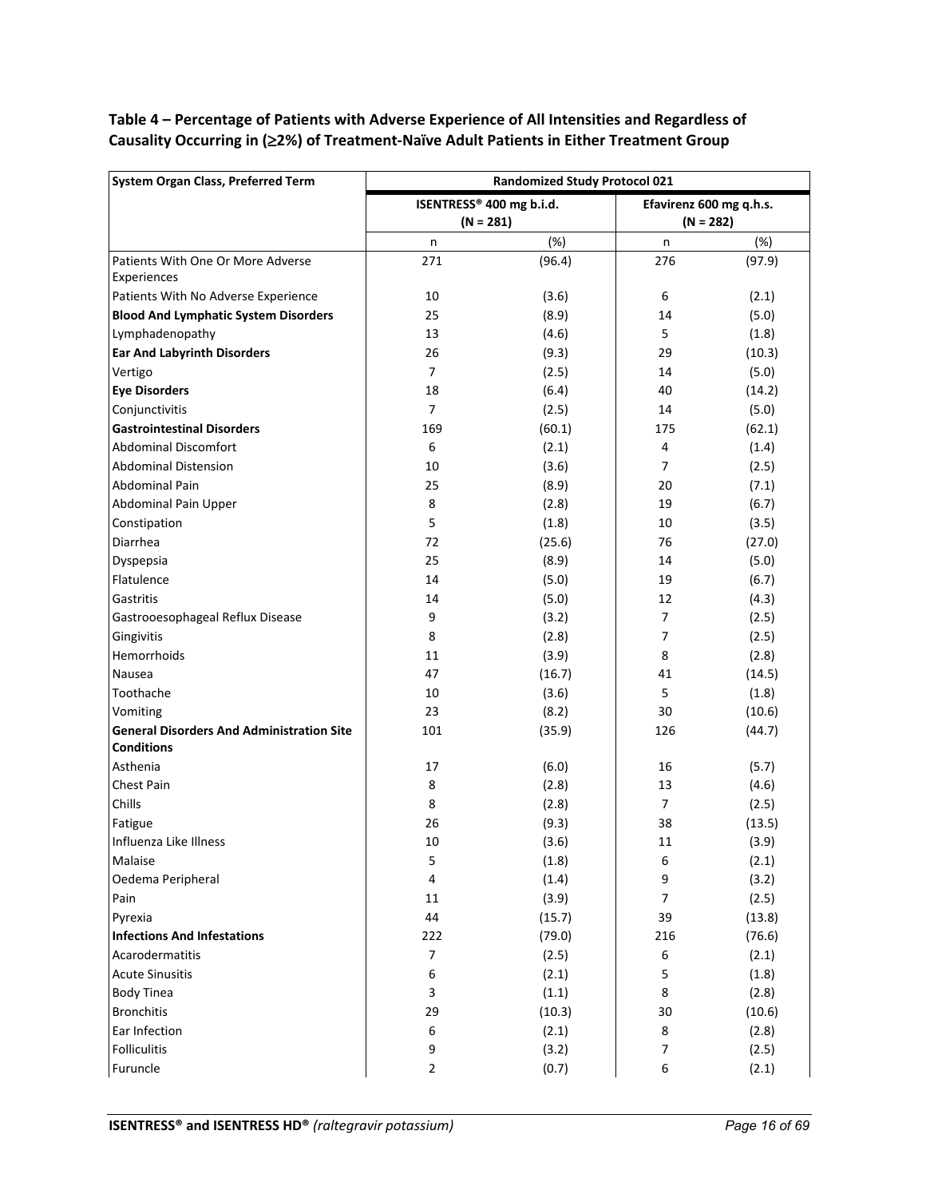**Table 4 – Percentage of Patients with Adverse Experience of All Intensities and Regardless of Causality Occurring in (≥2%) of Treatment-Naïve Adult Patients in Either Treatment Group**

| System Organ Class, Preferred Term | Randomized Study Protocol 021 | | | |
|---|---|---|---|---|
| | ISENTRESS® 400 mg b.i.d. (N = 281) | | Efavirenz 600 mg q.h.s. (N = 282) | |
| | n | (%) | n | (%) |
| Patients With One Or More Adverse Experiences | 271 | (96.4) | 276 | (97.9) |
| Patients With No Adverse Experience | 10 | (3.6) | 6 | (2.1) |
| **Blood And Lymphatic System Disorders** | 25 | (8.9) | 14 | (5.0) |
| Lymphadenopathy | 13 | (4.6) | 5 | (1.8) |
| **Ear And Labyrinth Disorders** | 26 | (9.3) | 29 | (10.3) |
| Vertigo | 7 | (2.5) | 14 | (5.0) |
| **Eye Disorders** | 18 | (6.4) | 40 | (14.2) |
| Conjunctivitis | 7 | (2.5) | 14 | (5.0) |
| **Gastrointestinal Disorders** | 169 | (60.1) | 175 | (62.1) |
| Abdominal Discomfort | 6 | (2.1) | 4 | (1.4) |
| Abdominal Distension | 10 | (3.6) | 7 | (2.5) |
| Abdominal Pain | 25 | (8.9) | 20 | (7.1) |
| Abdominal Pain Upper | 8 | (2.8) | 19 | (6.7) |
| Constipation | 5 | (1.8) | 10 | (3.5) |
| Diarrhea | 72 | (25.6) | 76 | (27.0) |
| Dyspepsia | 25 | (8.9) | 14 | (5.0) |
| Flatulence | 14 | (5.0) | 19 | (6.7) |
| Gastritis | 14 | (5.0) | 12 | (4.3) |
| Gastrooesophageal Reflux Disease | 9 | (3.2) | 7 | (2.5) |
| Gingivitis | 8 | (2.8) | 7 | (2.5) |
| Hemorrhoids | 11 | (3.9) | 8 | (2.8) |
| Nausea | 47 | (16.7) | 41 | (14.5) |
| Toothache | 10 | (3.6) | 5 | (1.8) |
| Vomiting | 23 | (8.2) | 30 | (10.6) |
| **General Disorders And Administration Site Conditions** | 101 | (35.9) | 126 | (44.7) |
| Asthenia | 17 | (6.0) | 16 | (5.7) |
| Chest Pain | 8 | (2.8) | 13 | (4.6) |
| Chills | 8 | (2.8) | 7 | (2.5) |
| Fatigue | 26 | (9.3) | 38 | (13.5) |
| Influenza Like Illness | 10 | (3.6) | 11 | (3.9) |
| Malaise | 5 | (1.8) | 6 | (2.1) |
| Oedema Peripheral | 4 | (1.4) | 9 | (3.2) |
| Pain | 11 | (3.9) | 7 | (2.5) |
| Pyrexia | 44 | (15.7) | 39 | (13.8) |
| **Infections And Infestations** | 222 | (79.0) | 216 | (76.6) |
| Acarodermatitis | 7 | (2.5) | 6 | (2.1) |
| Acute Sinusitis | 6 | (2.1) | 5 | (1.8) |
| Body Tinea | 3 | (1.1) | 8 | (2.8) |
| Bronchitis | 29 | (10.3) | 30 | (10.6) |
| Ear Infection | 6 | (2.1) | 8 | (2.8) |
| Folliculitis | 9 | (3.2) | 7 | (2.5) |
| Furuncle | 2 | (0.7) | 6 | (2.1) |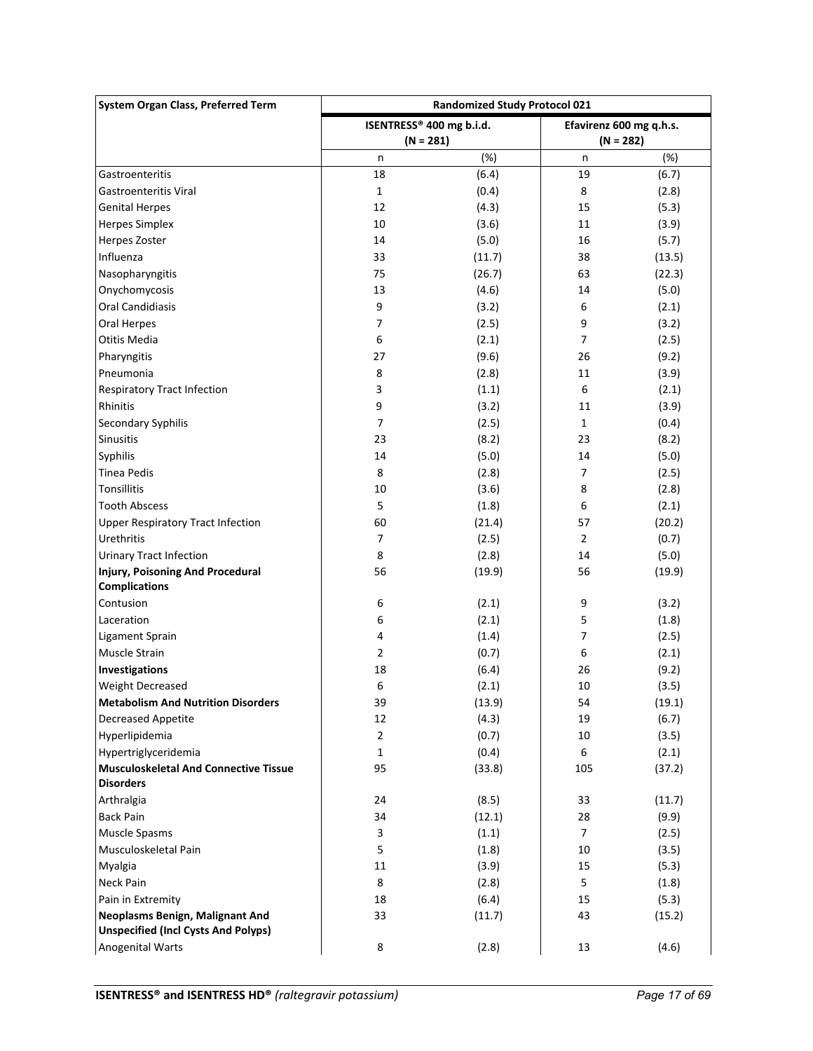| System Organ Class, Preferred Term | Randomized Study Protocol 021 | | | |
|---|---|---|---|---|
| | ISENTRESS® 400 mg b.i.d. (N = 281) | | Efavirenz 600 mg q.h.s. (N = 282) | |
| | n | (%) | n | (%) |
| Gastroenteritis | 18 | (6.4) | 19 | (6.7) |
| Gastroenteritis Viral | 1 | (0.4) | 8 | (2.8) |
| Genital Herpes | 12 | (4.3) | 15 | (5.3) |
| Herpes Simplex | 10 | (3.6) | 11 | (3.9) |
| Herpes Zoster | 14 | (5.0) | 16 | (5.7) |
| Influenza | 33 | (11.7) | 38 | (13.5) |
| Nasopharyngitis | 75 | (26.7) | 63 | (22.3) |
| Onychomycosis | 13 | (4.6) | 14 | (5.0) |
| Oral Candidiasis | 9 | (3.2) | 6 | (2.1) |
| Oral Herpes | 7 | (2.5) | 9 | (3.2) |
| Otitis Media | 6 | (2.1) | 7 | (2.5) |
| Pharyngitis | 27 | (9.6) | 26 | (9.2) |
| Pneumonia | 8 | (2.8) | 11 | (3.9) |
| Respiratory Tract Infection | 3 | (1.1) | 6 | (2.1) |
| Rhinitis | 9 | (3.2) | 11 | (3.9) |
| Secondary Syphilis | 7 | (2.5) | 1 | (0.4) |
| Sinusitis | 23 | (8.2) | 23 | (8.2) |
| Syphilis | 14 | (5.0) | 14 | (5.0) |
| Tinea Pedis | 8 | (2.8) | 7 | (2.5) |
| Tonsillitis | 10 | (3.6) | 8 | (2.8) |
| Tooth Abscess | 5 | (1.8) | 6 | (2.1) |
| Upper Respiratory Tract Infection | 60 | (21.4) | 57 | (20.2) |
| Urethritis | 7 | (2.5) | 2 | (0.7) |
| Urinary Tract Infection | 8 | (2.8) | 14 | (5.0) |
| **Injury, Poisoning And Procedural Complications** | 56 | (19.9) | 56 | (19.9) |
| Contusion | 6 | (2.1) | 9 | (3.2) |
| Laceration | 6 | (2.1) | 5 | (1.8) |
| Ligament Sprain | 4 | (1.4) | 7 | (2.5) |
| Muscle Strain | 2 | (0.7) | 6 | (2.1) |
| **Investigations** | 18 | (6.4) | 26 | (9.2) |
| Weight Decreased | 6 | (2.1) | 10 | (3.5) |
| **Metabolism And Nutrition Disorders** | 39 | (13.9) | 54 | (19.1) |
| Decreased Appetite | 12 | (4.3) | 19 | (6.7) |
| Hyperlipidemia | 2 | (0.7) | 10 | (3.5) |
| Hypertriglyceridemia | 1 | (0.4) | 6 | (2.1) |
| **Musculoskeletal And Connective Tissue Disorders** | 95 | (33.8) | 105 | (37.2) |
| Arthralgia | 24 | (8.5) | 33 | (11.7) |
| Back Pain | 34 | (12.1) | 28 | (9.9) |
| Muscle Spasms | 3 | (1.1) | 7 | (2.5) |
| Musculoskeletal Pain | 5 | (1.8) | 10 | (3.5) |
| Myalgia | 11 | (3.9) | 15 | (5.3) |
| Neck Pain | 8 | (2.8) | 5 | (1.8) |
| Pain in Extremity | 18 | (6.4) | 15 | (5.3) |
| **Neoplasms Benign, Malignant And Unspecified (Incl Cysts And Polyps)** | 33 | (11.7) | 43 | (15.2) |
| Anogenital Warts | 8 | (2.8) | 13 | (4.6) |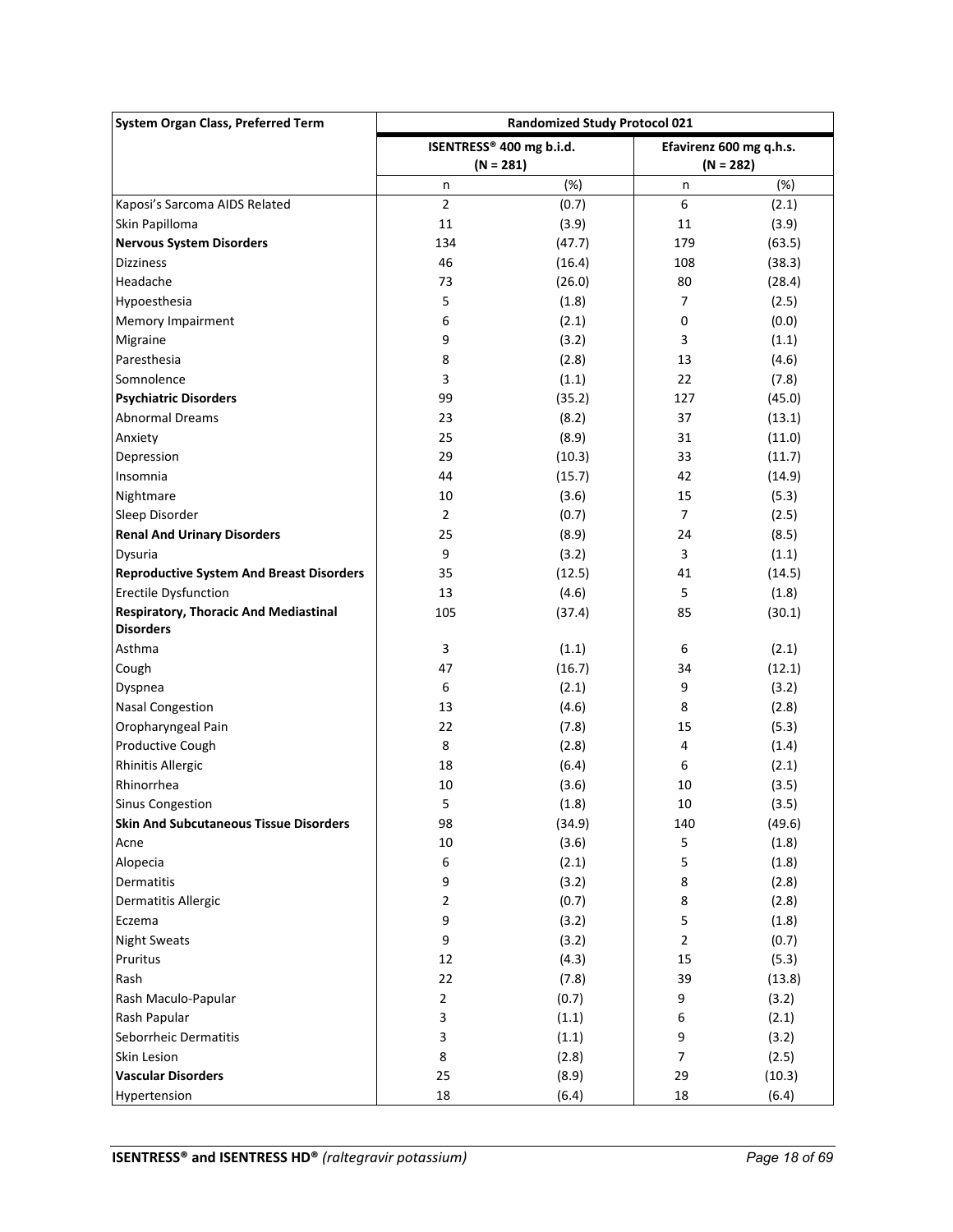| System Organ Class, Preferred Term | Randomized Study Protocol 021 | | | |
|---|---|---|---|---|
| | ISENTRESS® 400 mg b.i.d. (N = 281) | | Efavirenz 600 mg q.h.s. (N = 282) | |
| | n | (%) | n | (%) |
| Kaposi's Sarcoma AIDS Related | 2 | (0.7) | 6 | (2.1) |
| Skin Papilloma | 11 | (3.9) | 11 | (3.9) |
| **Nervous System Disorders** | 134 | (47.7) | 179 | (63.5) |
| Dizziness | 46 | (16.4) | 108 | (38.3) |
| Headache | 73 | (26.0) | 80 | (28.4) |
| Hypoesthesia | 5 | (1.8) | 7 | (2.5) |
| Memory Impairment | 6 | (2.1) | 0 | (0.0) |
| Migraine | 9 | (3.2) | 3 | (1.1) |
| Paresthesia | 8 | (2.8) | 13 | (4.6) |
| Somnolence | 3 | (1.1) | 22 | (7.8) |
| **Psychiatric Disorders** | 99 | (35.2) | 127 | (45.0) |
| Abnormal Dreams | 23 | (8.2) | 37 | (13.1) |
| Anxiety | 25 | (8.9) | 31 | (11.0) |
| Depression | 29 | (10.3) | 33 | (11.7) |
| Insomnia | 44 | (15.7) | 42 | (14.9) |
| Nightmare | 10 | (3.6) | 15 | (5.3) |
| Sleep Disorder | 2 | (0.7) | 7 | (2.5) |
| **Renal And Urinary Disorders** | 25 | (8.9) | 24 | (8.5) |
| Dysuria | 9 | (3.2) | 3 | (1.1) |
| **Reproductive System And Breast Disorders** | 35 | (12.5) | 41 | (14.5) |
| Erectile Dysfunction | 13 | (4.6) | 5 | (1.8) |
| **Respiratory, Thoracic And Mediastinal Disorders** | 105 | (37.4) | 85 | (30.1) |
| Asthma | 3 | (1.1) | 6 | (2.1) |
| Cough | 47 | (16.7) | 34 | (12.1) |
| Dyspnea | 6 | (2.1) | 9 | (3.2) |
| Nasal Congestion | 13 | (4.6) | 8 | (2.8) |
| Oropharyngeal Pain | 22 | (7.8) | 15 | (5.3) |
| Productive Cough | 8 | (2.8) | 4 | (1.4) |
| Rhinitis Allergic | 18 | (6.4) | 6 | (2.1) |
| Rhinorrhea | 10 | (3.6) | 10 | (3.5) |
| Sinus Congestion | 5 | (1.8) | 10 | (3.5) |
| **Skin And Subcutaneous Tissue Disorders** | 98 | (34.9) | 140 | (49.6) |
| Acne | 10 | (3.6) | 5 | (1.8) |
| Alopecia | 6 | (2.1) | 5 | (1.8) |
| Dermatitis | 9 | (3.2) | 8 | (2.8) |
| Dermatitis Allergic | 2 | (0.7) | 8 | (2.8) |
| Eczema | 9 | (3.2) | 5 | (1.8) |
| Night Sweats | 9 | (3.2) | 2 | (0.7) |
| Pruritus | 12 | (4.3) | 15 | (5.3) |
| Rash | 22 | (7.8) | 39 | (13.8) |
| Rash Maculo-Papular | 2 | (0.7) | 9 | (3.2) |
| Rash Papular | 3 | (1.1) | 6 | (2.1) |
| Seborrheic Dermatitis | 3 | (1.1) | 9 | (3.2) |
| Skin Lesion | 8 | (2.8) | 7 | (2.5) |
| **Vascular Disorders** | 25 | (8.9) | 29 | (10.3) |
| Hypertension | 18 | (6.4) | 18 | (6.4) |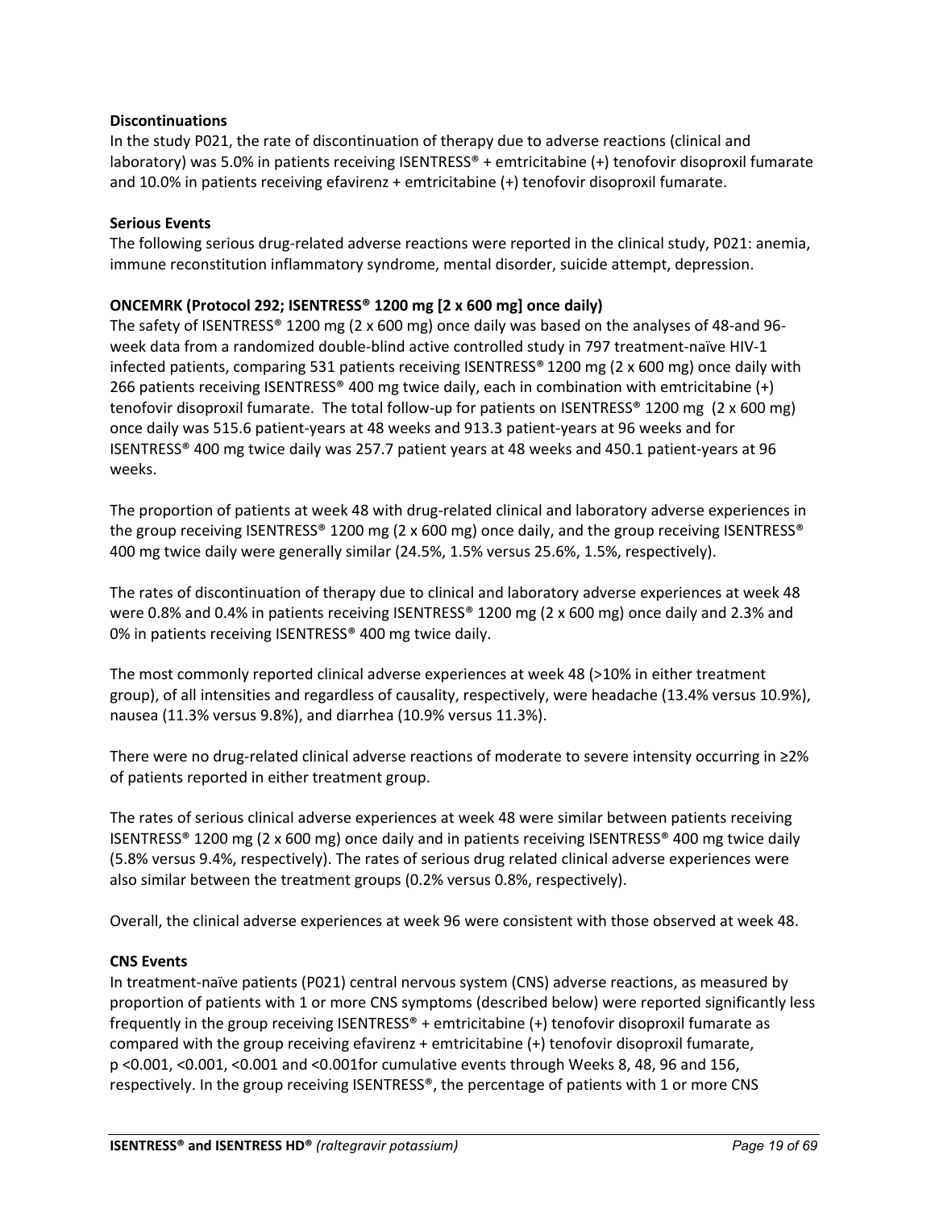**Discontinuations**

In the study P021, the rate of discontinuation of therapy due to adverse reactions (clinical and laboratory) was 5.0% in patients receiving ISENTRESS® + emtricitabine (+) tenofovir disoproxil fumarate and 10.0% in patients receiving efavirenz + emtricitabine (+) tenofovir disoproxil fumarate.

**Serious Events**

The following serious drug-related adverse reactions were reported in the clinical study, P021: anemia, immune reconstitution inflammatory syndrome, mental disorder, suicide attempt, depression.

**ONCEMRK (Protocol 292; ISENTRESS® 1200 mg [2 x 600 mg] once daily)**

The safety of ISENTRESS® 1200 mg (2 x 600 mg) once daily was based on the analyses of 48-and 96-week data from a randomized double-blind active controlled study in 797 treatment-naïve HIV-1 infected patients, comparing 531 patients receiving ISENTRESS® 1200 mg (2 x 600 mg) once daily with 266 patients receiving ISENTRESS® 400 mg twice daily, each in combination with emtricitabine (+) tenofovir disoproxil fumarate. The total follow-up for patients on ISENTRESS® 1200 mg (2 x 600 mg) once daily was 515.6 patient-years at 48 weeks and 913.3 patient-years at 96 weeks and for ISENTRESS® 400 mg twice daily was 257.7 patient years at 48 weeks and 450.1 patient-years at 96 weeks.

The proportion of patients at week 48 with drug-related clinical and laboratory adverse experiences in the group receiving ISENTRESS® 1200 mg (2 x 600 mg) once daily, and the group receiving ISENTRESS® 400 mg twice daily were generally similar (24.5%, 1.5% versus 25.6%, 1.5%, respectively).

The rates of discontinuation of therapy due to clinical and laboratory adverse experiences at week 48 were 0.8% and 0.4% in patients receiving ISENTRESS® 1200 mg (2 x 600 mg) once daily and 2.3% and 0% in patients receiving ISENTRESS® 400 mg twice daily.

The most commonly reported clinical adverse experiences at week 48 (>10% in either treatment group), of all intensities and regardless of causality, respectively, were headache (13.4% versus 10.9%), nausea (11.3% versus 9.8%), and diarrhea (10.9% versus 11.3%).

There were no drug-related clinical adverse reactions of moderate to severe intensity occurring in ≥2% of patients reported in either treatment group.

The rates of serious clinical adverse experiences at week 48 were similar between patients receiving ISENTRESS® 1200 mg (2 x 600 mg) once daily and in patients receiving ISENTRESS® 400 mg twice daily (5.8% versus 9.4%, respectively). The rates of serious drug related clinical adverse experiences were also similar between the treatment groups (0.2% versus 0.8%, respectively).

Overall, the clinical adverse experiences at week 96 were consistent with those observed at week 48.

**CNS Events**

In treatment-naïve patients (P021) central nervous system (CNS) adverse reactions, as measured by proportion of patients with 1 or more CNS symptoms (described below) were reported significantly less frequently in the group receiving ISENTRESS® + emtricitabine (+) tenofovir disoproxil fumarate as compared with the group receiving efavirenz + emtricitabine (+) tenofovir disoproxil fumarate, $p < 0.001$, $< 0.001$, $< 0.001$ and $< 0.001$for cumulative events through Weeks 8, 48, 96 and 156, respectively. In the group receiving ISENTRESS®, the percentage of patients with 1 or more CNS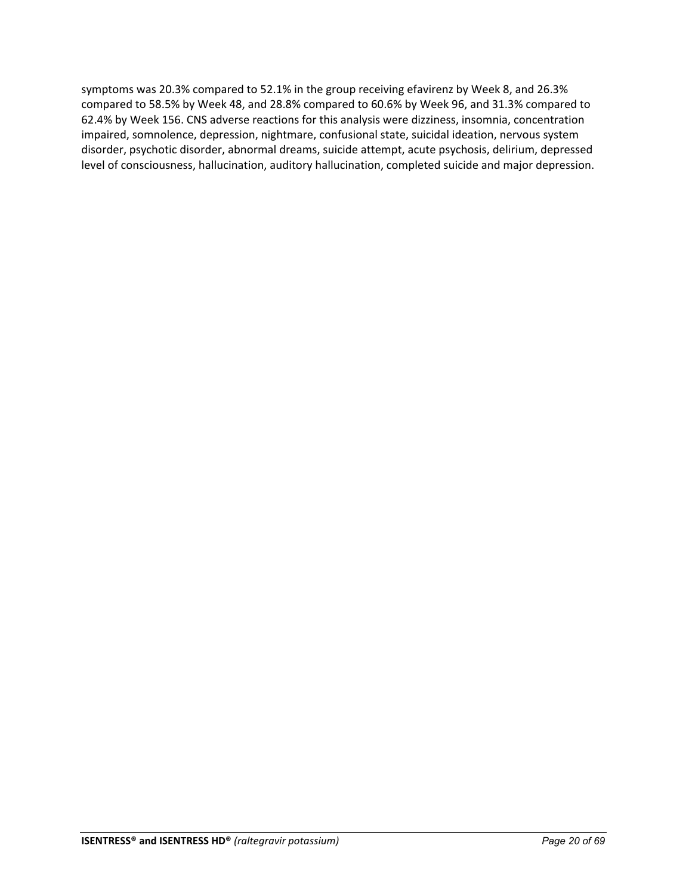symptoms was 20.3% compared to 52.1% in the group receiving efavirenz by Week 8, and 26.3% compared to 58.5% by Week 48, and 28.8% compared to 60.6% by Week 96, and 31.3% compared to 62.4% by Week 156. CNS adverse reactions for this analysis were dizziness, insomnia, concentration impaired, somnolence, depression, nightmare, confusional state, suicidal ideation, nervous system disorder, psychotic disorder, abnormal dreams, suicide attempt, acute psychosis, delirium, depressed level of consciousness, hallucination, auditory hallucination, completed suicide and major depression.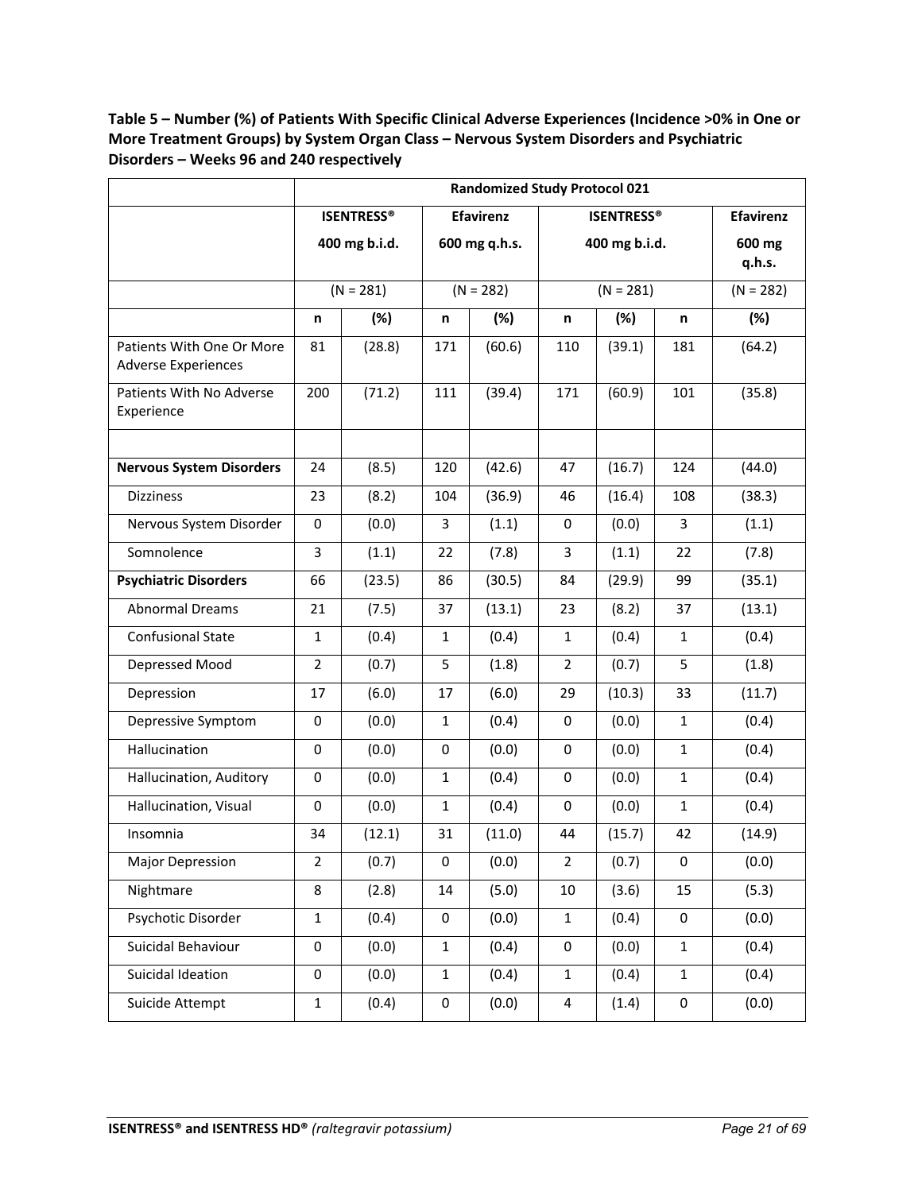**Table 5 – Number (%) of Patients With Specific Clinical Adverse Experiences (Incidence >0% in One or More Treatment Groups) by System Organ Class – Nervous System Disorders and Psychiatric Disorders – Weeks 96 and 240 respectively**

| | **Randomized Study Protocol 021** | | | | | | | |
|---|---|---|---|---|---|---|---|---|
| | **ISENTRESS® 400 mg b.i.d.** | | **Efavirenz 600 mg q.h.s.** | | **ISENTRESS® 400 mg b.i.d.** | | **Efavirenz 600 mg q.h.s.** | |
| | (N = 281) | | (N = 282) | | (N = 281) | | (N = 282) | |
| | **n** | **(%)** | **n** | **(%)** | **n** | **(%)** | **n** | **(%)** |
| Patients With One Or More Adverse Experiences | 81 | (28.8) | 171 | (60.6) | 110 | (39.1) | 181 | (64.2) |
| Patients With No Adverse Experience | 200 | (71.2) | 111 | (39.4) | 171 | (60.9) | 101 | (35.8) |
| | | | | | | | | |
| **Nervous System Disorders** | 24 | (8.5) | 120 | (42.6) | 47 | (16.7) | 124 | (44.0) |
| Dizziness | 23 | (8.2) | 104 | (36.9) | 46 | (16.4) | 108 | (38.3) |
| Nervous System Disorder | 0 | (0.0) | 3 | (1.1) | 0 | (0.0) | 3 | (1.1) |
| Somnolence | 3 | (1.1) | 22 | (7.8) | 3 | (1.1) | 22 | (7.8) |
| **Psychiatric Disorders** | 66 | (23.5) | 86 | (30.5) | 84 | (29.9) | 99 | (35.1) |
| Abnormal Dreams | 21 | (7.5) | 37 | (13.1) | 23 | (8.2) | 37 | (13.1) |
| Confusional State | 1 | (0.4) | 1 | (0.4) | 1 | (0.4) | 1 | (0.4) |
| Depressed Mood | 2 | (0.7) | 5 | (1.8) | 2 | (0.7) | 5 | (1.8) |
| Depression | 17 | (6.0) | 17 | (6.0) | 29 | (10.3) | 33 | (11.7) |
| Depressive Symptom | 0 | (0.0) | 1 | (0.4) | 0 | (0.0) | 1 | (0.4) |
| Hallucination | 0 | (0.0) | 0 | (0.0) | 0 | (0.0) | 1 | (0.4) |
| Hallucination, Auditory | 0 | (0.0) | 1 | (0.4) | 0 | (0.0) | 1 | (0.4) |
| Hallucination, Visual | 0 | (0.0) | 1 | (0.4) | 0 | (0.0) | 1 | (0.4) |
| Insomnia | 34 | (12.1) | 31 | (11.0) | 44 | (15.7) | 42 | (14.9) |
| Major Depression | 2 | (0.7) | 0 | (0.0) | 2 | (0.7) | 0 | (0.0) |
| Nightmare | 8 | (2.8) | 14 | (5.0) | 10 | (3.6) | 15 | (5.3) |
| Psychotic Disorder | 1 | (0.4) | 0 | (0.0) | 1 | (0.4) | 0 | (0.0) |
| Suicidal Behaviour | 0 | (0.0) | 1 | (0.4) | 0 | (0.0) | 1 | (0.4) |
| Suicidal Ideation | 0 | (0.0) | 1 | (0.4) | 1 | (0.4) | 1 | (0.4) |
| Suicide Attempt | 1 | (0.4) | 0 | (0.0) | 4 | (1.4) | 0 | (0.0) |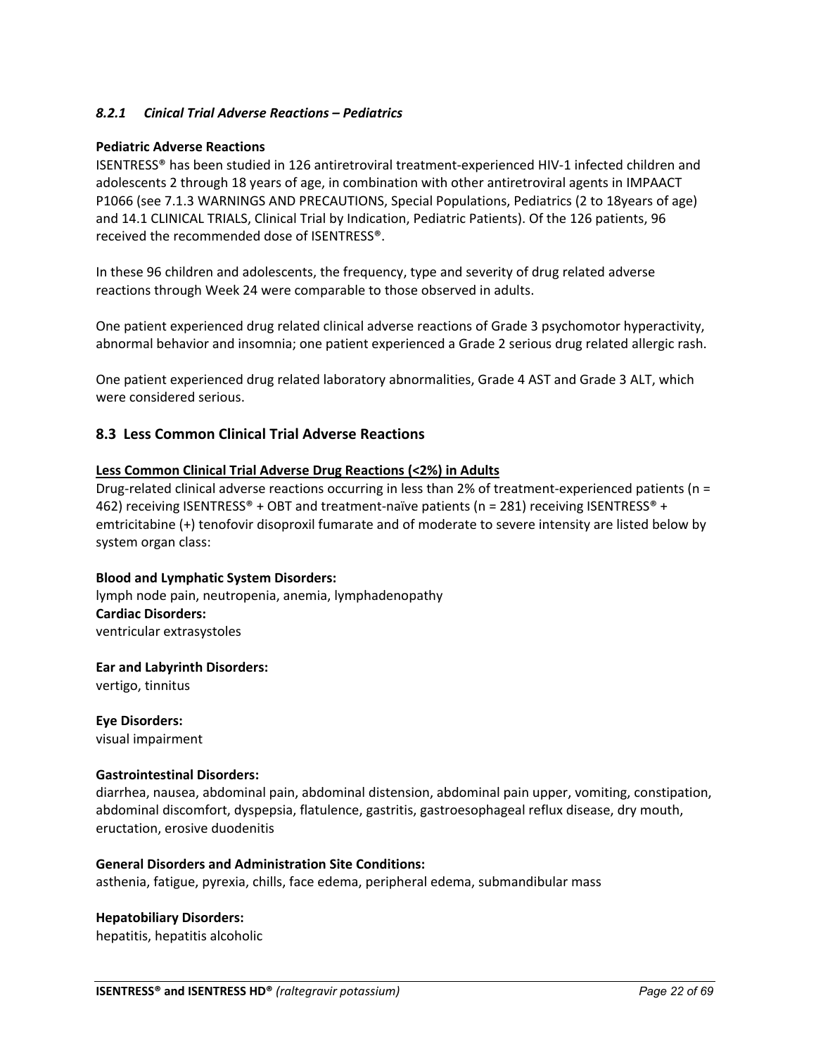#### *8.2.1 Cinical Trial Adverse Reactions – Pediatrics*

**Pediatric Adverse Reactions**

ISENTRESS® has been studied in 126 antiretroviral treatment-experienced HIV-1 infected children and adolescents 2 through 18 years of age, in combination with other antiretroviral agents in IMPAACT P1066 (see 7.1.3 WARNINGS AND PRECAUTIONS, Special Populations, Pediatrics (2 to 18years of age) and 14.1 CLINICAL TRIALS, Clinical Trial by Indication, Pediatric Patients). Of the 126 patients, 96 received the recommended dose of ISENTRESS®.

In these 96 children and adolescents, the frequency, type and severity of drug related adverse reactions through Week 24 were comparable to those observed in adults.

One patient experienced drug related clinical adverse reactions of Grade 3 psychomotor hyperactivity, abnormal behavior and insomnia; one patient experienced a Grade 2 serious drug related allergic rash.

One patient experienced drug related laboratory abnormalities, Grade 4 AST and Grade 3 ALT, which were considered serious.

### 8.3 Less Common Clinical Trial Adverse Reactions

**Less Common Clinical Trial Adverse Drug Reactions (<2%) in Adults**

Drug-related clinical adverse reactions occurring in less than 2% of treatment-experienced patients (n = 462) receiving ISENTRESS® + OBT and treatment-naïve patients (n = 281) receiving ISENTRESS® + emtricitabine (+) tenofovir disoproxil fumarate and of moderate to severe intensity are listed below by system organ class:

**Blood and Lymphatic System Disorders:**
lymph node pain, neutropenia, anemia, lymphadenopathy
**Cardiac Disorders:**
ventricular extrasystoles

**Ear and Labyrinth Disorders:**
vertigo, tinnitus

**Eye Disorders:**
visual impairment

**Gastrointestinal Disorders:**
diarrhea, nausea, abdominal pain, abdominal distension, abdominal pain upper, vomiting, constipation, abdominal discomfort, dyspepsia, flatulence, gastritis, gastroesophageal reflux disease, dry mouth, eructation, erosive duodenitis

**General Disorders and Administration Site Conditions:**
asthenia, fatigue, pyrexia, chills, face edema, peripheral edema, submandibular mass

**Hepatobiliary Disorders:**
hepatitis, hepatitis alcoholic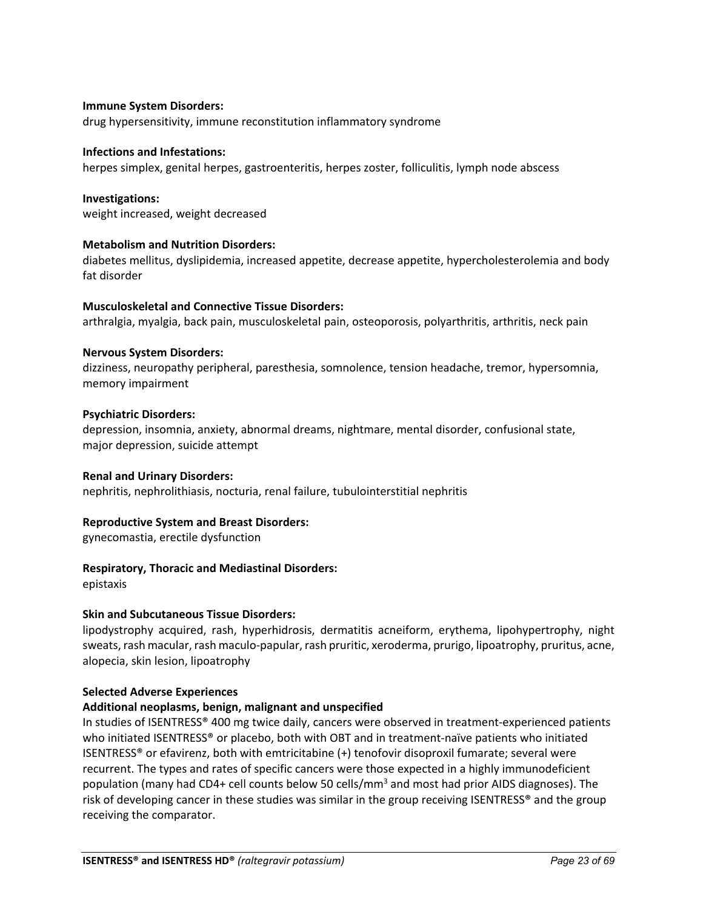**Immune System Disorders:**
drug hypersensitivity, immune reconstitution inflammatory syndrome

**Infections and Infestations:**
herpes simplex, genital herpes, gastroenteritis, herpes zoster, folliculitis, lymph node abscess

**Investigations:**
weight increased, weight decreased

**Metabolism and Nutrition Disorders:**
diabetes mellitus, dyslipidemia, increased appetite, decrease appetite, hypercholesterolemia and body fat disorder

**Musculoskeletal and Connective Tissue Disorders:**
arthralgia, myalgia, back pain, musculoskeletal pain, osteoporosis, polyarthritis, arthritis, neck pain

**Nervous System Disorders:**
dizziness, neuropathy peripheral, paresthesia, somnolence, tension headache, tremor, hypersomnia, memory impairment

**Psychiatric Disorders:**
depression, insomnia, anxiety, abnormal dreams, nightmare, mental disorder, confusional state, major depression, suicide attempt

**Renal and Urinary Disorders:**
nephritis, nephrolithiasis, nocturia, renal failure, tubulointerstitial nephritis

**Reproductive System and Breast Disorders:**
gynecomastia, erectile dysfunction

**Respiratory, Thoracic and Mediastinal Disorders:**
epistaxis

**Skin and Subcutaneous Tissue Disorders:**
lipodystrophy acquired, rash, hyperhidrosis, dermatitis acneiform, erythema, lipohypertrophy, night sweats, rash macular, rash maculo-papular, rash pruritic, xeroderma, prurigo, lipoatrophy, pruritus, acne, alopecia, skin lesion, lipoatrophy

**Selected Adverse Experiences**

**Additional neoplasms, benign, malignant and unspecified**

In studies of ISENTRESS® 400 mg twice daily, cancers were observed in treatment-experienced patients who initiated ISENTRESS® or placebo, both with OBT and in treatment-naïve patients who initiated ISENTRESS® or efavirenz, both with emtricitabine (+) tenofovir disoproxil fumarate; several were recurrent. The types and rates of specific cancers were those expected in a highly immunodeficient population (many had CD4+ cell counts below 50 cells/mm$^3$ and most had prior AIDS diagnoses). The risk of developing cancer in these studies was similar in the group receiving ISENTRESS® and the group receiving the comparator.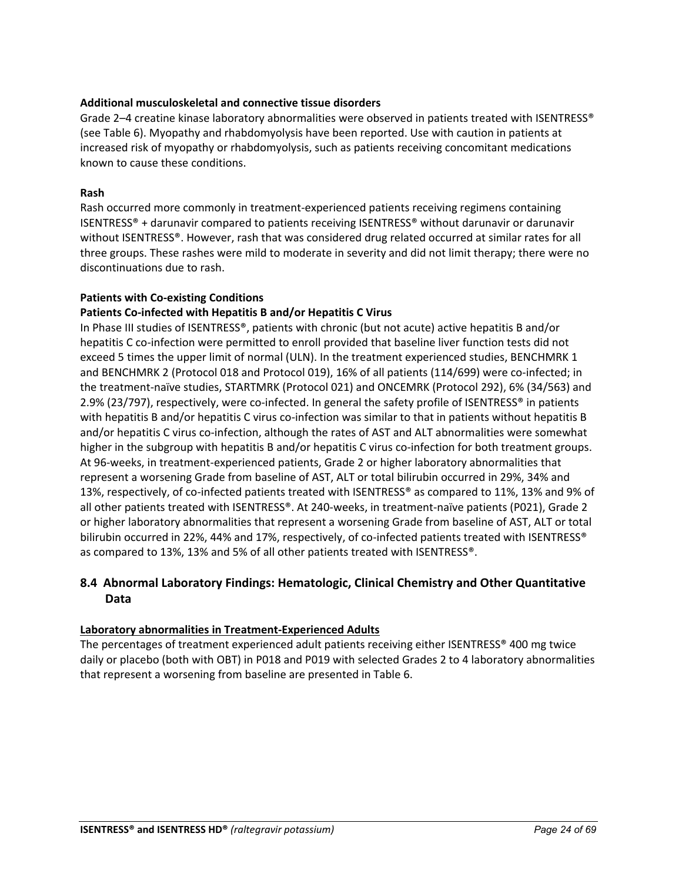**Additional musculoskeletal and connective tissue disorders**

Grade 2–4 creatine kinase laboratory abnormalities were observed in patients treated with ISENTRESS® (see Table 6). Myopathy and rhabdomyolysis have been reported. Use with caution in patients at increased risk of myopathy or rhabdomyolysis, such as patients receiving concomitant medications known to cause these conditions.

**Rash**

Rash occurred more commonly in treatment-experienced patients receiving regimens containing ISENTRESS® + darunavir compared to patients receiving ISENTRESS® without darunavir or darunavir without ISENTRESS®. However, rash that was considered drug related occurred at similar rates for all three groups. These rashes were mild to moderate in severity and did not limit therapy; there were no discontinuations due to rash.

**Patients with Co-existing Conditions**

**Patients Co-infected with Hepatitis B and/or Hepatitis C Virus**

In Phase III studies of ISENTRESS®, patients with chronic (but not acute) active hepatitis B and/or hepatitis C co-infection were permitted to enroll provided that baseline liver function tests did not exceed 5 times the upper limit of normal (ULN). In the treatment experienced studies, BENCHMRK 1 and BENCHMRK 2 (Protocol 018 and Protocol 019), 16% of all patients (114/699) were co-infected; in the treatment-naïve studies, STARTMRK (Protocol 021) and ONCEMRK (Protocol 292), 6% (34/563) and 2.9% (23/797), respectively, were co-infected. In general the safety profile of ISENTRESS® in patients with hepatitis B and/or hepatitis C virus co-infection was similar to that in patients without hepatitis B and/or hepatitis C virus co-infection, although the rates of AST and ALT abnormalities were somewhat higher in the subgroup with hepatitis B and/or hepatitis C virus co-infection for both treatment groups. At 96-weeks, in treatment-experienced patients, Grade 2 or higher laboratory abnormalities that represent a worsening Grade from baseline of AST, ALT or total bilirubin occurred in 29%, 34% and 13%, respectively, of co-infected patients treated with ISENTRESS® as compared to 11%, 13% and 9% of all other patients treated with ISENTRESS®. At 240-weeks, in treatment-naïve patients (P021), Grade 2 or higher laboratory abnormalities that represent a worsening Grade from baseline of AST, ALT or total bilirubin occurred in 22%, 44% and 17%, respectively, of co-infected patients treated with ISENTRESS® as compared to 13%, 13% and 5% of all other patients treated with ISENTRESS®.

## 8.4 Abnormal Laboratory Findings: Hematologic, Clinical Chemistry and Other Quantitative Data

**Laboratory abnormalities in Treatment-Experienced Adults**

The percentages of treatment experienced adult patients receiving either ISENTRESS® 400 mg twice daily or placebo (both with OBT) in P018 and P019 with selected Grades 2 to 4 laboratory abnormalities that represent a worsening from baseline are presented in Table 6.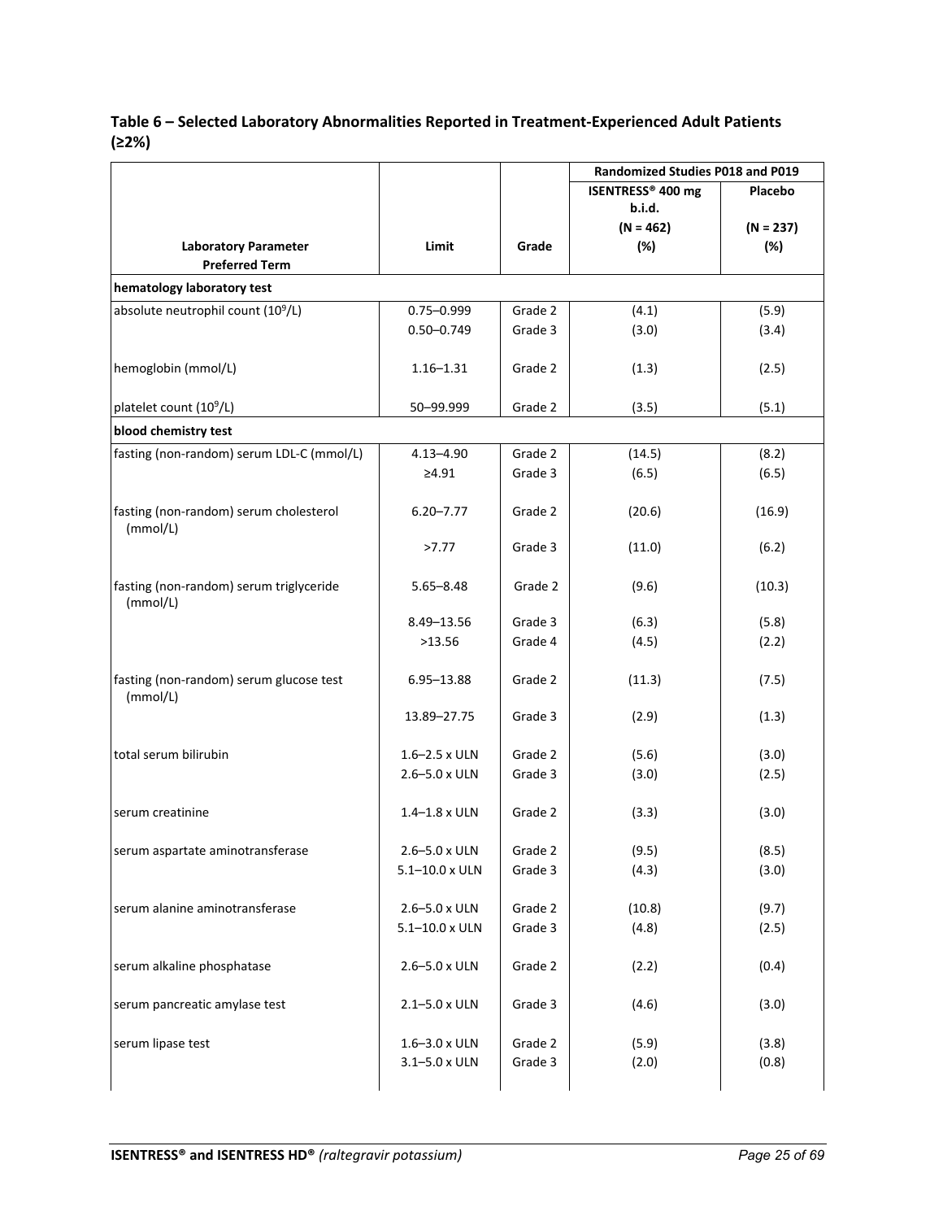**Table 6 – Selected Laboratory Abnormalities Reported in Treatment-Experienced Adult Patients (≥2%)**

| Laboratory Parameter Preferred Term | Limit | Grade | Randomized Studies P018 and P019 | |
|---|---|---|---|---|
| | | | ISENTRESS® 400 mg b.i.d. (N = 462) (%) | Placebo (N = 237) (%) |
| **hematology laboratory test** | | | | |
| absolute neutrophil count ($10^9$/L) | 0.75–0.999 | Grade 2 | (4.1) | (5.9) |
| | 0.50–0.749 | Grade 3 | (3.0) | (3.4) |
| hemoglobin (mmol/L) | 1.16–1.31 | Grade 2 | (1.3) | (2.5) |
| platelet count ($10^9$/L) | 50–99.999 | Grade 2 | (3.5) | (5.1) |
| **blood chemistry test** | | | | |
| fasting (non-random) serum LDL-C (mmol/L) | 4.13–4.90 | Grade 2 | (14.5) | (8.2) |
| | ≥4.91 | Grade 3 | (6.5) | (6.5) |
| fasting (non-random) serum cholesterol (mmol/L) | 6.20–7.77 | Grade 2 | (20.6) | (16.9) |
| | >7.77 | Grade 3 | (11.0) | (6.2) |
| fasting (non-random) serum triglyceride (mmol/L) | 5.65–8.48 | Grade 2 | (9.6) | (10.3) |
| | 8.49–13.56 | Grade 3 | (6.3) | (5.8) |
| | >13.56 | Grade 4 | (4.5) | (2.2) |
| fasting (non-random) serum glucose test (mmol/L) | 6.95–13.88 | Grade 2 | (11.3) | (7.5) |
| | 13.89–27.75 | Grade 3 | (2.9) | (1.3) |
| total serum bilirubin | 1.6–2.5 x ULN | Grade 2 | (5.6) | (3.0) |
| | 2.6–5.0 x ULN | Grade 3 | (3.0) | (2.5) |
| serum creatinine | 1.4–1.8 x ULN | Grade 2 | (3.3) | (3.0) |
| serum aspartate aminotransferase | 2.6–5.0 x ULN | Grade 2 | (9.5) | (8.5) |
| | 5.1–10.0 x ULN | Grade 3 | (4.3) | (3.0) |
| serum alanine aminotransferase | 2.6–5.0 x ULN | Grade 2 | (10.8) | (9.7) |
| | 5.1–10.0 x ULN | Grade 3 | (4.8) | (2.5) |
| serum alkaline phosphatase | 2.6–5.0 x ULN | Grade 2 | (2.2) | (0.4) |
| serum pancreatic amylase test | 2.1–5.0 x ULN | Grade 3 | (4.6) | (3.0) |
| serum lipase test | 1.6–3.0 x ULN | Grade 2 | (5.9) | (3.8) |
| | 3.1–5.0 x ULN | Grade 3 | (2.0) | (0.8) |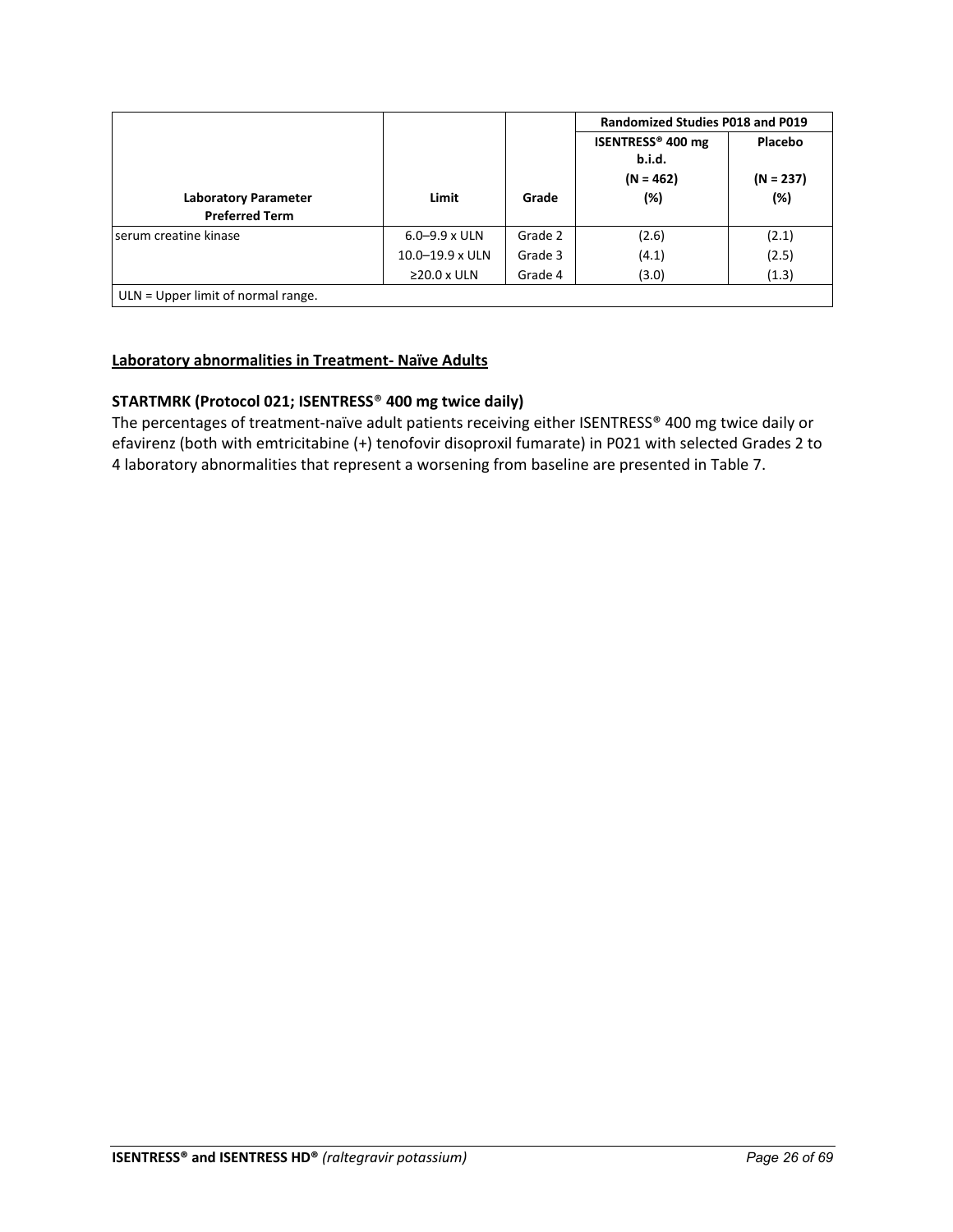| Laboratory Parameter Preferred Term | Limit | Grade | Randomized Studies P018 and P019 | |
|---|---|---|---|---|
| | | | ISENTRESS® 400 mg b.i.d. (N = 462) (%) | Placebo (N = 237) (%) |
| serum creatine kinase | 6.0–9.9 x ULN | Grade 2 | (2.6) | (2.1) |
| | 10.0–19.9 x ULN | Grade 3 | (4.1) | (2.5) |
| | ≥20.0 x ULN | Grade 4 | (3.0) | (1.3) |
| ULN = Upper limit of normal range. | | | | |

**Laboratory abnormalities in Treatment- Naïve Adults**

**STARTMRK (Protocol 021; ISENTRESS® 400 mg twice daily)**

The percentages of treatment-naïve adult patients receiving either ISENTRESS® 400 mg twice daily or efavirenz (both with emtricitabine (+) tenofovir disoproxil fumarate) in P021 with selected Grades 2 to 4 laboratory abnormalities that represent a worsening from baseline are presented in Table 7.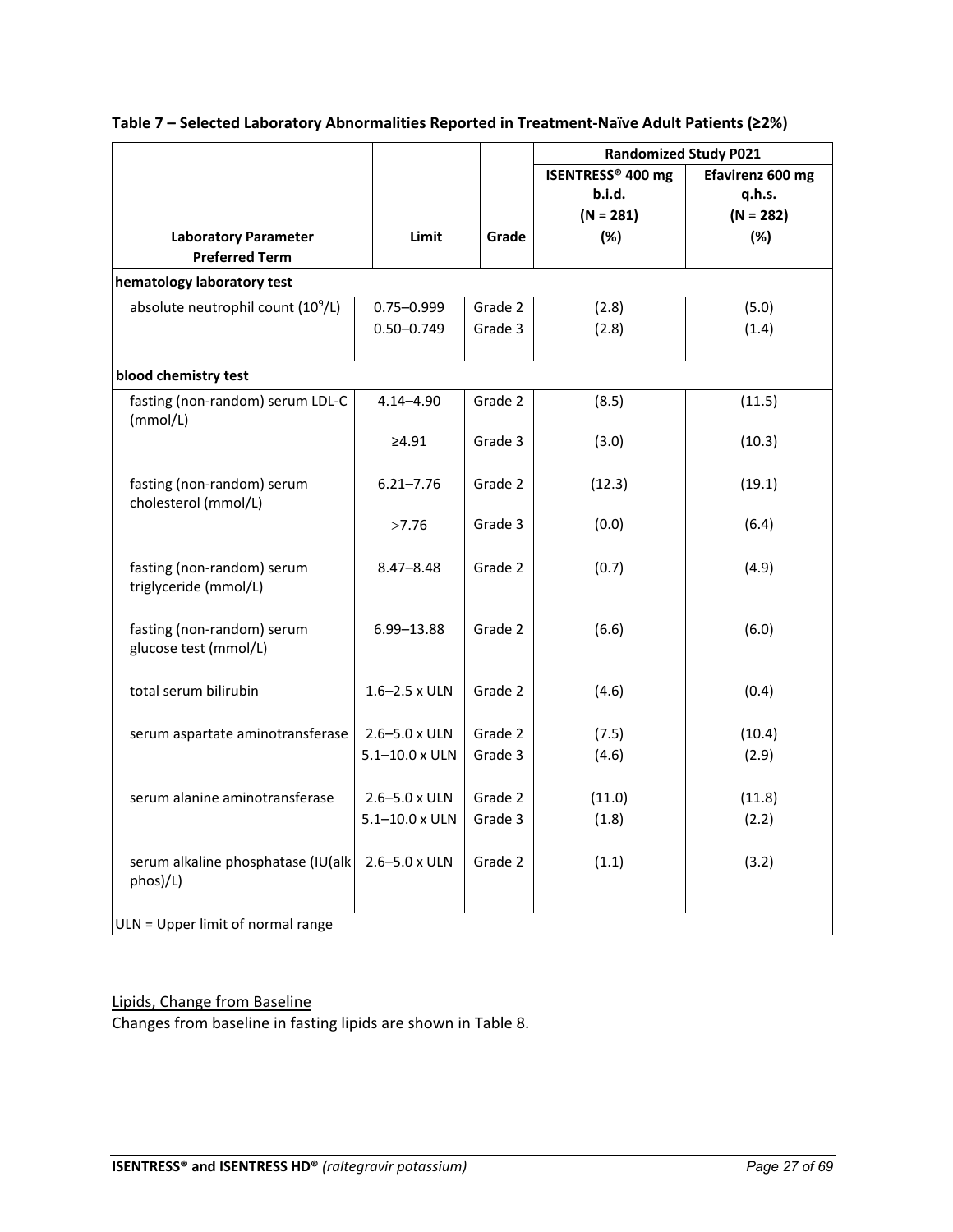**Table 7 – Selected Laboratory Abnormalities Reported in Treatment-Naïve Adult Patients (≥2%)**

| Laboratory Parameter Preferred Term | Limit | Grade | Randomized Study P021 | |
|---|---|---|---|---|
| | | | ISENTRESS® 400 mg b.i.d. (N = 281) (%) | Efavirenz 600 mg q.h.s. (N = 282) (%) |
| **hematology laboratory test** | | | | |
| absolute neutrophil count ($10^9$/L) | 0.75–0.999 | Grade 2 | (2.8) | (5.0) |
| | 0.50–0.749 | Grade 3 | (2.8) | (1.4) |
| **blood chemistry test** | | | | |
| fasting (non-random) serum LDL-C (mmol/L) | 4.14–4.90 | Grade 2 | (8.5) | (11.5) |
| | ≥4.91 | Grade 3 | (3.0) | (10.3) |
| fasting (non-random) serum cholesterol (mmol/L) | 6.21–7.76 | Grade 2 | (12.3) | (19.1) |
| | >7.76 | Grade 3 | (0.0) | (6.4) |
| fasting (non-random) serum triglyceride (mmol/L) | 8.47–8.48 | Grade 2 | (0.7) | (4.9) |
| fasting (non-random) serum glucose test (mmol/L) | 6.99–13.88 | Grade 2 | (6.6) | (6.0) |
| total serum bilirubin | 1.6–2.5 x ULN | Grade 2 | (4.6) | (0.4) |
| serum aspartate aminotransferase | 2.6–5.0 x ULN | Grade 2 | (7.5) | (10.4) |
| | 5.1–10.0 x ULN | Grade 3 | (4.6) | (2.9) |
| serum alanine aminotransferase | 2.6–5.0 x ULN | Grade 2 | (11.0) | (11.8) |
| | 5.1–10.0 x ULN | Grade 3 | (1.8) | (2.2) |
| serum alkaline phosphatase (IU(alk phos)/L) | 2.6–5.0 x ULN | Grade 2 | (1.1) | (3.2) |

ULN = Upper limit of normal range

Lipids, Change from Baseline

Changes from baseline in fasting lipids are shown in Table 8.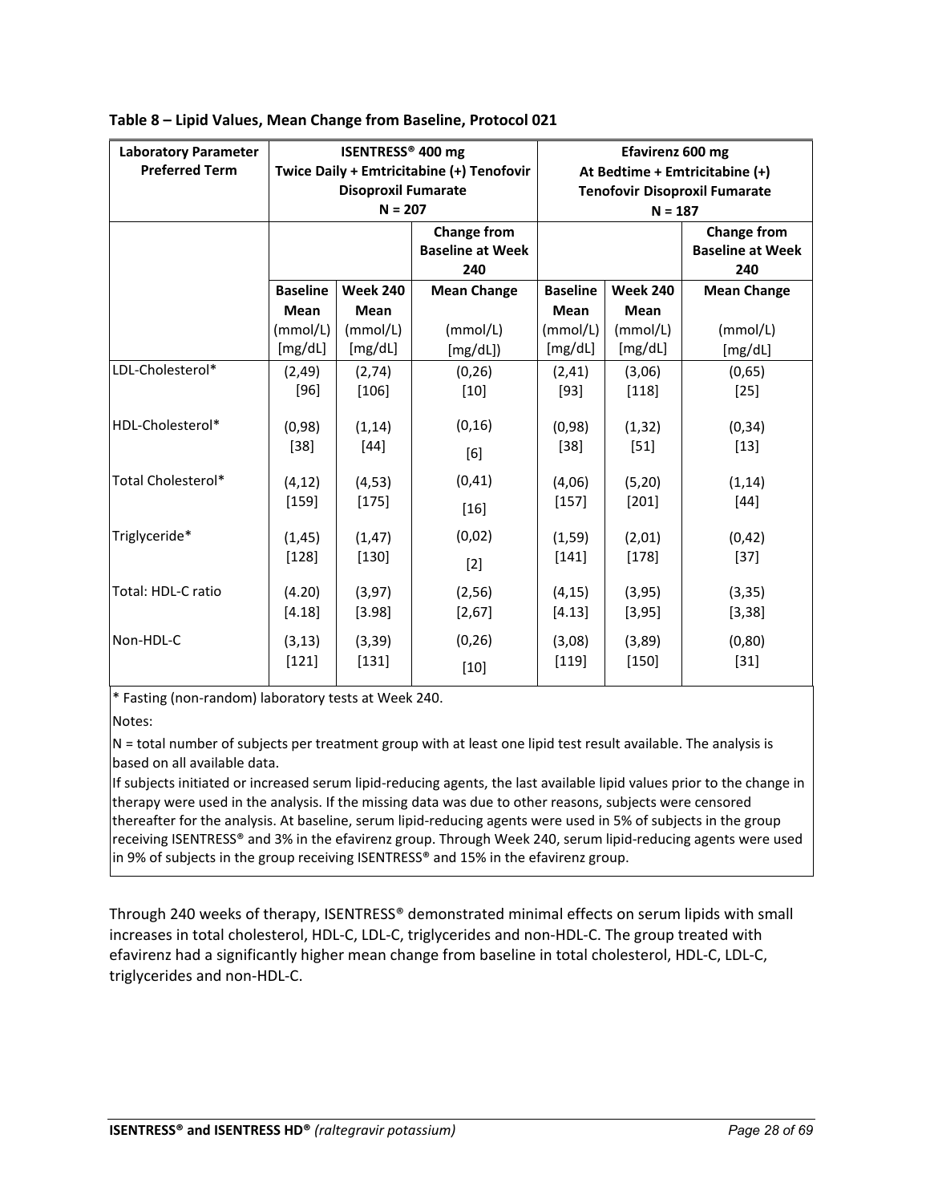**Table 8 – Lipid Values, Mean Change from Baseline, Protocol 021**

| Laboratory Parameter Preferred Term | ISENTRESS® 400 mg Twice Daily + Emtricitabine (+) Tenofovir Disoproxil Fumarate N = 207 | | | Efavirenz 600 mg At Bedtime + Emtricitabine (+) Tenofovir Disoproxil Fumarate N = 187 | | |
|---|---|---|---|---|---|---|
| | | | Change from Baseline at Week 240 | | | Change from Baseline at Week 240 |
| | Baseline Mean (mmol/L) [mg/dL] | Week 240 Mean (mmol/L) [mg/dL] | Mean Change (mmol/L) [mg/dL]) | Baseline Mean (mmol/L) [mg/dL] | Week 240 Mean (mmol/L) [mg/dL] | Mean Change (mmol/L) [mg/dL] |
| LDL-Cholesterol* | (2,49) [96] | (2,74) [106] | (0,26) [10] | (2,41) [93] | (3,06) [118] | (0,65) [25] |
| HDL-Cholesterol* | (0,98) [38] | (1,14) [44] | (0,16) [6] | (0,98) [38] | (1,32) [51] | (0,34) [13] |
| Total Cholesterol* | (4,12) [159] | (4,53) [175] | (0,41) [16] | (4,06) [157] | (5,20) [201] | (1,14) [44] |
| Triglyceride* | (1,45) [128] | (1,47) [130] | (0,02) [2] | (1,59) [141] | (2,01) [178] | (0,42) [37] |
| Total: HDL-C ratio | (4.20) [4.18] | (3,97) [3.98] | (2,56) [2,67] | (4,15) [4.13] | (3,95) [3,95] | (3,35) [3,38] |
| Non-HDL-C | (3,13) [121] | (3,39) [131] | (0,26) [10] | (3,08) [119] | (3,89) [150] | (0,80) [31] |

\* Fasting (non-random) laboratory tests at Week 240.

Notes:

N = total number of subjects per treatment group with at least one lipid test result available. The analysis is based on all available data.

If subjects initiated or increased serum lipid-reducing agents, the last available lipid values prior to the change in therapy were used in the analysis. If the missing data was due to other reasons, subjects were censored thereafter for the analysis. At baseline, serum lipid-reducing agents were used in 5% of subjects in the group receiving ISENTRESS® and 3% in the efavirenz group. Through Week 240, serum lipid-reducing agents were used in 9% of subjects in the group receiving ISENTRESS® and 15% in the efavirenz group.

Through 240 weeks of therapy, ISENTRESS® demonstrated minimal effects on serum lipids with small increases in total cholesterol, HDL-C, LDL-C, triglycerides and non-HDL-C. The group treated with efavirenz had a significantly higher mean change from baseline in total cholesterol, HDL-C, LDL-C, triglycerides and non-HDL-C.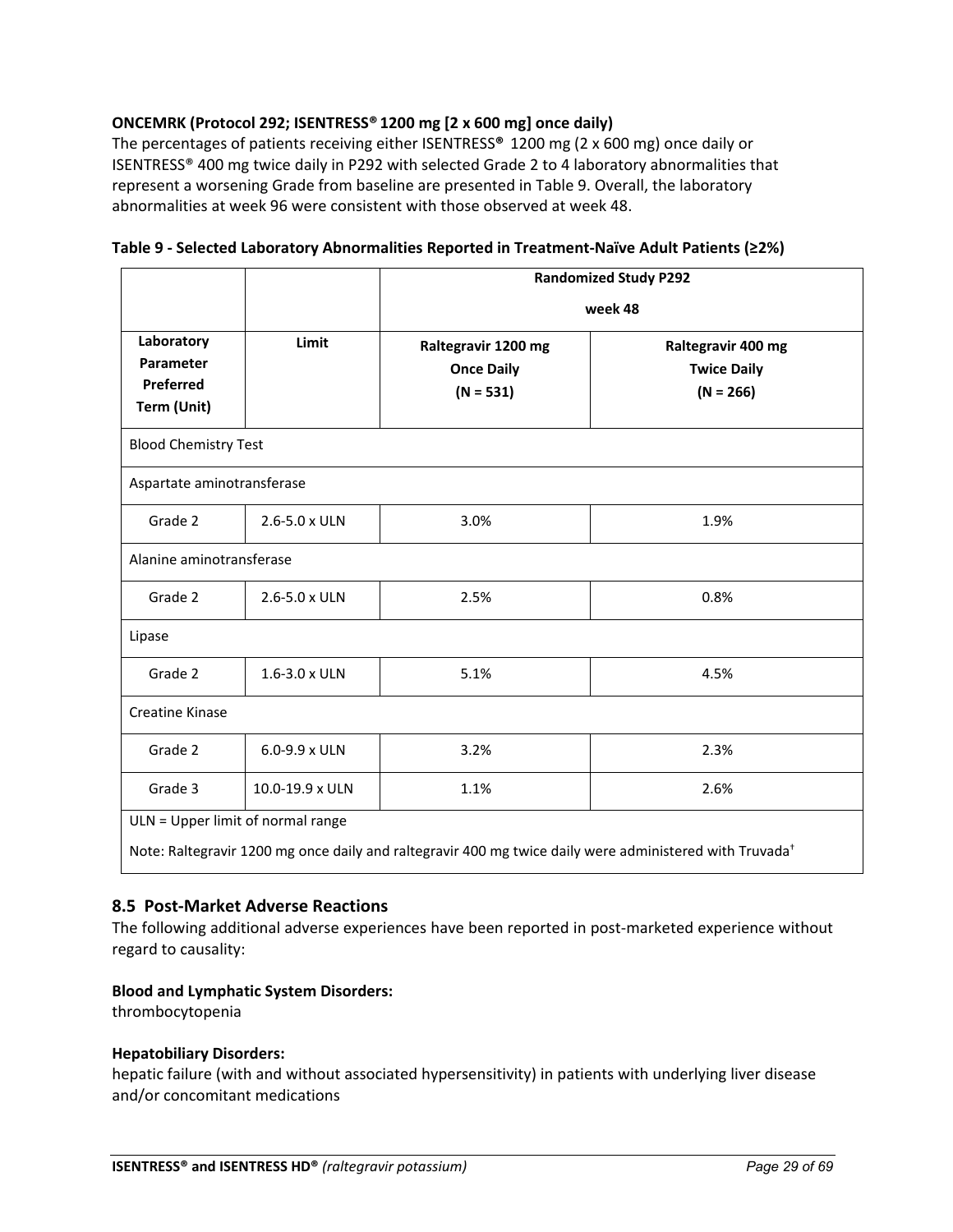**ONCEMRK (Protocol 292; ISENTRESS® 1200 mg [2 x 600 mg] once daily)**

The percentages of patients receiving either ISENTRESS® 1200 mg (2 x 600 mg) once daily or ISENTRESS® 400 mg twice daily in P292 with selected Grade 2 to 4 laboratory abnormalities that represent a worsening Grade from baseline are presented in Table 9. Overall, the laboratory abnormalities at week 96 were consistent with those observed at week 48.

**Table 9 - Selected Laboratory Abnormalities Reported in Treatment-Naïve Adult Patients (≥2%)**

| | | **Randomized Study P292 week 48** | |
|---|---|---|---|
| **Laboratory Parameter Preferred Term (Unit)** | **Limit** | **Raltegravir 1200 mg Once Daily (N = 531)** | **Raltegravir 400 mg Twice Daily (N = 266)** |
| Blood Chemistry Test | | | |
| Aspartate aminotransferase | | | |
| Grade 2 | 2.6-5.0 x ULN | 3.0% | 1.9% |
| Alanine aminotransferase | | | |
| Grade 2 | 2.6-5.0 x ULN | 2.5% | 0.8% |
| Lipase | | | |
| Grade 2 | 1.6-3.0 x ULN | 5.1% | 4.5% |
| Creatine Kinase | | | |
| Grade 2 | 6.0-9.9 x ULN | 3.2% | 2.3% |
| Grade 3 | 10.0-19.9 x ULN | 1.1% | 2.6% |

ULN = Upper limit of normal range

Note: Raltegravir 1200 mg once daily and raltegravir 400 mg twice daily were administered with Truvada†

## 8.5 Post-Market Adverse Reactions

The following additional adverse experiences have been reported in post-marketed experience without regard to causality:

**Blood and Lymphatic System Disorders:**
thrombocytopenia

**Hepatobiliary Disorders:**
hepatic failure (with and without associated hypersensitivity) in patients with underlying liver disease and/or concomitant medications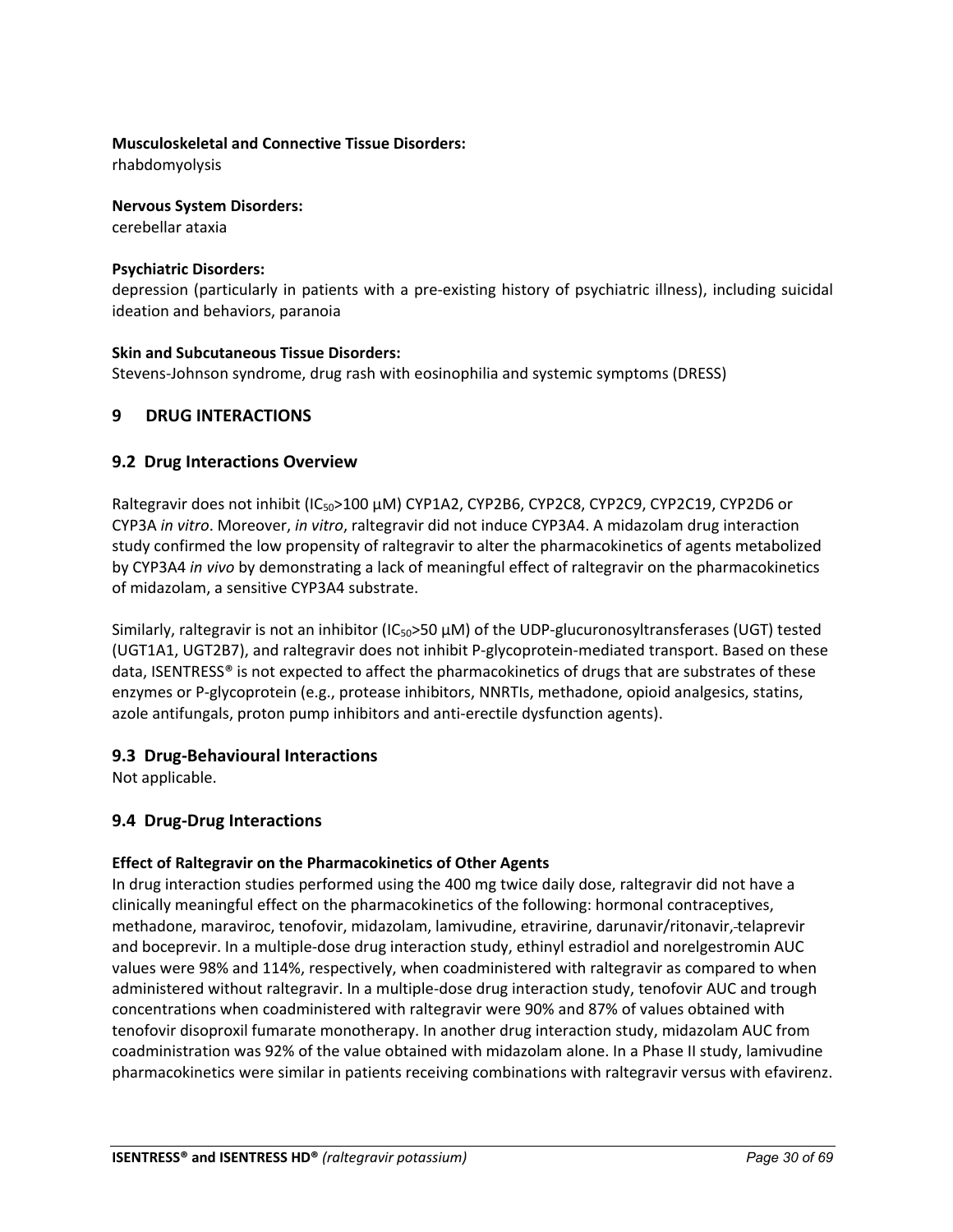**Musculoskeletal and Connective Tissue Disorders:**
rhabdomyolysis

**Nervous System Disorders:**
cerebellar ataxia

**Psychiatric Disorders:**
depression (particularly in patients with a pre-existing history of psychiatric illness), including suicidal ideation and behaviors, paranoia

**Skin and Subcutaneous Tissue Disorders:**
Stevens-Johnson syndrome, drug rash with eosinophilia and systemic symptoms (DRESS)

# 9 DRUG INTERACTIONS

## 9.2 Drug Interactions Overview

Raltegravir does not inhibit ($IC_{50}$>100 µM) CYP1A2, CYP2B6, CYP2C8, CYP2C9, CYP2C19, CYP2D6 or CYP3A *in vitro*. Moreover, *in vitro*, raltegravir did not induce CYP3A4. A midazolam drug interaction study confirmed the low propensity of raltegravir to alter the pharmacokinetics of agents metabolized by CYP3A4 *in vivo* by demonstrating a lack of meaningful effect of raltegravir on the pharmacokinetics of midazolam, a sensitive CYP3A4 substrate.

Similarly, raltegravir is not an inhibitor ($IC_{50}$>50 µM) of the UDP-glucuronosyltransferases (UGT) tested (UGT1A1, UGT2B7), and raltegravir does not inhibit P-glycoprotein-mediated transport. Based on these data, ISENTRESS® is not expected to affect the pharmacokinetics of drugs that are substrates of these enzymes or P-glycoprotein (e.g., protease inhibitors, NNRTIs, methadone, opioid analgesics, statins, azole antifungals, proton pump inhibitors and anti-erectile dysfunction agents).

## 9.3 Drug-Behavioural Interactions

Not applicable.

## 9.4 Drug-Drug Interactions

**Effect of Raltegravir on the Pharmacokinetics of Other Agents**

In drug interaction studies performed using the 400 mg twice daily dose, raltegravir did not have a clinically meaningful effect on the pharmacokinetics of the following: hormonal contraceptives, methadone, maraviroc, tenofovir, midazolam, lamivudine, etravirine, darunavir/ritonavir, telaprevir and boceprevir. In a multiple-dose drug interaction study, ethinyl estradiol and norelgestromin AUC values were 98% and 114%, respectively, when coadministered with raltegravir as compared to when administered without raltegravir. In a multiple-dose drug interaction study, tenofovir AUC and trough concentrations when coadministered with raltegravir were 90% and 87% of values obtained with tenofovir disoproxil fumarate monotherapy. In another drug interaction study, midazolam AUC from coadministration was 92% of the value obtained with midazolam alone. In a Phase II study, lamivudine pharmacokinetics were similar in patients receiving combinations with raltegravir versus with efavirenz.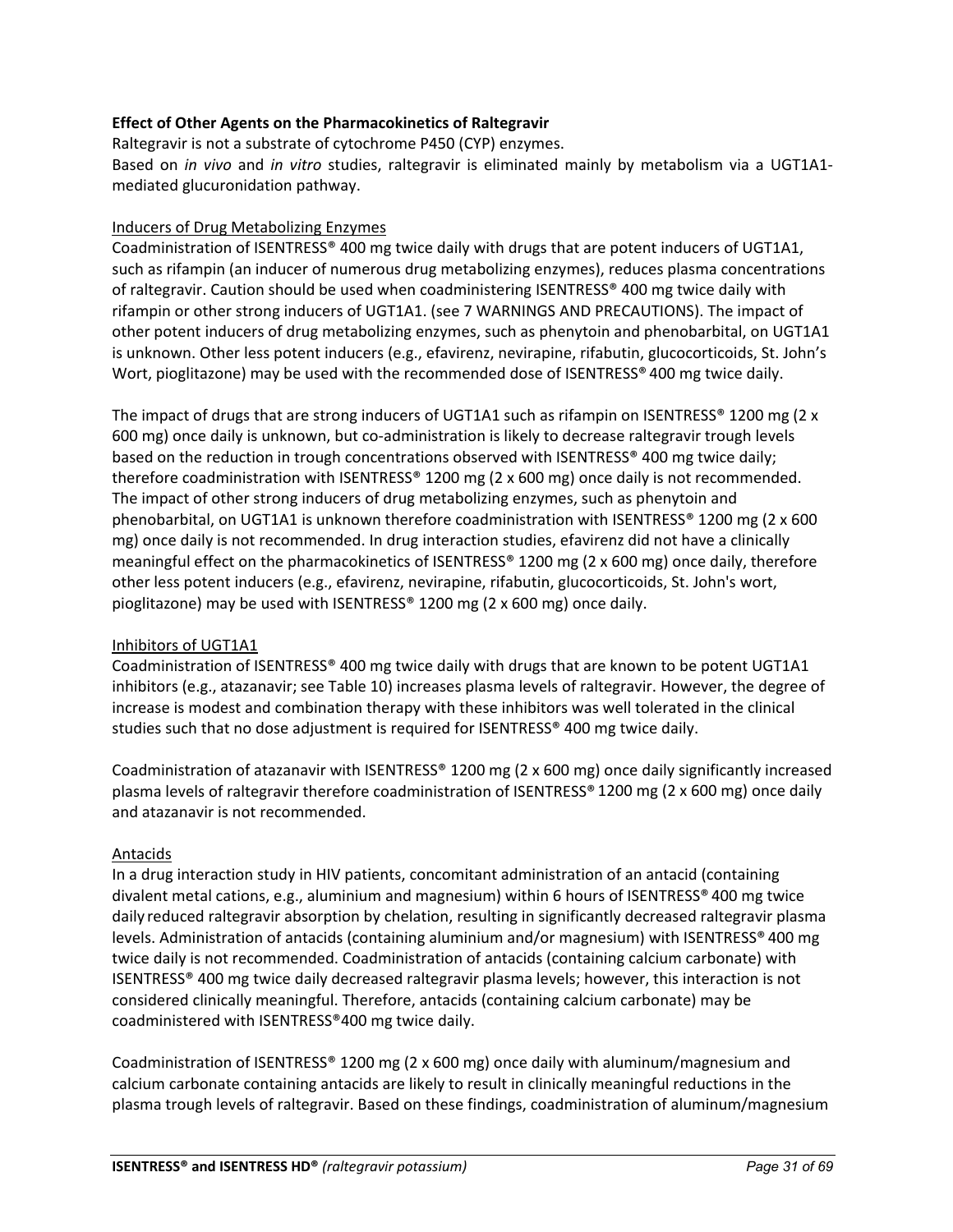**Effect of Other Agents on the Pharmacokinetics of Raltegravir**

Raltegravir is not a substrate of cytochrome P450 (CYP) enzymes.
Based on *in vivo* and *in vitro* studies, raltegravir is eliminated mainly by metabolism via a UGT1A1-mediated glucuronidation pathway.

Inducers of Drug Metabolizing Enzymes

Coadministration of ISENTRESS® 400 mg twice daily with drugs that are potent inducers of UGT1A1, such as rifampin (an inducer of numerous drug metabolizing enzymes), reduces plasma concentrations of raltegravir. Caution should be used when coadministering ISENTRESS® 400 mg twice daily with rifampin or other strong inducers of UGT1A1. (see 7 WARNINGS AND PRECAUTIONS). The impact of other potent inducers of drug metabolizing enzymes, such as phenytoin and phenobarbital, on UGT1A1 is unknown. Other less potent inducers (e.g., efavirenz, nevirapine, rifabutin, glucocorticoids, St. John's Wort, pioglitazone) may be used with the recommended dose of ISENTRESS® 400 mg twice daily.

The impact of drugs that are strong inducers of UGT1A1 such as rifampin on ISENTRESS® 1200 mg (2 x 600 mg) once daily is unknown, but co-administration is likely to decrease raltegravir trough levels based on the reduction in trough concentrations observed with ISENTRESS® 400 mg twice daily; therefore coadministration with ISENTRESS® 1200 mg (2 x 600 mg) once daily is not recommended. The impact of other strong inducers of drug metabolizing enzymes, such as phenytoin and phenobarbital, on UGT1A1 is unknown therefore coadministration with ISENTRESS® 1200 mg (2 x 600 mg) once daily is not recommended. In drug interaction studies, efavirenz did not have a clinically meaningful effect on the pharmacokinetics of ISENTRESS® 1200 mg (2 x 600 mg) once daily, therefore other less potent inducers (e.g., efavirenz, nevirapine, rifabutin, glucocorticoids, St. John's wort, pioglitazone) may be used with ISENTRESS® 1200 mg (2 x 600 mg) once daily.

Inhibitors of UGT1A1

Coadministration of ISENTRESS® 400 mg twice daily with drugs that are known to be potent UGT1A1 inhibitors (e.g., atazanavir; see Table 10) increases plasma levels of raltegravir. However, the degree of increase is modest and combination therapy with these inhibitors was well tolerated in the clinical studies such that no dose adjustment is required for ISENTRESS® 400 mg twice daily.

Coadministration of atazanavir with ISENTRESS® 1200 mg (2 x 600 mg) once daily significantly increased plasma levels of raltegravir therefore coadministration of ISENTRESS® 1200 mg (2 x 600 mg) once daily and atazanavir is not recommended.

Antacids

In a drug interaction study in HIV patients, concomitant administration of an antacid (containing divalent metal cations, e.g., aluminium and magnesium) within 6 hours of ISENTRESS® 400 mg twice daily reduced raltegravir absorption by chelation, resulting in significantly decreased raltegravir plasma levels. Administration of antacids (containing aluminium and/or magnesium) with ISENTRESS® 400 mg twice daily is not recommended. Coadministration of antacids (containing calcium carbonate) with ISENTRESS® 400 mg twice daily decreased raltegravir plasma levels; however, this interaction is not considered clinically meaningful. Therefore, antacids (containing calcium carbonate) may be coadministered with ISENTRESS®400 mg twice daily.

Coadministration of ISENTRESS® 1200 mg (2 x 600 mg) once daily with aluminum/magnesium and calcium carbonate containing antacids are likely to result in clinically meaningful reductions in the plasma trough levels of raltegravir. Based on these findings, coadministration of aluminum/magnesium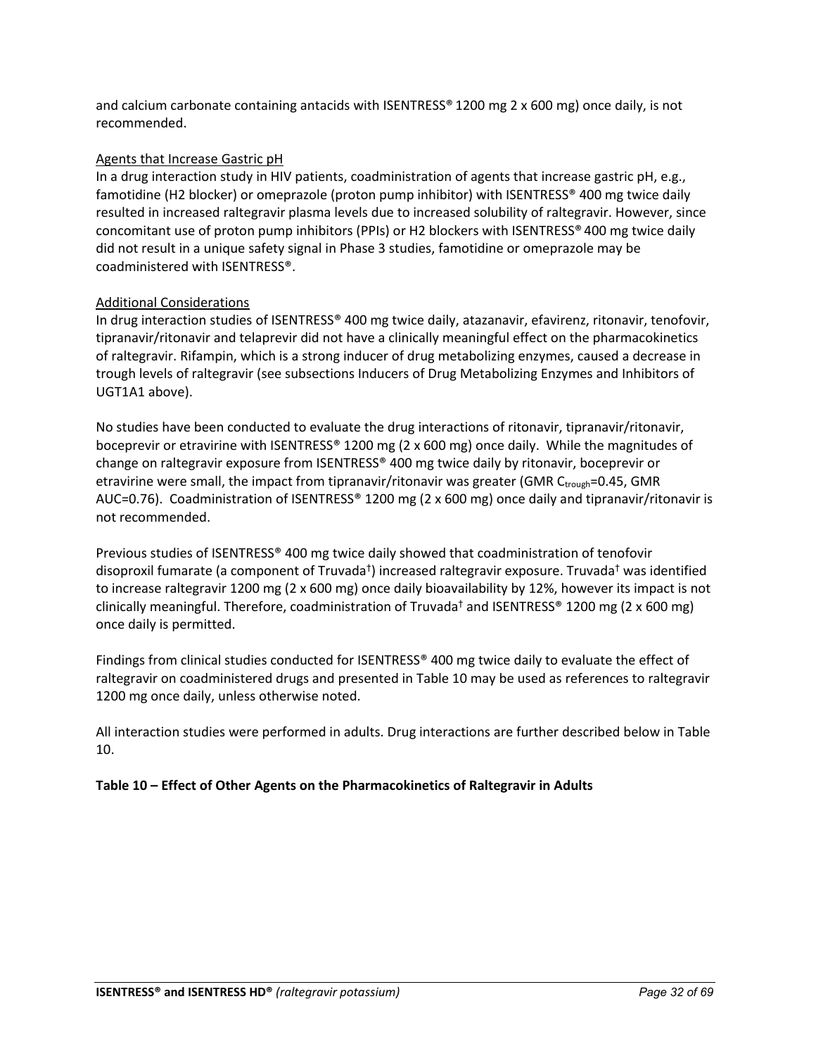and calcium carbonate containing antacids with ISENTRESS® 1200 mg 2 x 600 mg) once daily, is not recommended.

Agents that Increase Gastric pH

In a drug interaction study in HIV patients, coadministration of agents that increase gastric pH, e.g., famotidine (H2 blocker) or omeprazole (proton pump inhibitor) with ISENTRESS® 400 mg twice daily resulted in increased raltegravir plasma levels due to increased solubility of raltegravir. However, since concomitant use of proton pump inhibitors (PPIs) or H2 blockers with ISENTRESS® 400 mg twice daily did not result in a unique safety signal in Phase 3 studies, famotidine or omeprazole may be coadministered with ISENTRESS®.

Additional Considerations

In drug interaction studies of ISENTRESS® 400 mg twice daily, atazanavir, efavirenz, ritonavir, tenofovir, tipranavir/ritonavir and telaprevir did not have a clinically meaningful effect on the pharmacokinetics of raltegravir. Rifampin, which is a strong inducer of drug metabolizing enzymes, caused a decrease in trough levels of raltegravir (see subsections Inducers of Drug Metabolizing Enzymes and Inhibitors of UGT1A1 above).

No studies have been conducted to evaluate the drug interactions of ritonavir, tipranavir/ritonavir, boceprevir or etravirine with ISENTRESS® 1200 mg (2 x 600 mg) once daily. While the magnitudes of change on raltegravir exposure from ISENTRESS® 400 mg twice daily by ritonavir, boceprevir or etravirine were small, the impact from tipranavir/ritonavir was greater (GMR $C_{trough}$=0.45, GMR AUC=0.76). Coadministration of ISENTRESS® 1200 mg (2 x 600 mg) once daily and tipranavir/ritonavir is not recommended.

Previous studies of ISENTRESS® 400 mg twice daily showed that coadministration of tenofovir disoproxil fumarate (a component of Truvada†) increased raltegravir exposure. Truvada† was identified to increase raltegravir 1200 mg (2 x 600 mg) once daily bioavailability by 12%, however its impact is not clinically meaningful. Therefore, coadministration of Truvada† and ISENTRESS® 1200 mg (2 x 600 mg) once daily is permitted.

Findings from clinical studies conducted for ISENTRESS® 400 mg twice daily to evaluate the effect of raltegravir on coadministered drugs and presented in Table 10 may be used as references to raltegravir 1200 mg once daily, unless otherwise noted.

All interaction studies were performed in adults. Drug interactions are further described below in Table 10.

**Table 10 – Effect of Other Agents on the Pharmacokinetics of Raltegravir in Adults**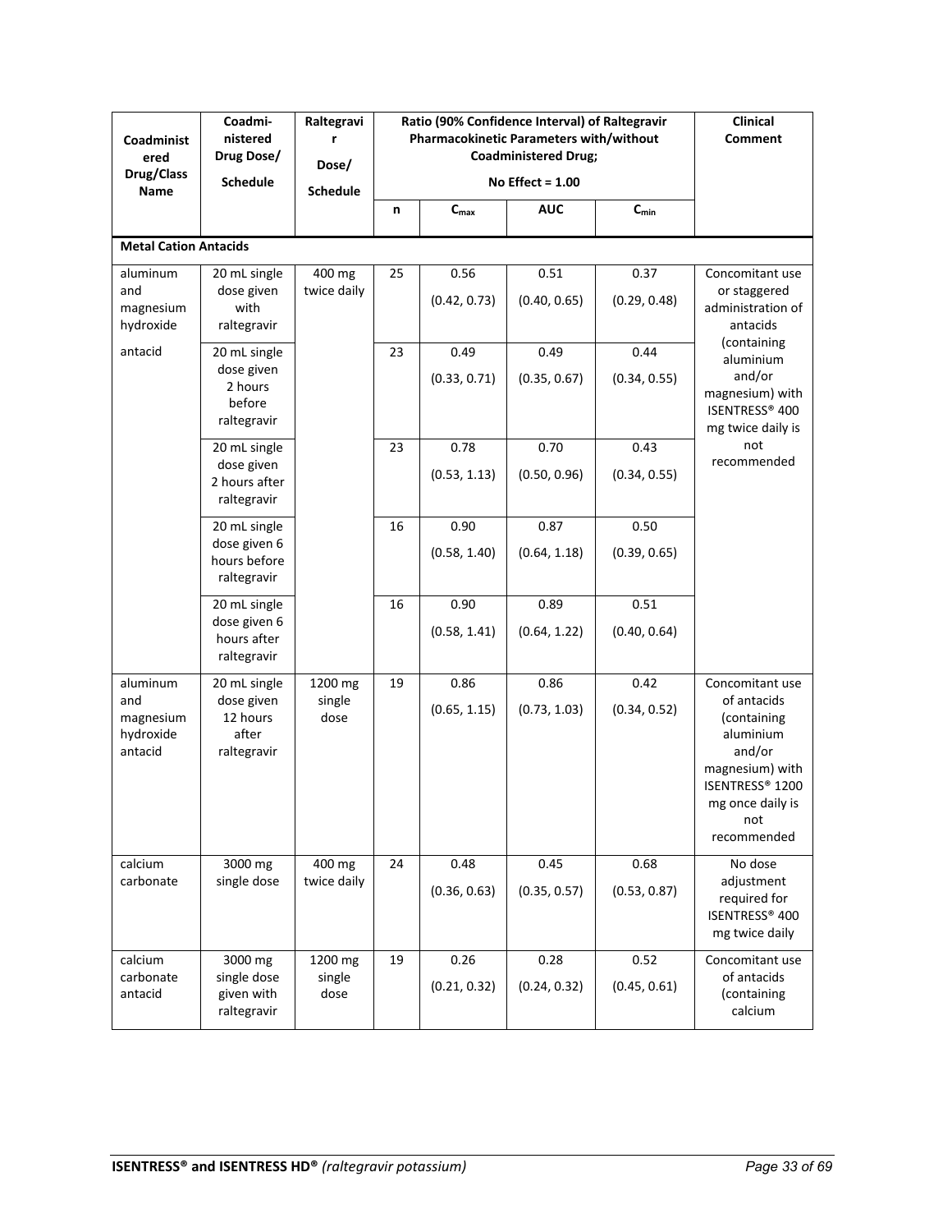| Coadministered Drug/Class Name | Coadministered Drug Dose/ Schedule | Raltegravir Dose/ Schedule | Ratio (90% Confidence Interval) of Raltegravir Pharmacokinetic Parameters with/without Coadministered Drug; No Effect = 1.00 | | | | Clinical Comment |
|---|---|---|---|---|---|---|---|
| | | | n | $C_{max}$ | AUC | $C_{min}$ | |
| **Metal Cation Antacids** | | | | | | | |
| aluminum and magnesium hydroxide antacid | 20 mL single dose given with raltegravir | 400 mg twice daily | 25 | 0.56 (0.42, 0.73) | 0.51 (0.40, 0.65) | 0.37 (0.29, 0.48) | Concomitant use or staggered administration of antacids (containing aluminium and/or magnesium) with ISENTRESS® 400 mg twice daily is not recommended |
| | 20 mL single dose given 2 hours before raltegravir | | 23 | 0.49 (0.33, 0.71) | 0.49 (0.35, 0.67) | 0.44 (0.34, 0.55) | |
| | 20 mL single dose given 2 hours after raltegravir | | 23 | 0.78 (0.53, 1.13) | 0.70 (0.50, 0.96) | 0.43 (0.34, 0.55) | |
| | 20 mL single dose given 6 hours before raltegravir | | 16 | 0.90 (0.58, 1.40) | 0.87 (0.64, 1.18) | 0.50 (0.39, 0.65) | |
| | 20 mL single dose given 6 hours after raltegravir | | 16 | 0.90 (0.58, 1.41) | 0.89 (0.64, 1.22) | 0.51 (0.40, 0.64) | |
| aluminum and magnesium hydroxide antacid | 20 mL single dose given 12 hours after raltegravir | 1200 mg single dose | 19 | 0.86 (0.65, 1.15) | 0.86 (0.73, 1.03) | 0.42 (0.34, 0.52) | Concomitant use of antacids (containing aluminium and/or magnesium) with ISENTRESS® 1200 mg once daily is not recommended |
| calcium carbonate | 3000 mg single dose | 400 mg twice daily | 24 | 0.48 (0.36, 0.63) | 0.45 (0.35, 0.57) | 0.68 (0.53, 0.87) | No dose adjustment required for ISENTRESS® 400 mg twice daily |
| calcium carbonate antacid | 3000 mg single dose given with raltegravir | 1200 mg single dose | 19 | 0.26 (0.21, 0.32) | 0.28 (0.24, 0.32) | 0.52 (0.45, 0.61) | Concomitant use of antacids (containing calcium |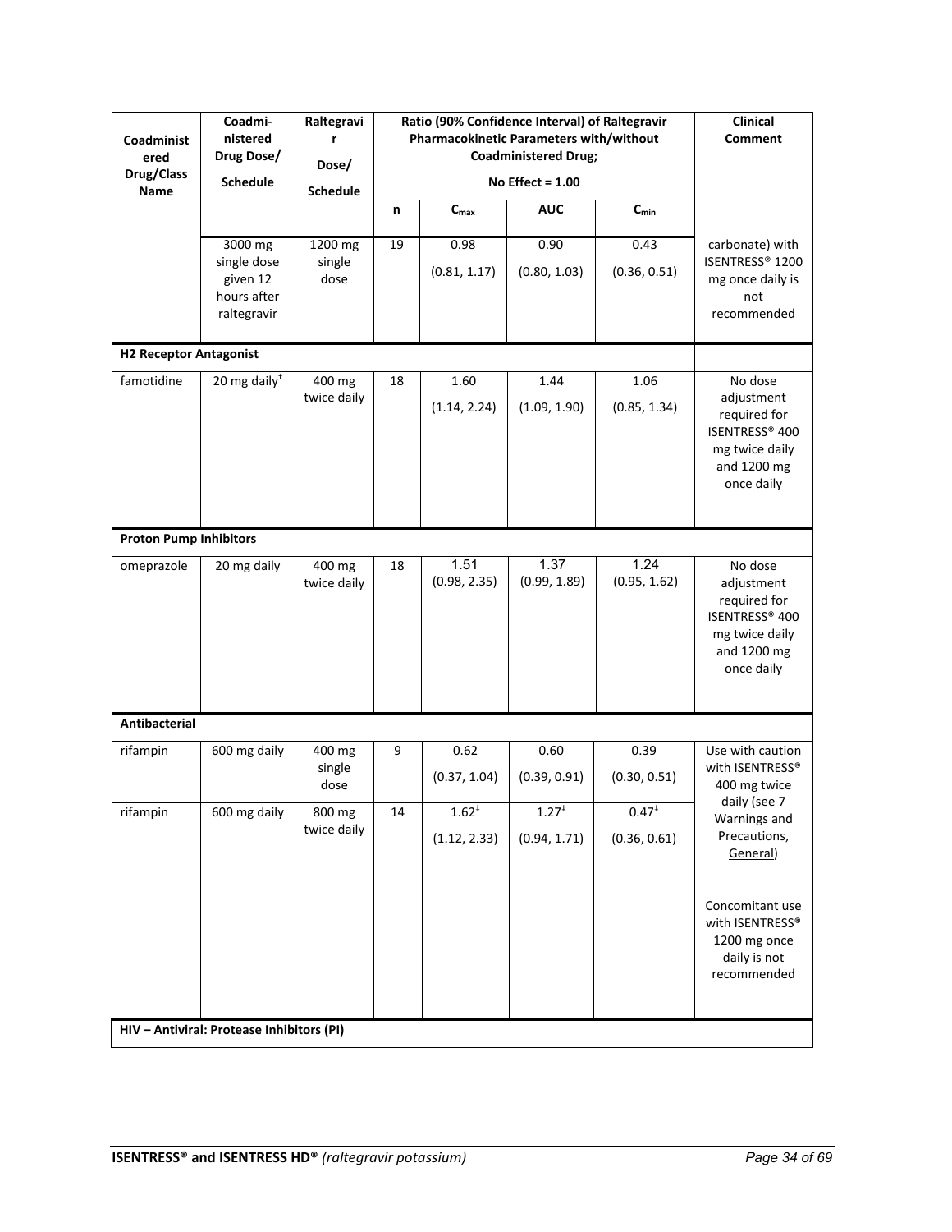| Coadministered Drug/Class Name | Coadministered Drug Dose/ Schedule | Raltegravir Dose/ Schedule | Ratio (90% Confidence Interval) of Raltegravir Pharmacokinetic Parameters with/without Coadministered Drug; No Effect = 1.00 | | | | Clinical Comment |
|---|---|---|---|---|---|---|---|
| | | | n | $C_{max}$ | AUC | $C_{min}$ | |
| | 3000 mg single dose given 12 hours after raltegravir | 1200 mg single dose | 19 | 0.98 (0.81, 1.17) | 0.90 (0.80, 1.03) | 0.43 (0.36, 0.51) | carbonate) with ISENTRESS® 1200 mg once daily is not recommended |
| **H2 Receptor Antagonist** | | | | | | | |
| famotidine | 20 mg daily† | 400 mg twice daily | 18 | 1.60 (1.14, 2.24) | 1.44 (1.09, 1.90) | 1.06 (0.85, 1.34) | No dose adjustment required for ISENTRESS® 400 mg twice daily and 1200 mg once daily |
| **Proton Pump Inhibitors** | | | | | | | |
| omeprazole | 20 mg daily | 400 mg twice daily | 18 | 1.51 (0.98, 2.35) | 1.37 (0.99, 1.89) | 1.24 (0.95, 1.62) | No dose adjustment required for ISENTRESS® 400 mg twice daily and 1200 mg once daily |
| **Antibacterial** | | | | | | | |
| rifampin | 600 mg daily | 400 mg single dose | 9 | 0.62 (0.37, 1.04) | 0.60 (0.39, 0.91) | 0.39 (0.30, 0.51) | Use with caution with ISENTRESS® 400 mg twice daily (see 7 Warnings and Precautions, General) |
| rifampin | 600 mg daily | 800 mg twice daily | 14 | 1.62‡ (1.12, 2.33) | 1.27‡ (0.94, 1.71) | 0.47‡ (0.36, 0.61) | Concomitant use with ISENTRESS® 1200 mg once daily is not recommended |
| **HIV – Antiviral: Protease Inhibitors (PI)** | | | | | | | |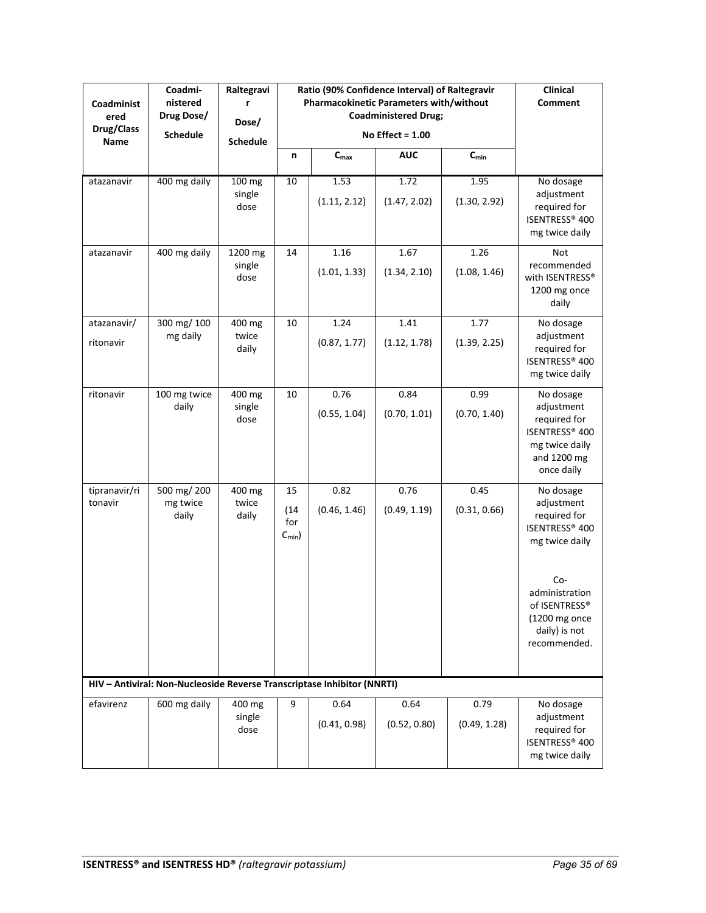| Coadministered Drug/Class Name | Coadministered Drug Dose/ Schedule | Raltegravir Dose/ Schedule | Ratio (90% Confidence Interval) of Raltegravir Pharmacokinetic Parameters with/without Coadministered Drug; No Effect = 1.00 | | | | Clinical Comment |
|---|---|---|---|---|---|---|---|
| | | | n | $C_{max}$ | AUC | $C_{min}$ | |
| atazanavir | 400 mg daily | 100 mg single dose | 10 | 1.53 (1.11, 2.12) | 1.72 (1.47, 2.02) | 1.95 (1.30, 2.92) | No dosage adjustment required for ISENTRESS® 400 mg twice daily |
| atazanavir | 400 mg daily | 1200 mg single dose | 14 | 1.16 (1.01, 1.33) | 1.67 (1.34, 2.10) | 1.26 (1.08, 1.46) | Not recommended with ISENTRESS® 1200 mg once daily |
| atazanavir/ ritonavir | 300 mg/ 100 mg daily | 400 mg twice daily | 10 | 1.24 (0.87, 1.77) | 1.41 (1.12, 1.78) | 1.77 (1.39, 2.25) | No dosage adjustment required for ISENTRESS® 400 mg twice daily |
| ritonavir | 100 mg twice daily | 400 mg single dose | 10 | 0.76 (0.55, 1.04) | 0.84 (0.70, 1.01) | 0.99 (0.70, 1.40) | No dosage adjustment required for ISENTRESS® 400 mg twice daily and 1200 mg once daily |
| tipranavir/ritonavir | 500 mg/ 200 mg twice daily | 400 mg twice daily | 15 (14 for $C_{min}$) | 0.82 (0.46, 1.46) | 0.76 (0.49, 1.19) | 0.45 (0.31, 0.66) | No dosage adjustment required for ISENTRESS® 400 mg twice daily<br><br>Co-administration of ISENTRESS® (1200 mg once daily) is not recommended. |
| **HIV – Antiviral: Non-Nucleoside Reverse Transcriptase Inhibitor (NNRTI)** | | | | | | | |
| efavirenz | 600 mg daily | 400 mg single dose | 9 | 0.64 (0.41, 0.98) | 0.64 (0.52, 0.80) | 0.79 (0.49, 1.28) | No dosage adjustment required for ISENTRESS® 400 mg twice daily |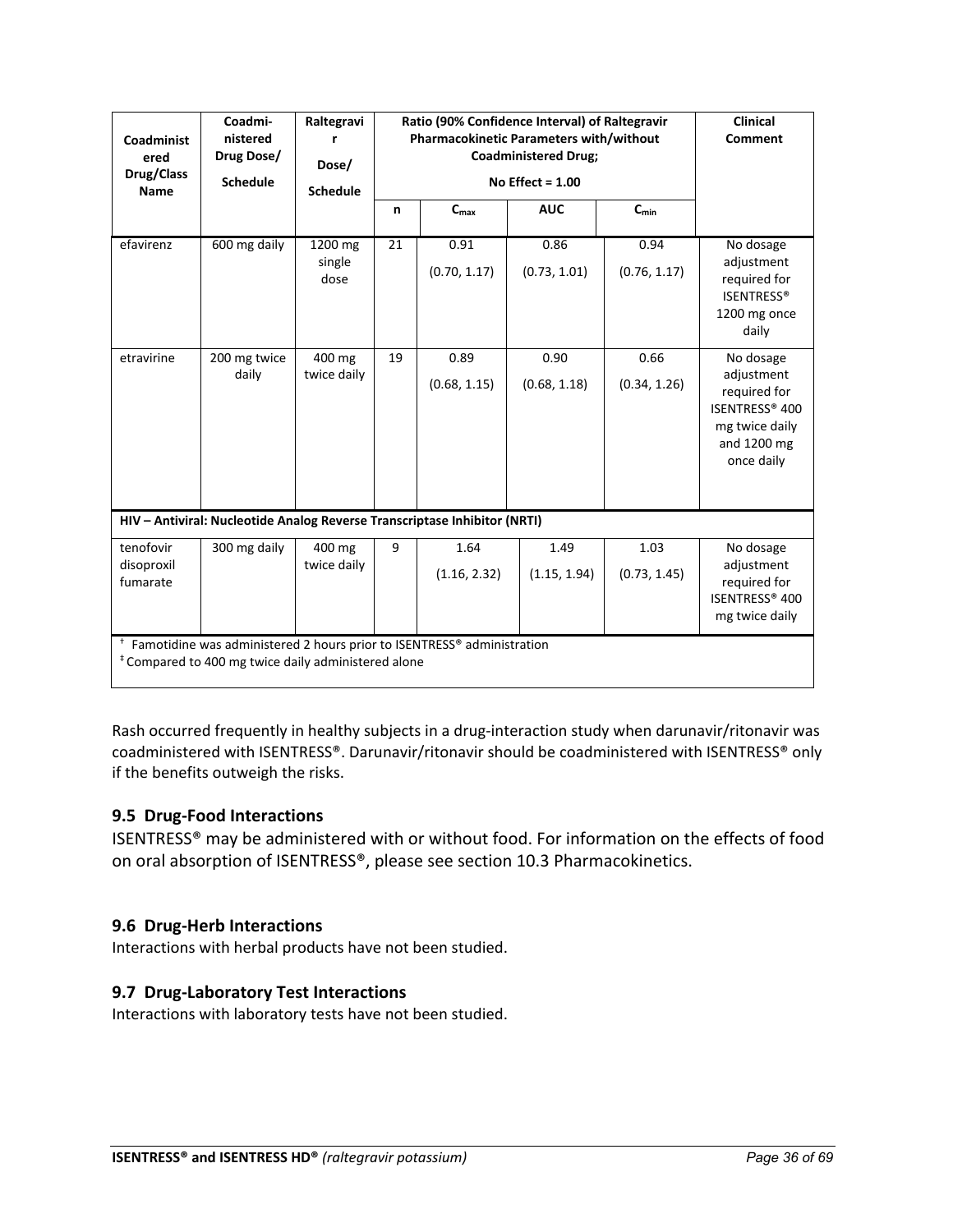| Coadministered Drug/Class Name | Coadministered Drug Dose/ Schedule | Raltegravir Dose/ Schedule | Ratio (90% Confidence Interval) of Raltegravir Pharmacokinetic Parameters with/without Coadministered Drug; No Effect = 1.00 | | | | Clinical Comment |
|---|---|---|---|---|---|---|---|
| | | | n | $C_{max}$ | AUC | $C_{min}$ | |
| efavirenz | 600 mg daily | 1200 mg single dose | 21 | 0.91 (0.70, 1.17) | 0.86 (0.73, 1.01) | 0.94 (0.76, 1.17) | No dosage adjustment required for ISENTRESS® 1200 mg once daily |
| etravirine | 200 mg twice daily | 400 mg twice daily | 19 | 0.89 (0.68, 1.15) | 0.90 (0.68, 1.18) | 0.66 (0.34, 1.26) | No dosage adjustment required for ISENTRESS® 400 mg twice daily and 1200 mg once daily |
| **HIV – Antiviral: Nucleotide Analog Reverse Transcriptase Inhibitor (NRTI)** | | | | | | | |
| tenofovir disoproxil fumarate | 300 mg daily | 400 mg twice daily | 9 | 1.64 (1.16, 2.32) | 1.49 (1.15, 1.94) | 1.03 (0.73, 1.45) | No dosage adjustment required for ISENTRESS® 400 mg twice daily |

† Famotidine was administered 2 hours prior to ISENTRESS® administration
‡ Compared to 400 mg twice daily administered alone

Rash occurred frequently in healthy subjects in a drug-interaction study when darunavir/ritonavir was coadministered with ISENTRESS®. Darunavir/ritonavir should be coadministered with ISENTRESS® only if the benefits outweigh the risks.

### 9.5 Drug-Food Interactions

ISENTRESS® may be administered with or without food. For information on the effects of food on oral absorption of ISENTRESS®, please see section 10.3 Pharmacokinetics.

### 9.6 Drug-Herb Interactions

Interactions with herbal products have not been studied.

### 9.7 Drug-Laboratory Test Interactions

Interactions with laboratory tests have not been studied.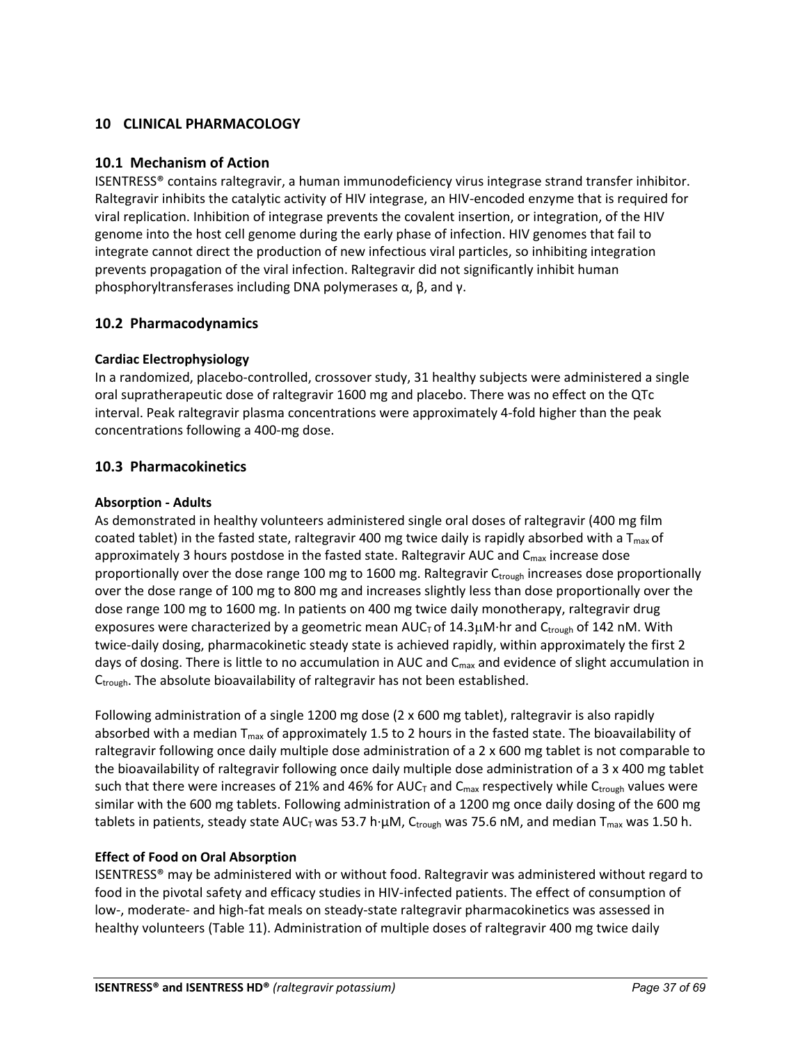## 10 CLINICAL PHARMACOLOGY

### 10.1 Mechanism of Action

ISENTRESS® contains raltegravir, a human immunodeficiency virus integrase strand transfer inhibitor. Raltegravir inhibits the catalytic activity of HIV integrase, an HIV-encoded enzyme that is required for viral replication. Inhibition of integrase prevents the covalent insertion, or integration, of the HIV genome into the host cell genome during the early phase of infection. HIV genomes that fail to integrate cannot direct the production of new infectious viral particles, so inhibiting integration prevents propagation of the viral infection. Raltegravir did not significantly inhibit human phosphoryltransferases including DNA polymerases α, β, and γ.

### 10.2 Pharmacodynamics

**Cardiac Electrophysiology**

In a randomized, placebo-controlled, crossover study, 31 healthy subjects were administered a single oral supratherapeutic dose of raltegravir 1600 mg and placebo. There was no effect on the QTc interval. Peak raltegravir plasma concentrations were approximately 4-fold higher than the peak concentrations following a 400-mg dose.

### 10.3 Pharmacokinetics

**Absorption - Adults**

As demonstrated in healthy volunteers administered single oral doses of raltegravir (400 mg film coated tablet) in the fasted state, raltegravir 400 mg twice daily is rapidly absorbed with a $T_{max}$ of approximately 3 hours postdose in the fasted state. Raltegravir AUC and $C_{max}$ increase dose proportionally over the dose range 100 mg to 1600 mg. Raltegravir $C_{trough}$ increases dose proportionally over the dose range of 100 mg to 800 mg and increases slightly less than dose proportionally over the dose range 100 mg to 1600 mg. In patients on 400 mg twice daily monotherapy, raltegravir drug exposures were characterized by a geometric mean $AUC_T$ of 14.3μM·hr and $C_{trough}$ of 142 nM. With twice-daily dosing, pharmacokinetic steady state is achieved rapidly, within approximately the first 2 days of dosing. There is little to no accumulation in AUC and $C_{max}$ and evidence of slight accumulation in $C_{trough}$. The absolute bioavailability of raltegravir has not been established.

Following administration of a single 1200 mg dose (2 x 600 mg tablet), raltegravir is also rapidly absorbed with a median $T_{max}$ of approximately 1.5 to 2 hours in the fasted state. The bioavailability of raltegravir following once daily multiple dose administration of a 2 x 600 mg tablet is not comparable to the bioavailability of raltegravir following once daily multiple dose administration of a 3 x 400 mg tablet such that there were increases of 21% and 46% for $AUC_T$ and $C_{max}$ respectively while $C_{trough}$ values were similar with the 600 mg tablets. Following administration of a 1200 mg once daily dosing of the 600 mg tablets in patients, steady state $AUC_T$ was 53.7 h·μM, $C_{trough}$ was 75.6 nM, and median $T_{max}$ was 1.50 h.

**Effect of Food on Oral Absorption**

ISENTRESS® may be administered with or without food. Raltegravir was administered without regard to food in the pivotal safety and efficacy studies in HIV-infected patients. The effect of consumption of low-, moderate- and high-fat meals on steady-state raltegravir pharmacokinetics was assessed in healthy volunteers (Table 11). Administration of multiple doses of raltegravir 400 mg twice daily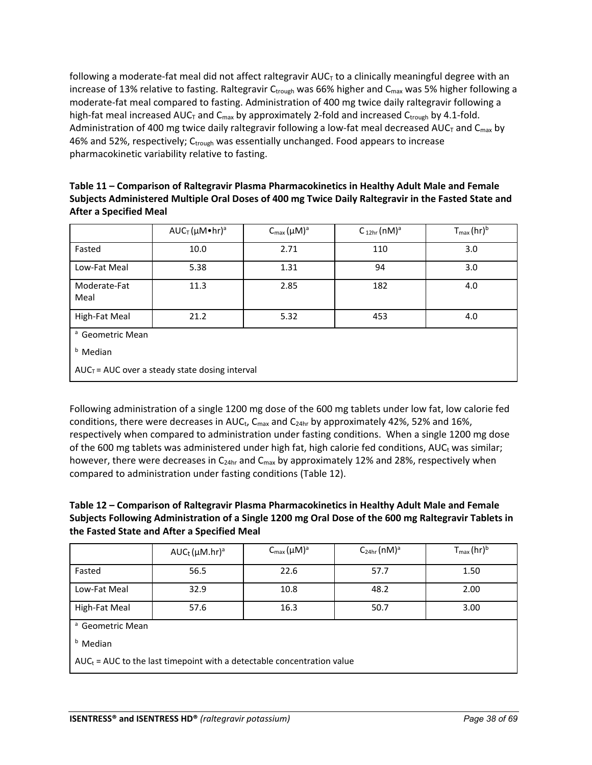following a moderate-fat meal did not affect raltegravir $AUC_T$ to a clinically meaningful degree with an increase of 13% relative to fasting. Raltegravir $C_{trough}$ was 66% higher and $C_{max}$ was 5% higher following a moderate-fat meal compared to fasting. Administration of 400 mg twice daily raltegravir following a high-fat meal increased $AUC_T$ and $C_{max}$ by approximately 2-fold and increased $C_{trough}$ by 4.1-fold. Administration of 400 mg twice daily raltegravir following a low-fat meal decreased $AUC_T$ and $C_{max}$ by 46% and 52%, respectively; $C_{trough}$ was essentially unchanged. Food appears to increase pharmacokinetic variability relative to fasting.

**Table 11 – Comparison of Raltegravir Plasma Pharmacokinetics in Healthy Adult Male and Female Subjects Administered Multiple Oral Doses of 400 mg Twice Daily Raltegravir in the Fasted State and After a Specified Meal**

| | $AUC_T$ (μM•hr)[a] | $C_{max}$ (μM)[a] | $C_{12hr}$ (nM)[a] | $T_{max}$ (hr)[b] |
|---|---|---|---|---|
| Fasted | 10.0 | 2.71 | 110 | 3.0 |
| Low-Fat Meal | 5.38 | 1.31 | 94 | 3.0 |
| Moderate-Fat Meal | 11.3 | 2.85 | 182 | 4.0 |
| High-Fat Meal | 21.2 | 5.32 | 453 | 4.0 |

[a] Geometric Mean

[b] Median

$AUC_T$ = AUC over a steady state dosing interval

Following administration of a single 1200 mg dose of the 600 mg tablets under low fat, low calorie fed conditions, there were decreases in $AUC_t$, $C_{max}$ and $C_{24hr}$ by approximately 42%, 52% and 16%, respectively when compared to administration under fasting conditions. When a single 1200 mg dose of the 600 mg tablets was administered under high fat, high calorie fed conditions, $AUC_t$ was similar; however, there were decreases in $C_{24hr}$ and $C_{max}$ by approximately 12% and 28%, respectively when compared to administration under fasting conditions (Table 12).

**Table 12 – Comparison of Raltegravir Plasma Pharmacokinetics in Healthy Adult Male and Female Subjects Following Administration of a Single 1200 mg Oral Dose of the 600 mg Raltegravir Tablets in the Fasted State and After a Specified Meal**

| | $AUC_t$ (μM.hr)[a] | $C_{max}$ (μM)[a] | $C_{24hr}$ (nM)[a] | $T_{max}$ (hr)[b] |
|---|---|---|---|---|
| Fasted | 56.5 | 22.6 | 57.7 | 1.50 |
| Low-Fat Meal | 32.9 | 10.8 | 48.2 | 2.00 |
| High-Fat Meal | 57.6 | 16.3 | 50.7 | 3.00 |

[a] Geometric Mean

[b] Median

$AUC_t$ = AUC to the last timepoint with a detectable concentration value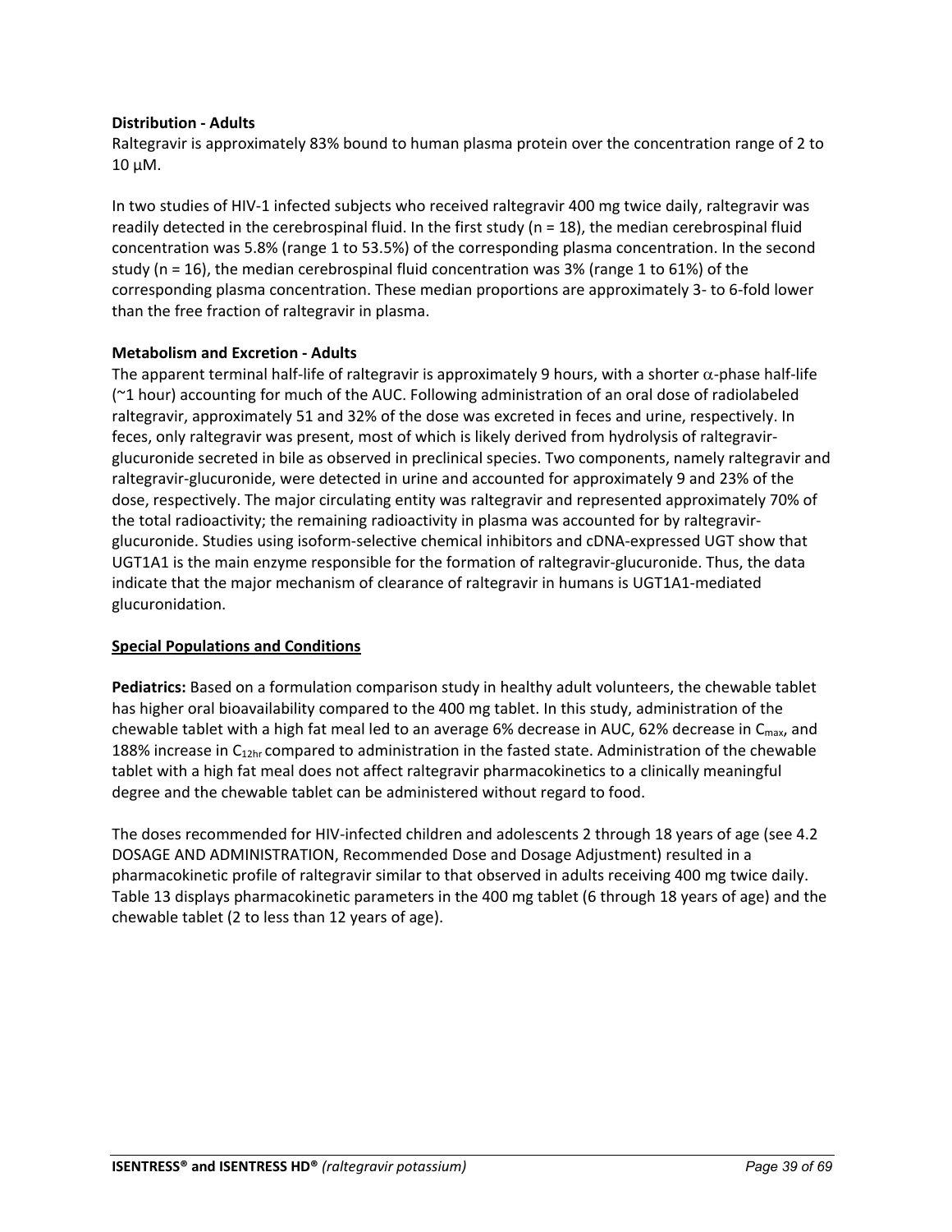**Distribution - Adults**

Raltegravir is approximately 83% bound to human plasma protein over the concentration range of 2 to 10 μM.

In two studies of HIV-1 infected subjects who received raltegravir 400 mg twice daily, raltegravir was readily detected in the cerebrospinal fluid. In the first study (n = 18), the median cerebrospinal fluid concentration was 5.8% (range 1 to 53.5%) of the corresponding plasma concentration. In the second study (n = 16), the median cerebrospinal fluid concentration was 3% (range 1 to 61%) of the corresponding plasma concentration. These median proportions are approximately 3- to 6-fold lower than the free fraction of raltegravir in plasma.

**Metabolism and Excretion - Adults**

The apparent terminal half-life of raltegravir is approximately 9 hours, with a shorter $\alpha$-phase half-life (~1 hour) accounting for much of the AUC. Following administration of an oral dose of radiolabeled raltegravir, approximately 51 and 32% of the dose was excreted in feces and urine, respectively. In feces, only raltegravir was present, most of which is likely derived from hydrolysis of raltegravir-glucuronide secreted in bile as observed in preclinical species. Two components, namely raltegravir and raltegravir-glucuronide, were detected in urine and accounted for approximately 9 and 23% of the dose, respectively. The major circulating entity was raltegravir and represented approximately 70% of the total radioactivity; the remaining radioactivity in plasma was accounted for by raltegravir-glucuronide. Studies using isoform-selective chemical inhibitors and cDNA-expressed UGT show that UGT1A1 is the main enzyme responsible for the formation of raltegravir-glucuronide. Thus, the data indicate that the major mechanism of clearance of raltegravir in humans is UGT1A1-mediated glucuronidation.

**Special Populations and Conditions**

**Pediatrics:** Based on a formulation comparison study in healthy adult volunteers, the chewable tablet has higher oral bioavailability compared to the 400 mg tablet. In this study, administration of the chewable tablet with a high fat meal led to an average 6% decrease in AUC, 62% decrease in $C_{max}$, and 188% increase in $C_{12hr}$ compared to administration in the fasted state. Administration of the chewable tablet with a high fat meal does not affect raltegravir pharmacokinetics to a clinically meaningful degree and the chewable tablet can be administered without regard to food.

The doses recommended for HIV-infected children and adolescents 2 through 18 years of age (see 4.2 DOSAGE AND ADMINISTRATION, Recommended Dose and Dosage Adjustment) resulted in a pharmacokinetic profile of raltegravir similar to that observed in adults receiving 400 mg twice daily. Table 13 displays pharmacokinetic parameters in the 400 mg tablet (6 through 18 years of age) and the chewable tablet (2 to less than 12 years of age).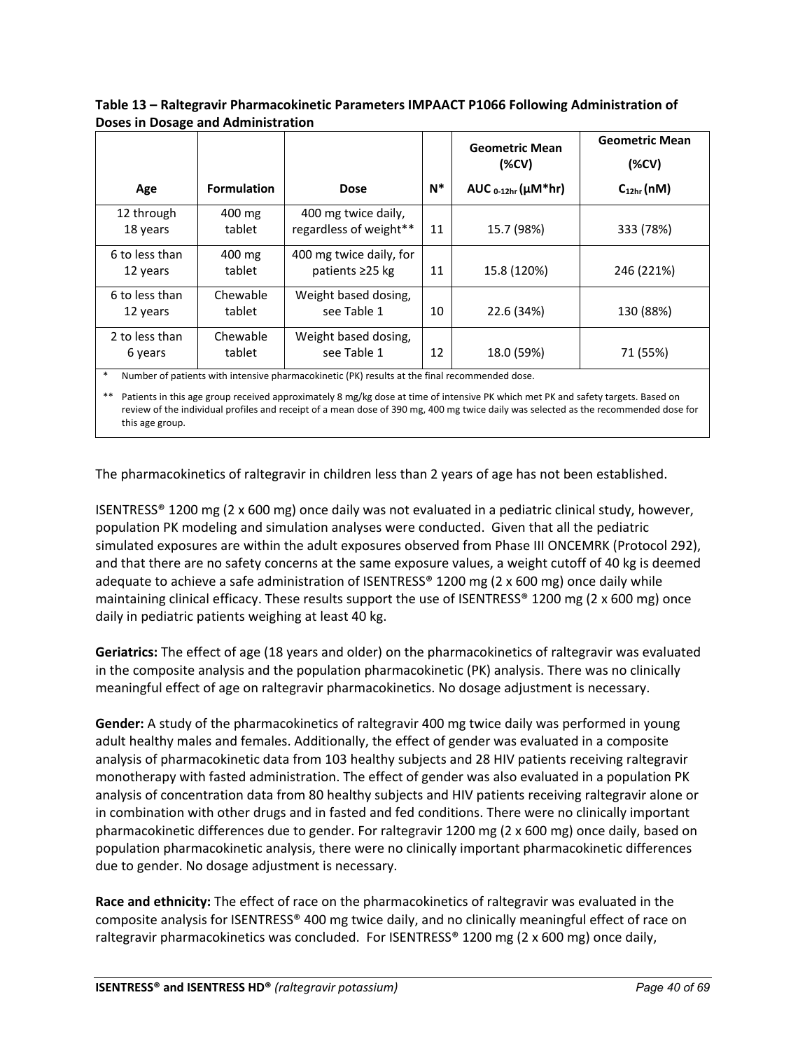**Table 13 – Raltegravir Pharmacokinetic Parameters IMPAACT P1066 Following Administration of Doses in Dosage and Administration**

| Age | Formulation | Dose | N* | Geometric Mean (%CV) AUC $_{0\text{-}12hr}$ (μM*hr) | Geometric Mean (%CV) $C_{12hr}$ (nM) |
|---|---|---|---|---|---|
| 12 through 18 years | 400 mg tablet | 400 mg twice daily, regardless of weight** | 11 | 15.7 (98%) | 333 (78%) |
| 6 to less than 12 years | 400 mg tablet | 400 mg twice daily, for patients ≥25 kg | 11 | 15.8 (120%) | 246 (221%) |
| 6 to less than 12 years | Chewable tablet | Weight based dosing, see Table 1 | 10 | 22.6 (34%) | 130 (88%) |
| 2 to less than 6 years | Chewable tablet | Weight based dosing, see Table 1 | 12 | 18.0 (59%) | 71 (55%) |

\* Number of patients with intensive pharmacokinetic (PK) results at the final recommended dose.

\*\* Patients in this age group received approximately 8 mg/kg dose at time of intensive PK which met PK and safety targets. Based on review of the individual profiles and receipt of a mean dose of 390 mg, 400 mg twice daily was selected as the recommended dose for this age group.

The pharmacokinetics of raltegravir in children less than 2 years of age has not been established.

ISENTRESS® 1200 mg (2 x 600 mg) once daily was not evaluated in a pediatric clinical study, however, population PK modeling and simulation analyses were conducted. Given that all the pediatric simulated exposures are within the adult exposures observed from Phase III ONCEMRK (Protocol 292), and that there are no safety concerns at the same exposure values, a weight cutoff of 40 kg is deemed adequate to achieve a safe administration of ISENTRESS® 1200 mg (2 x 600 mg) once daily while maintaining clinical efficacy. These results support the use of ISENTRESS® 1200 mg (2 x 600 mg) once daily in pediatric patients weighing at least 40 kg.

**Geriatrics:** The effect of age (18 years and older) on the pharmacokinetics of raltegravir was evaluated in the composite analysis and the population pharmacokinetic (PK) analysis. There was no clinically meaningful effect of age on raltegravir pharmacokinetics. No dosage adjustment is necessary.

**Gender:** A study of the pharmacokinetics of raltegravir 400 mg twice daily was performed in young adult healthy males and females. Additionally, the effect of gender was evaluated in a composite analysis of pharmacokinetic data from 103 healthy subjects and 28 HIV patients receiving raltegravir monotherapy with fasted administration. The effect of gender was also evaluated in a population PK analysis of concentration data from 80 healthy subjects and HIV patients receiving raltegravir alone or in combination with other drugs and in fasted and fed conditions. There were no clinically important pharmacokinetic differences due to gender. For raltegravir 1200 mg (2 x 600 mg) once daily, based on population pharmacokinetic analysis, there were no clinically important pharmacokinetic differences due to gender. No dosage adjustment is necessary.

**Race and ethnicity:** The effect of race on the pharmacokinetics of raltegravir was evaluated in the composite analysis for ISENTRESS® 400 mg twice daily, and no clinically meaningful effect of race on raltegravir pharmacokinetics was concluded. For ISENTRESS® 1200 mg (2 x 600 mg) once daily,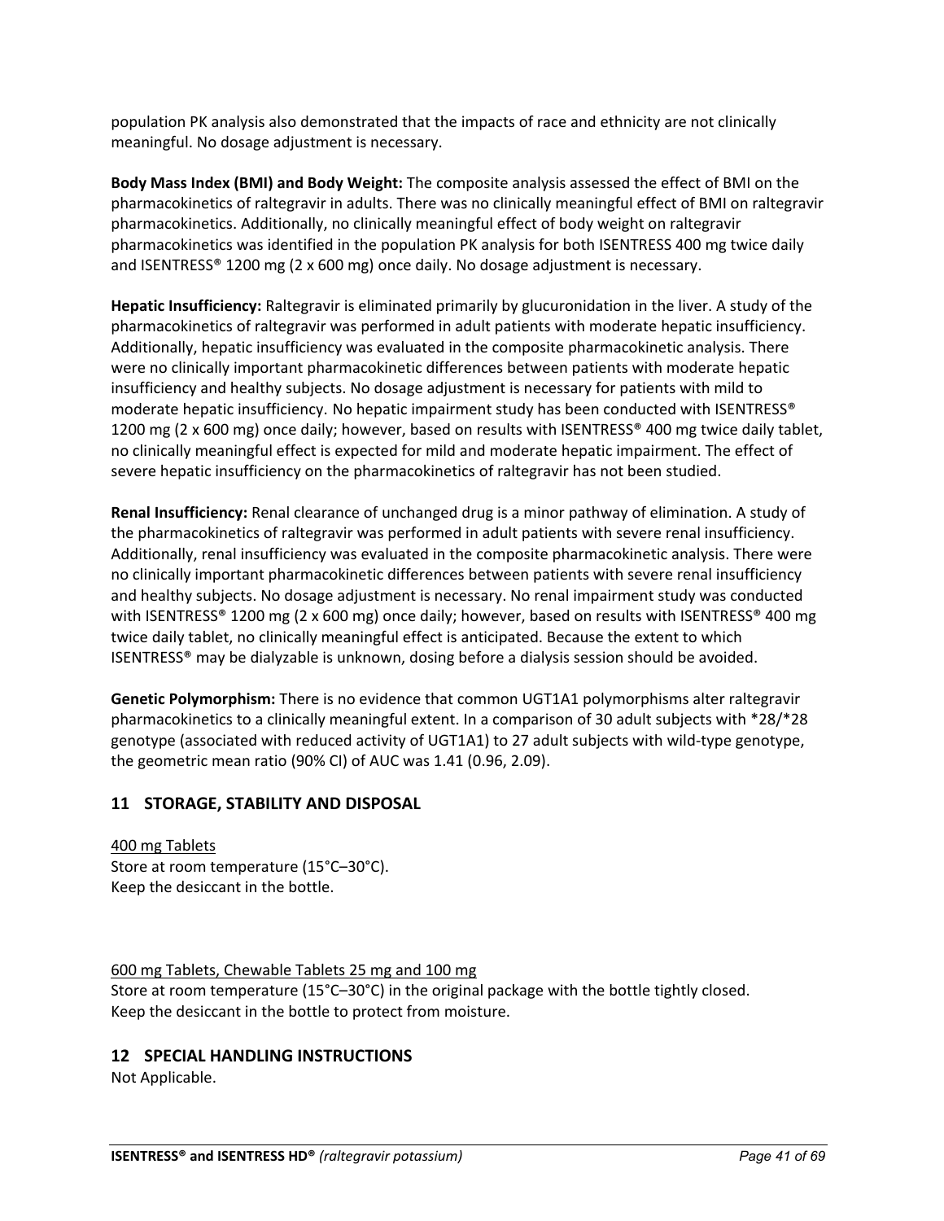population PK analysis also demonstrated that the impacts of race and ethnicity are not clinically meaningful. No dosage adjustment is necessary.

**Body Mass Index (BMI) and Body Weight:** The composite analysis assessed the effect of BMI on the pharmacokinetics of raltegravir in adults. There was no clinically meaningful effect of BMI on raltegravir pharmacokinetics. Additionally, no clinically meaningful effect of body weight on raltegravir pharmacokinetics was identified in the population PK analysis for both ISENTRESS 400 mg twice daily and ISENTRESS® 1200 mg (2 x 600 mg) once daily. No dosage adjustment is necessary.

**Hepatic Insufficiency:** Raltegravir is eliminated primarily by glucuronidation in the liver. A study of the pharmacokinetics of raltegravir was performed in adult patients with moderate hepatic insufficiency. Additionally, hepatic insufficiency was evaluated in the composite pharmacokinetic analysis. There were no clinically important pharmacokinetic differences between patients with moderate hepatic insufficiency and healthy subjects. No dosage adjustment is necessary for patients with mild to moderate hepatic insufficiency. No hepatic impairment study has been conducted with ISENTRESS® 1200 mg (2 x 600 mg) once daily; however, based on results with ISENTRESS® 400 mg twice daily tablet, no clinically meaningful effect is expected for mild and moderate hepatic impairment. The effect of severe hepatic insufficiency on the pharmacokinetics of raltegravir has not been studied.

**Renal Insufficiency:** Renal clearance of unchanged drug is a minor pathway of elimination. A study of the pharmacokinetics of raltegravir was performed in adult patients with severe renal insufficiency. Additionally, renal insufficiency was evaluated in the composite pharmacokinetic analysis. There were no clinically important pharmacokinetic differences between patients with severe renal insufficiency and healthy subjects. No dosage adjustment is necessary. No renal impairment study was conducted with ISENTRESS® 1200 mg (2 x 600 mg) once daily; however, based on results with ISENTRESS® 400 mg twice daily tablet, no clinically meaningful effect is anticipated. Because the extent to which ISENTRESS® may be dialyzable is unknown, dosing before a dialysis session should be avoided.

**Genetic Polymorphism:** There is no evidence that common UGT1A1 polymorphisms alter raltegravir pharmacokinetics to a clinically meaningful extent. In a comparison of 30 adult subjects with *28/*28 genotype (associated with reduced activity of UGT1A1) to 27 adult subjects with wild-type genotype, the geometric mean ratio (90% CI) of AUC was 1.41 (0.96, 2.09).

## 11 STORAGE, STABILITY AND DISPOSAL

<u>400 mg Tablets</u>
Store at room temperature (15°C–30°C).
Keep the desiccant in the bottle.

<u>600 mg Tablets, Chewable Tablets 25 mg and 100 mg</u>
Store at room temperature (15°C–30°C) in the original package with the bottle tightly closed.
Keep the desiccant in the bottle to protect from moisture.

## 12 SPECIAL HANDLING INSTRUCTIONS

Not Applicable.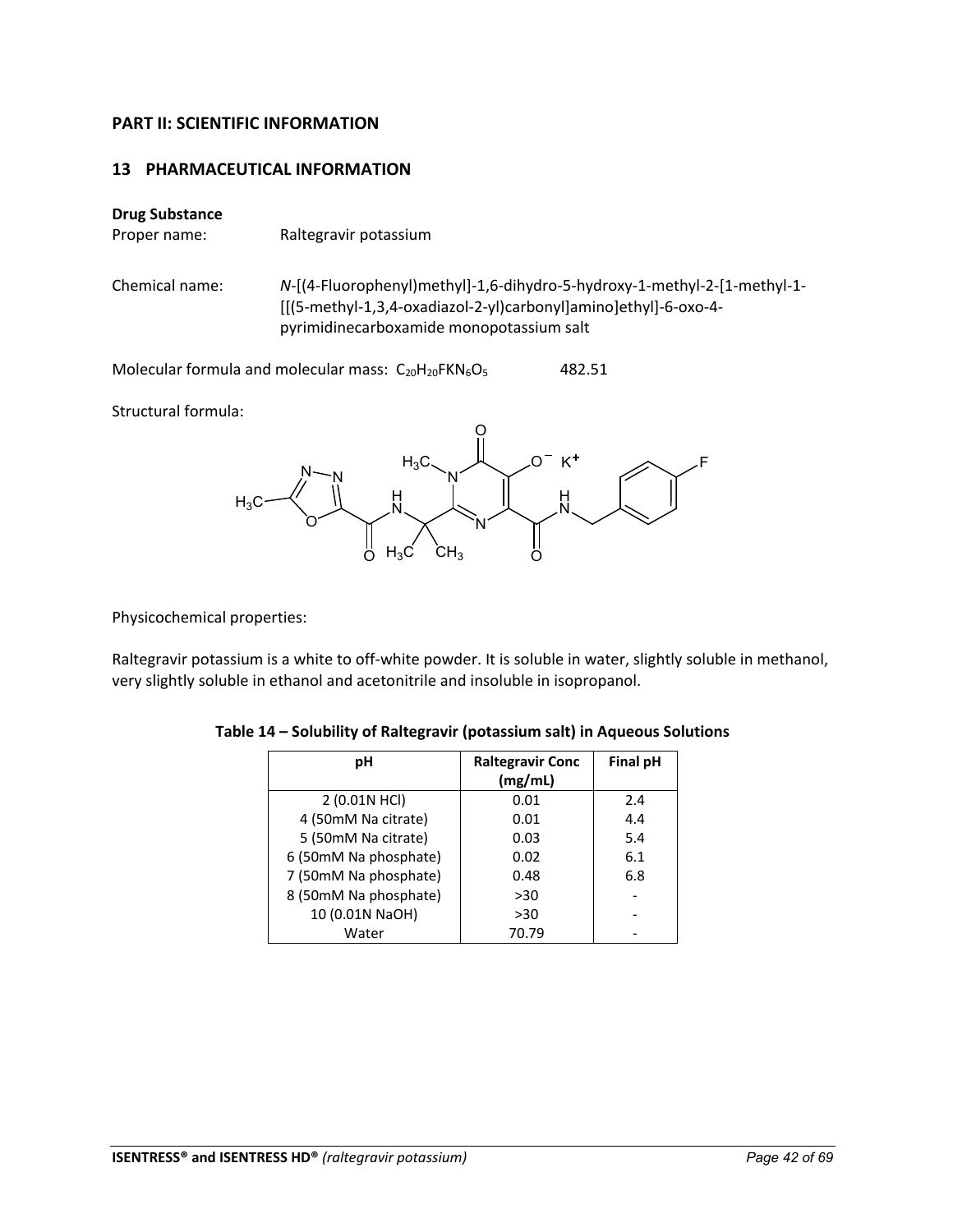## PART II: SCIENTIFIC INFORMATION

## 13 PHARMACEUTICAL INFORMATION

**Drug Substance**

Proper name: Raltegravir potassium

Chemical name: *N*-[(4-Fluorophenyl)methyl]-1,6-dihydro-5-hydroxy-1-methyl-2-[1-methyl-1-[[(5-methyl-1,3,4-oxadiazol-2-yl)carbonyl]amino]ethyl]-6-oxo-4-pyrimidinecarboxamide monopotassium salt

Molecular formula and molecular mass: $C_{20}H_{20}FKN_6O_5$ 482.51

Structural formula:

Physicochemical properties:

Raltegravir potassium is a white to off-white powder. It is soluble in water, slightly soluble in methanol, very slightly soluble in ethanol and acetonitrile and insoluble in isopropanol.

**Table 14 – Solubility of Raltegravir (potassium salt) in Aqueous Solutions**

| pH | Raltegravir Conc (mg/mL) | Final pH |
|---|---|---|
| 2 (0.01N HCl) | 0.01 | 2.4 |
| 4 (50mM Na citrate) | 0.01 | 4.4 |
| 5 (50mM Na citrate) | 0.03 | 5.4 |
| 6 (50mM Na phosphate) | 0.02 | 6.1 |
| 7 (50mM Na phosphate) | 0.48 | 6.8 |
| 8 (50mM Na phosphate) | >30 | - |
| 10 (0.01N NaOH) | >30 | - |
| Water | 70.79 | - |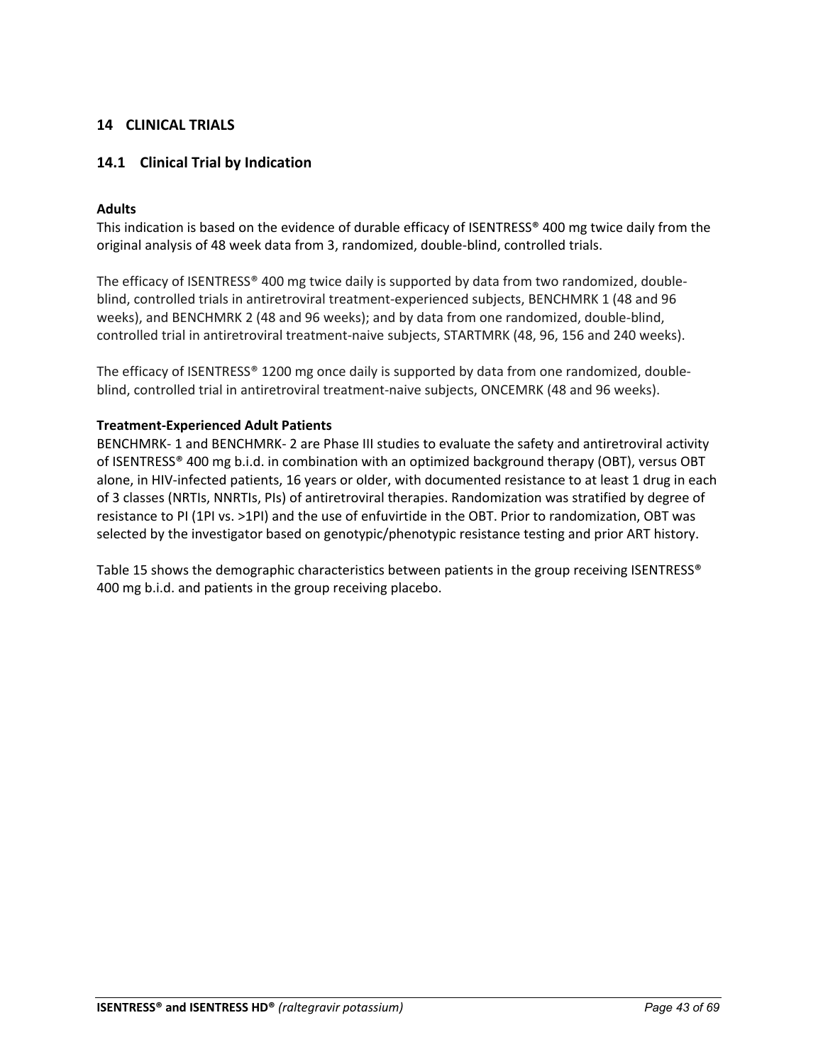## 14 CLINICAL TRIALS

### 14.1 Clinical Trial by Indication

**Adults**

This indication is based on the evidence of durable efficacy of ISENTRESS® 400 mg twice daily from the original analysis of 48 week data from 3, randomized, double-blind, controlled trials.

The efficacy of ISENTRESS® 400 mg twice daily is supported by data from two randomized, double-blind, controlled trials in antiretroviral treatment-experienced subjects, BENCHMRK 1 (48 and 96 weeks), and BENCHMRK 2 (48 and 96 weeks); and by data from one randomized, double-blind, controlled trial in antiretroviral treatment-naive subjects, STARTMRK (48, 96, 156 and 240 weeks).

The efficacy of ISENTRESS® 1200 mg once daily is supported by data from one randomized, double-blind, controlled trial in antiretroviral treatment-naive subjects, ONCEMRK (48 and 96 weeks).

**Treatment-Experienced Adult Patients**

BENCHMRK- 1 and BENCHMRK- 2 are Phase III studies to evaluate the safety and antiretroviral activity of ISENTRESS® 400 mg b.i.d. in combination with an optimized background therapy (OBT), versus OBT alone, in HIV-infected patients, 16 years or older, with documented resistance to at least 1 drug in each of 3 classes (NRTIs, NNRTIs, PIs) of antiretroviral therapies. Randomization was stratified by degree of resistance to PI (1PI vs. >1PI) and the use of enfuvirtide in the OBT. Prior to randomization, OBT was selected by the investigator based on genotypic/phenotypic resistance testing and prior ART history.

Table 15 shows the demographic characteristics between patients in the group receiving ISENTRESS® 400 mg b.i.d. and patients in the group receiving placebo.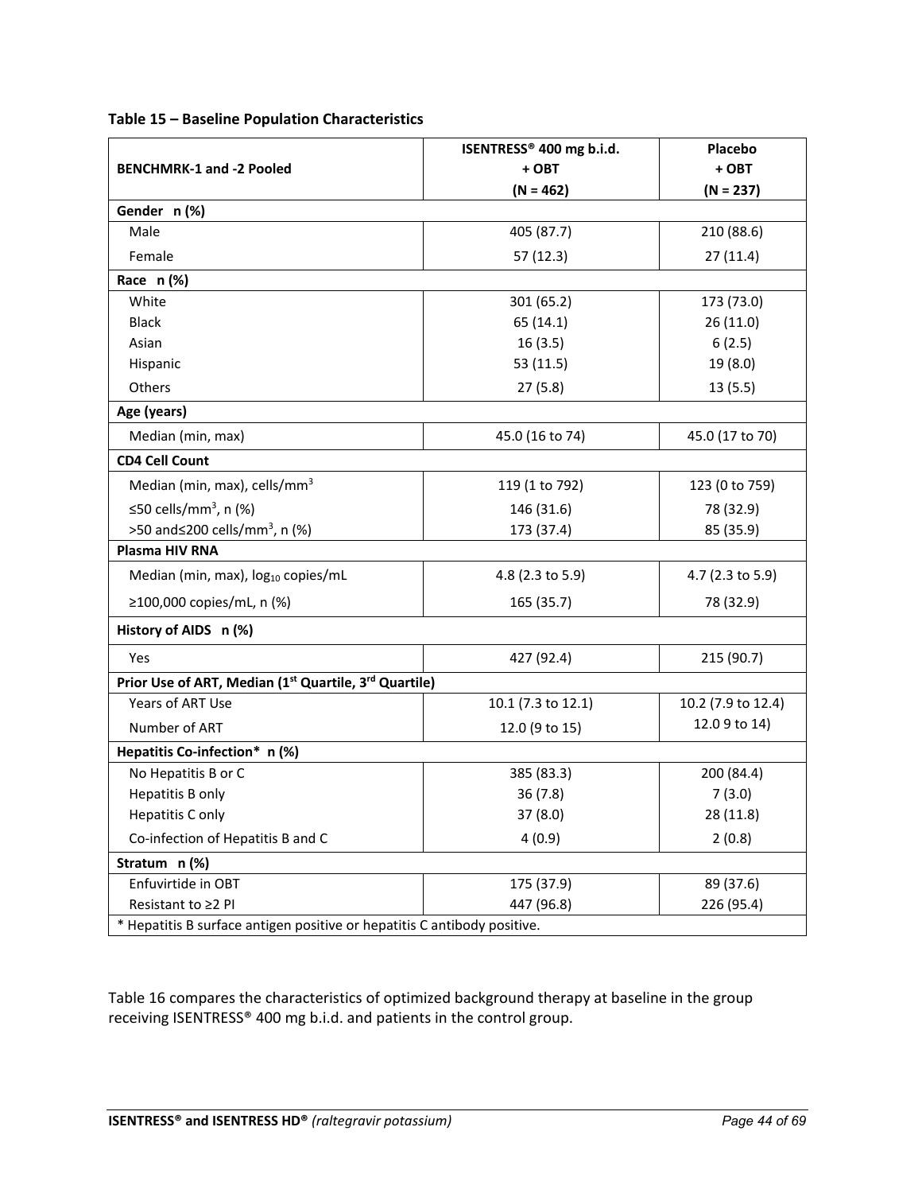**Table 15 – Baseline Population Characteristics**

| BENCHMRK-1 and -2 Pooled | ISENTRESS® 400 mg b.i.d. + OBT (N = 462) | Placebo + OBT (N = 237) |
|---|---|---|
| **Gender n (%)** | | |
| Male | 405 (87.7) | 210 (88.6) |
| Female | 57 (12.3) | 27 (11.4) |
| **Race n (%)** | | |
| White | 301 (65.2) | 173 (73.0) |
| Black | 65 (14.1) | 26 (11.0) |
| Asian | 16 (3.5) | 6 (2.5) |
| Hispanic | 53 (11.5) | 19 (8.0) |
| Others | 27 (5.8) | 13 (5.5) |
| **Age (years)** | | |
| Median (min, max) | 45.0 (16 to 74) | 45.0 (17 to 70) |
| **CD4 Cell Count** | | |
| Median (min, max), cells/mm$^3$ | 119 (1 to 792) | 123 (0 to 759) |
| ≤50 cells/mm$^3$, n (%) | 146 (31.6) | 78 (32.9) |
| >50 and≤200 cells/mm$^3$, n (%) | 173 (37.4) | 85 (35.9) |
| **Plasma HIV RNA** | | |
| Median (min, max), $\log_{10}$ copies/mL | 4.8 (2.3 to 5.9) | 4.7 (2.3 to 5.9) |
| ≥100,000 copies/mL, n (%) | 165 (35.7) | 78 (32.9) |
| **History of AIDS n (%)** | | |
| Yes | 427 (92.4) | 215 (90.7) |
| **Prior Use of ART, Median (1st Quartile, 3rd Quartile)** | | |
| Years of ART Use | 10.1 (7.3 to 12.1) | 10.2 (7.9 to 12.4) |
| Number of ART | 12.0 (9 to 15) | 12.0 9 to 14) |
| **Hepatitis Co-infection* n (%)** | | |
| No Hepatitis B or C | 385 (83.3) | 200 (84.4) |
| Hepatitis B only | 36 (7.8) | 7 (3.0) |
| Hepatitis C only | 37 (8.0) | 28 (11.8) |
| Co-infection of Hepatitis B and C | 4 (0.9) | 2 (0.8) |
| **Stratum n (%)** | | |
| Enfuvirtide in OBT | 175 (37.9) | 89 (37.6) |
| Resistant to ≥2 PI | 447 (96.8) | 226 (95.4) |

\* Hepatitis B surface antigen positive or hepatitis C antibody positive.

Table 16 compares the characteristics of optimized background therapy at baseline in the group receiving ISENTRESS® 400 mg b.i.d. and patients in the control group.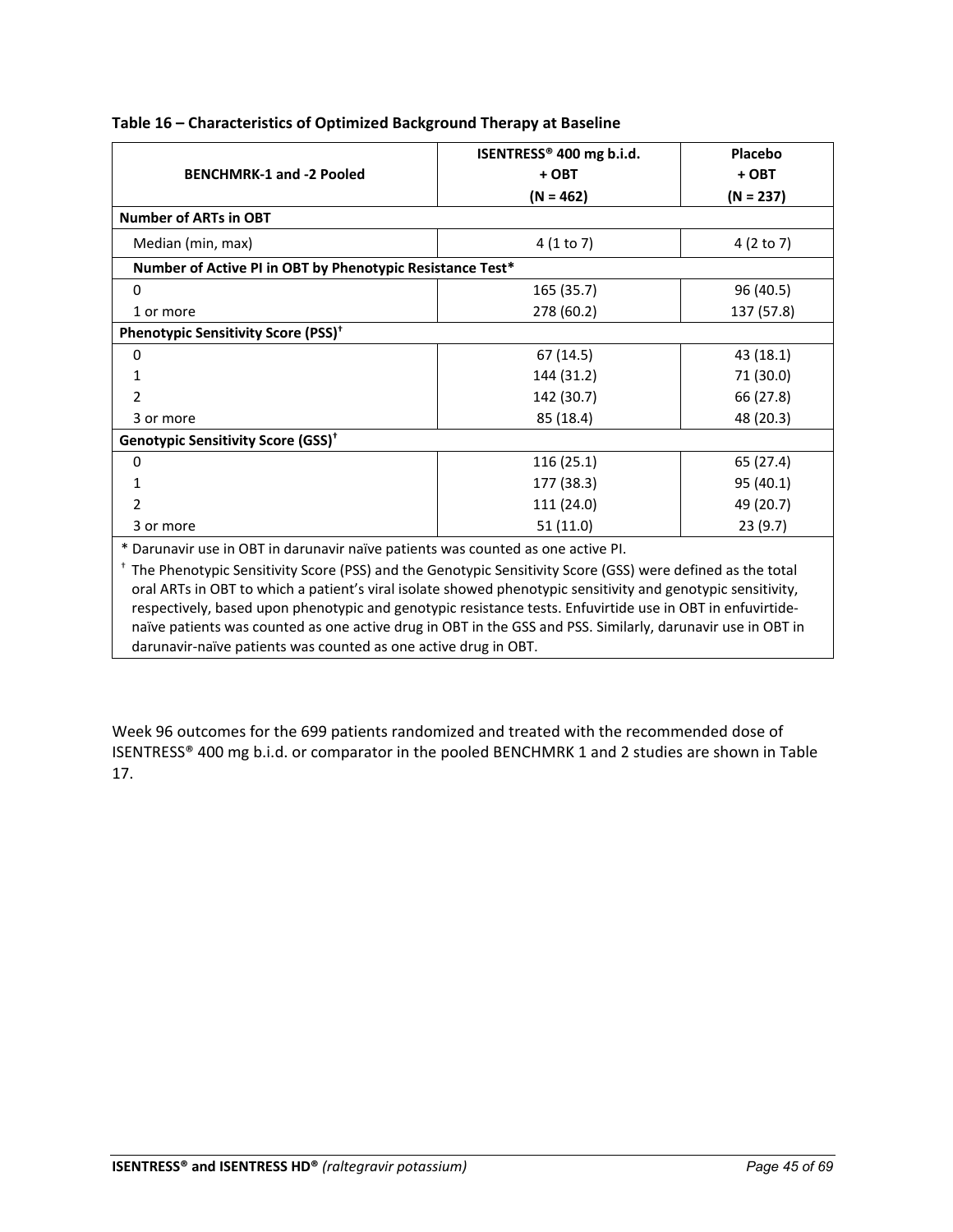**Table 16 – Characteristics of Optimized Background Therapy at Baseline**

| BENCHMRK-1 and -2 Pooled | ISENTRESS® 400 mg b.i.d. + OBT (N = 462) | Placebo + OBT (N = 237) |
|---|---|---|
| **Number of ARTs in OBT** | | |
| Median (min, max) | 4 (1 to 7) | 4 (2 to 7) |
| **Number of Active PI in OBT by Phenotypic Resistance Test*** | | |
| 0 | 165 (35.7) | 96 (40.5) |
| 1 or more | 278 (60.2) | 137 (57.8) |
| **Phenotypic Sensitivity Score (PSS)[†]** | | |
| 0 | 67 (14.5) | 43 (18.1) |
| 1 | 144 (31.2) | 71 (30.0) |
| 2 | 142 (30.7) | 66 (27.8) |
| 3 or more | 85 (18.4) | 48 (20.3) |
| **Genotypic Sensitivity Score (GSS)[†]** | | |
| 0 | 116 (25.1) | 65 (27.4) |
| 1 | 177 (38.3) | 95 (40.1) |
| 2 | 111 (24.0) | 49 (20.7) |
| 3 or more | 51 (11.0) | 23 (9.7) |

* Darunavir use in OBT in darunavir naïve patients was counted as one active PI.

[†] The Phenotypic Sensitivity Score (PSS) and the Genotypic Sensitivity Score (GSS) were defined as the total oral ARTs in OBT to which a patient's viral isolate showed phenotypic sensitivity and genotypic sensitivity, respectively, based upon phenotypic and genotypic resistance tests. Enfuvirtide use in OBT in enfuvirtide-naïve patients was counted as one active drug in OBT in the GSS and PSS. Similarly, darunavir use in OBT in darunavir-naïve patients was counted as one active drug in OBT.

Week 96 outcomes for the 699 patients randomized and treated with the recommended dose of ISENTRESS® 400 mg b.i.d. or comparator in the pooled BENCHMRK 1 and 2 studies are shown in Table 17.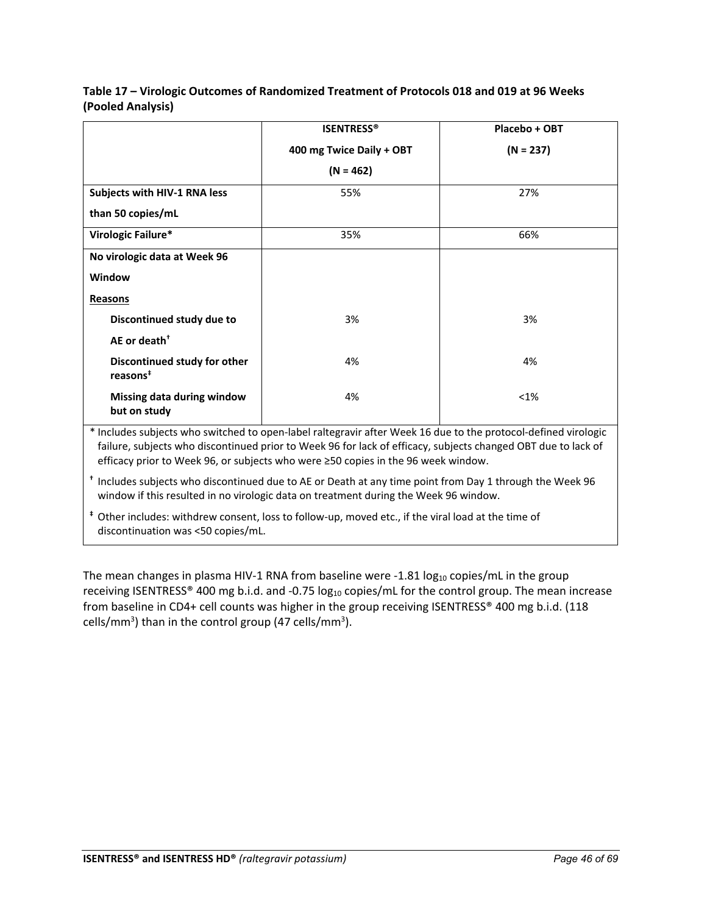**Table 17 – Virologic Outcomes of Randomized Treatment of Protocols 018 and 019 at 96 Weeks (Pooled Analysis)**

| | **ISENTRESS® 400 mg Twice Daily + OBT (N = 462)** | **Placebo + OBT (N = 237)** |
|---|---|---|
| **Subjects with HIV-1 RNA less than 50 copies/mL** | 55% | 27% |
| **Virologic Failure*** | 35% | 66% |
| **No virologic data at Week 96 Window** | | |
| **Reasons** | | |
| **Discontinued study due to AE or death†** | 3% | 3% |
| **Discontinued study for other reasons‡** | 4% | 4% |
| **Missing data during window but on study** | 4% | <1% |

* Includes subjects who switched to open-label raltegravir after Week 16 due to the protocol-defined virologic failure, subjects who discontinued prior to Week 96 for lack of efficacy, subjects changed OBT due to lack of efficacy prior to Week 96, or subjects who were ≥50 copies in the 96 week window.

† Includes subjects who discontinued due to AE or Death at any time point from Day 1 through the Week 96 window if this resulted in no virologic data on treatment during the Week 96 window.

‡ Other includes: withdrew consent, loss to follow-up, moved etc., if the viral load at the time of discontinuation was <50 copies/mL.

The mean changes in plasma HIV-1 RNA from baseline were -1.81 $\log_{10}$ copies/mL in the group receiving ISENTRESS® 400 mg b.i.d. and -0.75 $\log_{10}$ copies/mL for the control group. The mean increase from baseline in CD4+ cell counts was higher in the group receiving ISENTRESS® 400 mg b.i.d. (118 cells/$mm^3$) than in the control group (47 cells/$mm^3$).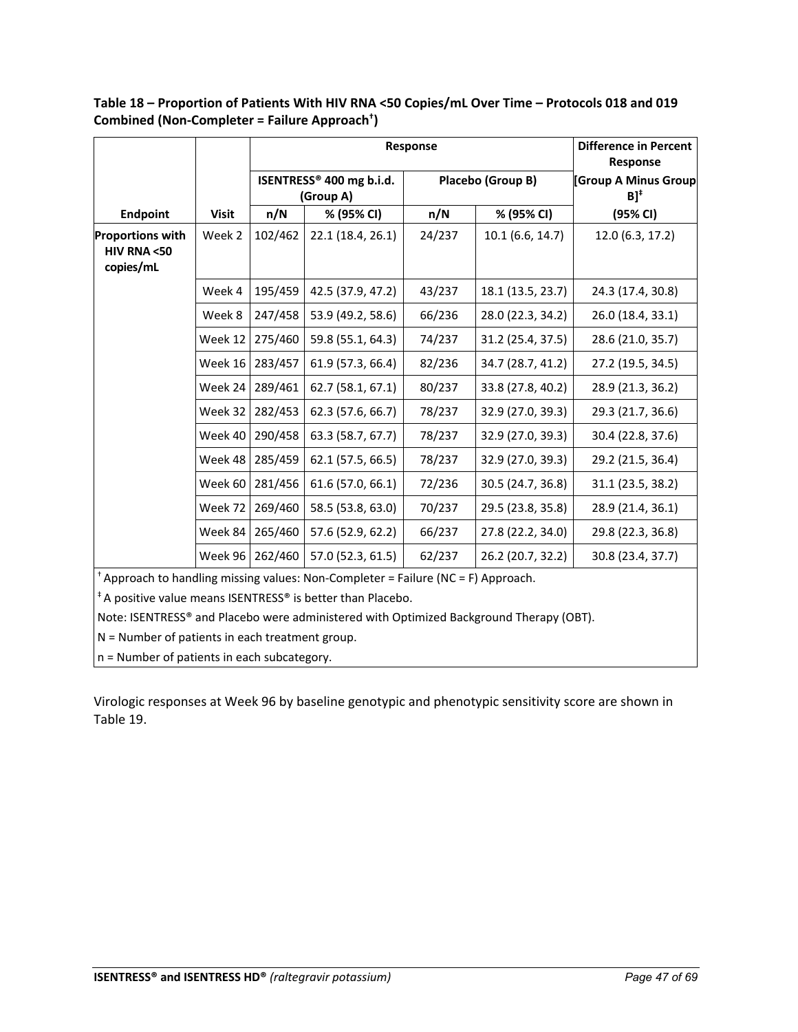**Table 18 – Proportion of Patients With HIV RNA <50 Copies/mL Over Time – Protocols 018 and 019 Combined (Non-Completer = Failure Approach[†])**

| | | Response | | | | Difference in Percent Response |
|---|---|---|---|---|---|---|
| | | ISENTRESS® 400 mg b.i.d. (Group A) | | Placebo (Group B) | | [Group A Minus Group B][‡] |
| **Endpoint** | **Visit** | **n/N** | **% (95% CI)** | **n/N** | **% (95% CI)** | **(95% CI)** |
| **Proportions with HIV RNA <50 copies/mL** | Week 2 | 102/462 | 22.1 (18.4, 26.1) | 24/237 | 10.1 (6.6, 14.7) | 12.0 (6.3, 17.2) |
| | Week 4 | 195/459 | 42.5 (37.9, 47.2) | 43/237 | 18.1 (13.5, 23.7) | 24.3 (17.4, 30.8) |
| | Week 8 | 247/458 | 53.9 (49.2, 58.6) | 66/236 | 28.0 (22.3, 34.2) | 26.0 (18.4, 33.1) |
| | Week 12 | 275/460 | 59.8 (55.1, 64.3) | 74/237 | 31.2 (25.4, 37.5) | 28.6 (21.0, 35.7) |
| | Week 16 | 283/457 | 61.9 (57.3, 66.4) | 82/236 | 34.7 (28.7, 41.2) | 27.2 (19.5, 34.5) |
| | Week 24 | 289/461 | 62.7 (58.1, 67.1) | 80/237 | 33.8 (27.8, 40.2) | 28.9 (21.3, 36.2) |
| | Week 32 | 282/453 | 62.3 (57.6, 66.7) | 78/237 | 32.9 (27.0, 39.3) | 29.3 (21.7, 36.6) |
| | Week 40 | 290/458 | 63.3 (58.7, 67.7) | 78/237 | 32.9 (27.0, 39.3) | 30.4 (22.8, 37.6) |
| | Week 48 | 285/459 | 62.1 (57.5, 66.5) | 78/237 | 32.9 (27.0, 39.3) | 29.2 (21.5, 36.4) |
| | Week 60 | 281/456 | 61.6 (57.0, 66.1) | 72/236 | 30.5 (24.7, 36.8) | 31.1 (23.5, 38.2) |
| | Week 72 | 269/460 | 58.5 (53.8, 63.0) | 70/237 | 29.5 (23.8, 35.8) | 28.9 (21.4, 36.1) |
| | Week 84 | 265/460 | 57.6 (52.9, 62.2) | 66/237 | 27.8 (22.2, 34.0) | 29.8 (22.3, 36.8) |
| | Week 96 | 262/460 | 57.0 (52.3, 61.5) | 62/237 | 26.2 (20.7, 32.2) | 30.8 (23.4, 37.7) |

[†] Approach to handling missing values: Non-Completer = Failure (NC = F) Approach.

[‡] A positive value means ISENTRESS® is better than Placebo.

Note: ISENTRESS® and Placebo were administered with Optimized Background Therapy (OBT).

N = Number of patients in each treatment group.

n = Number of patients in each subcategory.

Virologic responses at Week 96 by baseline genotypic and phenotypic sensitivity score are shown in Table 19.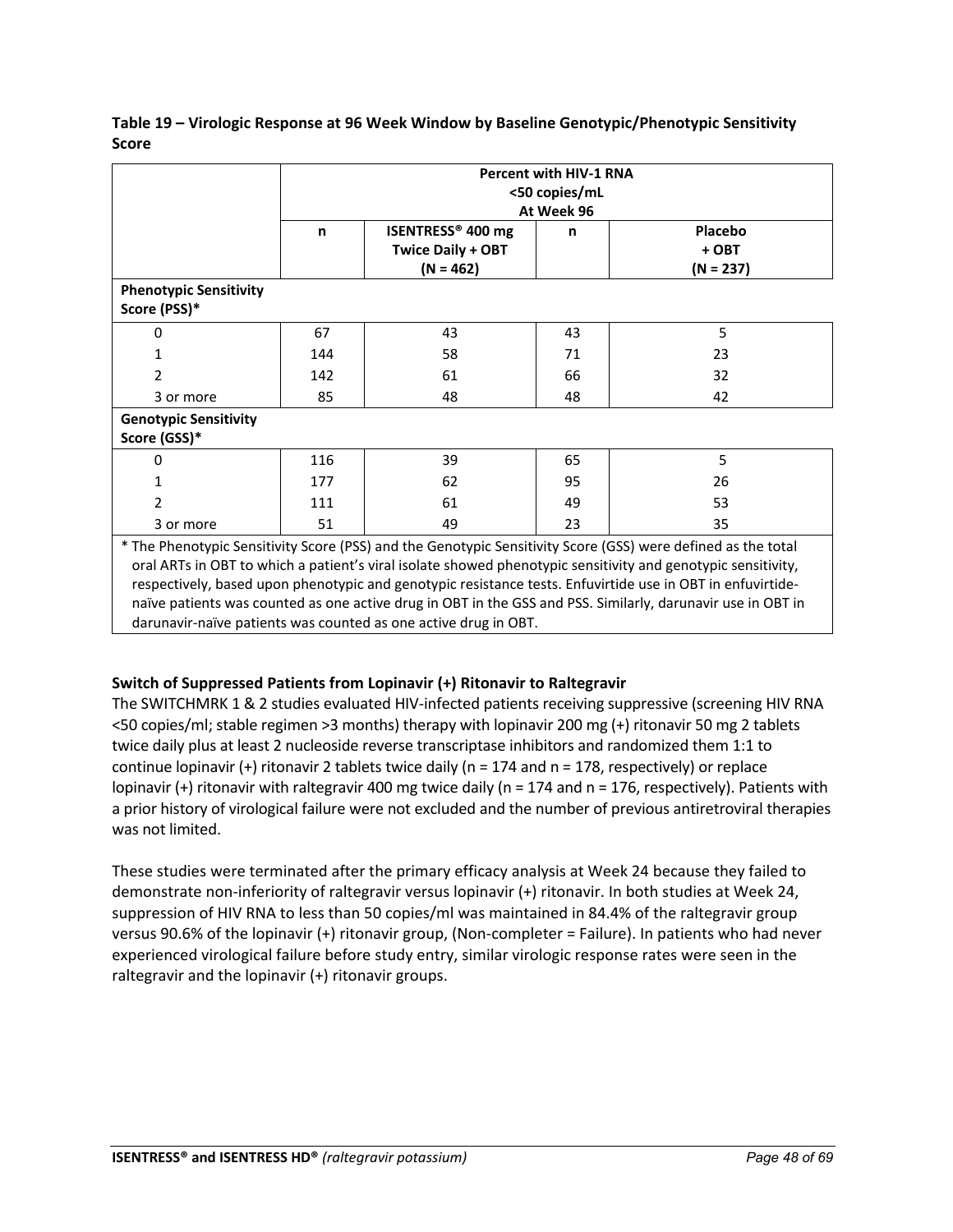**Table 19 – Virologic Response at 96 Week Window by Baseline Genotypic/Phenotypic Sensitivity Score**

| | Percent with HIV-1 RNA <50 copies/mL At Week 96 | | | |
|---|---|---|---|---|
| | n | ISENTRESS® 400 mg Twice Daily + OBT (N = 462) | n | Placebo + OBT (N = 237) |
| **Phenotypic Sensitivity Score (PSS)*** | | | | |
| 0 | 67 | 43 | 43 | 5 |
| 1 | 144 | 58 | 71 | 23 |
| 2 | 142 | 61 | 66 | 32 |
| 3 or more | 85 | 48 | 48 | 42 |
| **Genotypic Sensitivity Score (GSS)*** | | | | |
| 0 | 116 | 39 | 65 | 5 |
| 1 | 177 | 62 | 95 | 26 |
| 2 | 111 | 61 | 49 | 53 |
| 3 or more | 51 | 49 | 23 | 35 |

* The Phenotypic Sensitivity Score (PSS) and the Genotypic Sensitivity Score (GSS) were defined as the total oral ARTs in OBT to which a patient's viral isolate showed phenotypic sensitivity and genotypic sensitivity, respectively, based upon phenotypic and genotypic resistance tests. Enfuvirtide use in OBT in enfuvirtide-naïve patients was counted as one active drug in OBT in the GSS and PSS. Similarly, darunavir use in OBT in darunavir-naïve patients was counted as one active drug in OBT.

**Switch of Suppressed Patients from Lopinavir (+) Ritonavir to Raltegravir**

The SWITCHMRK 1 & 2 studies evaluated HIV-infected patients receiving suppressive (screening HIV RNA <50 copies/ml; stable regimen >3 months) therapy with lopinavir 200 mg (+) ritonavir 50 mg 2 tablets twice daily plus at least 2 nucleoside reverse transcriptase inhibitors and randomized them 1:1 to continue lopinavir (+) ritonavir 2 tablets twice daily (n = 174 and n = 178, respectively) or replace lopinavir (+) ritonavir with raltegravir 400 mg twice daily (n = 174 and n = 176, respectively). Patients with a prior history of virological failure were not excluded and the number of previous antiretroviral therapies was not limited.

These studies were terminated after the primary efficacy analysis at Week 24 because they failed to demonstrate non-inferiority of raltegravir versus lopinavir (+) ritonavir. In both studies at Week 24, suppression of HIV RNA to less than 50 copies/ml was maintained in 84.4% of the raltegravir group versus 90.6% of the lopinavir (+) ritonavir group, (Non-completer = Failure). In patients who had never experienced virological failure before study entry, similar virologic response rates were seen in the raltegravir and the lopinavir (+) ritonavir groups.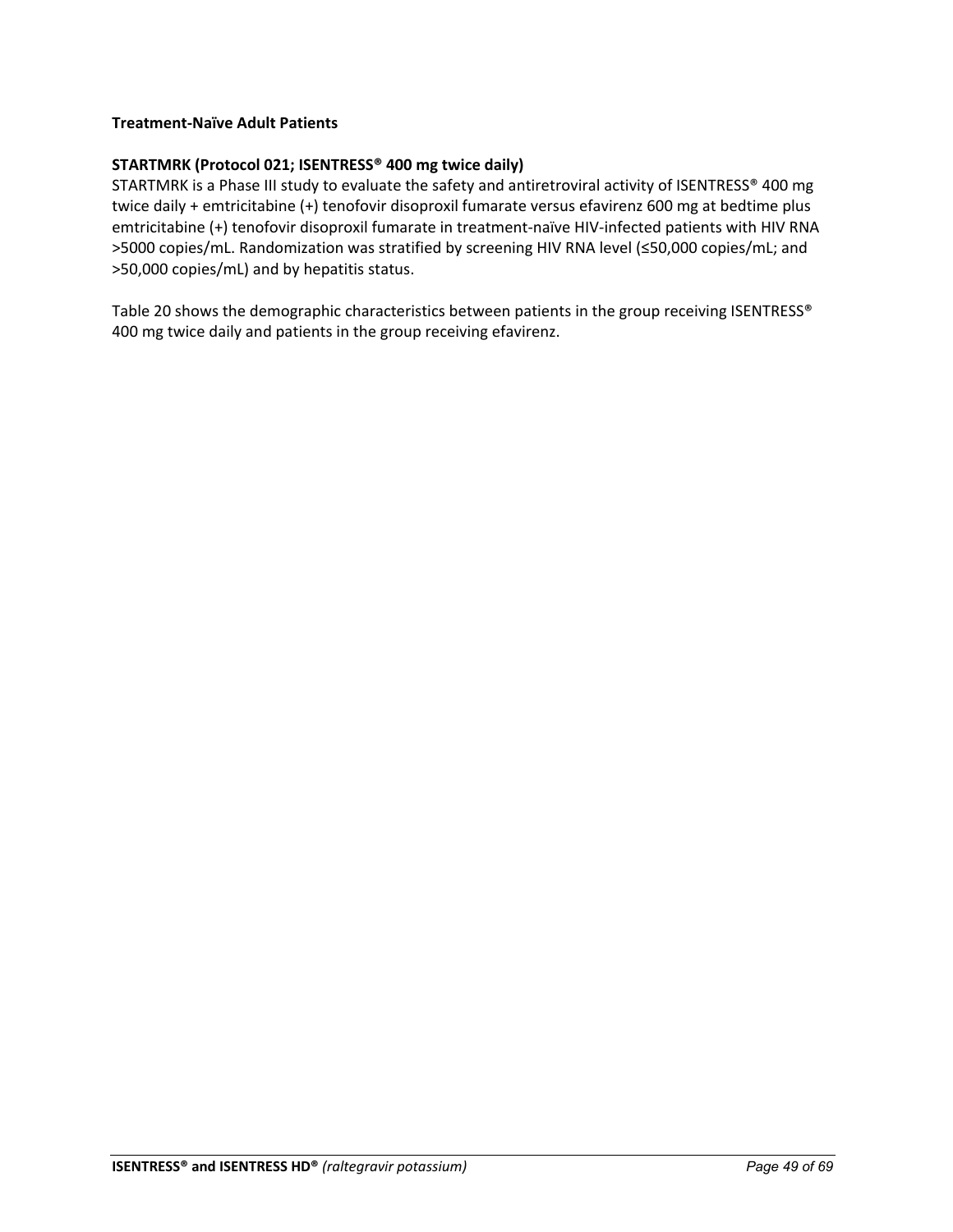**Treatment-Naïve Adult Patients**

**STARTMRK (Protocol 021; ISENTRESS® 400 mg twice daily)**

STARTMRK is a Phase III study to evaluate the safety and antiretroviral activity of ISENTRESS® 400 mg twice daily + emtricitabine (+) tenofovir disoproxil fumarate versus efavirenz 600 mg at bedtime plus emtricitabine (+) tenofovir disoproxil fumarate in treatment-naïve HIV-infected patients with HIV RNA >5000 copies/mL. Randomization was stratified by screening HIV RNA level (≤50,000 copies/mL; and >50,000 copies/mL) and by hepatitis status.

Table 20 shows the demographic characteristics between patients in the group receiving ISENTRESS® 400 mg twice daily and patients in the group receiving efavirenz.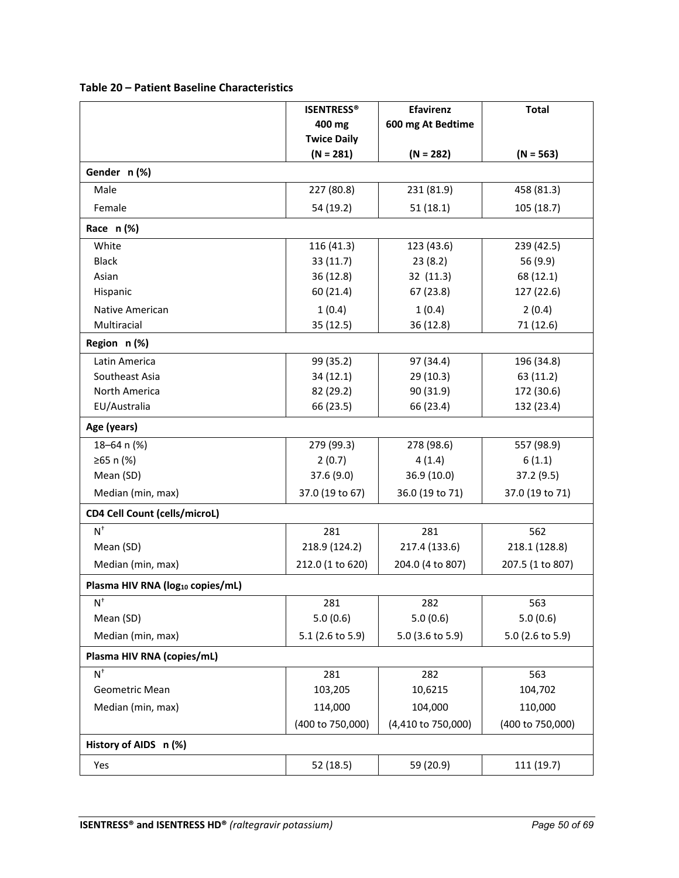**Table 20 – Patient Baseline Characteristics**

| | ISENTRESS® 400 mg Twice Daily (N = 281) | Efavirenz 600 mg At Bedtime (N = 282) | Total (N = 563) |
|---|---|---|---|
| **Gender n (%)** | | | |
| Male | 227 (80.8) | 231 (81.9) | 458 (81.3) |
| Female | 54 (19.2) | 51 (18.1) | 105 (18.7) |
| **Race n (%)** | | | |
| White | 116 (41.3) | 123 (43.6) | 239 (42.5) |
| Black | 33 (11.7) | 23 (8.2) | 56 (9.9) |
| Asian | 36 (12.8) | 32 (11.3) | 68 (12.1) |
| Hispanic | 60 (21.4) | 67 (23.8) | 127 (22.6) |
| Native American | 1 (0.4) | 1 (0.4) | 2 (0.4) |
| Multiracial | 35 (12.5) | 36 (12.8) | 71 (12.6) |
| **Region n (%)** | | | |
| Latin America | 99 (35.2) | 97 (34.4) | 196 (34.8) |
| Southeast Asia | 34 (12.1) | 29 (10.3) | 63 (11.2) |
| North America | 82 (29.2) | 90 (31.9) | 172 (30.6) |
| EU/Australia | 66 (23.5) | 66 (23.4) | 132 (23.4) |
| **Age (years)** | | | |
| 18–64 n (%) | 279 (99.3) | 278 (98.6) | 557 (98.9) |
| ≥65 n (%) | 2 (0.7) | 4 (1.4) | 6 (1.1) |
| Mean (SD) | 37.6 (9.0) | 36.9 (10.0) | 37.2 (9.5) |
| Median (min, max) | 37.0 (19 to 67) | 36.0 (19 to 71) | 37.0 (19 to 71) |
| **CD4 Cell Count (cells/microL)** | | | |
| N[†] | 281 | 281 | 562 |
| Mean (SD) | 218.9 (124.2) | 217.4 (133.6) | 218.1 (128.8) |
| Median (min, max) | 212.0 (1 to 620) | 204.0 (4 to 807) | 207.5 (1 to 807) |
| **Plasma HIV RNA ($log_{10}$ copies/mL)** | | | |
| N[†] | 281 | 282 | 563 |
| Mean (SD) | 5.0 (0.6) | 5.0 (0.6) | 5.0 (0.6) |
| Median (min, max) | 5.1 (2.6 to 5.9) | 5.0 (3.6 to 5.9) | 5.0 (2.6 to 5.9) |
| **Plasma HIV RNA (copies/mL)** | | | |
| N[†] | 281 | 282 | 563 |
| Geometric Mean | 103,205 | 10,6215 | 104,702 |
| Median (min, max) | 114,000 (400 to 750,000) | 104,000 (4,410 to 750,000) | 110,000 (400 to 750,000) |
| **History of AIDS n (%)** | | | |
| Yes | 52 (18.5) | 59 (20.9) | 111 (19.7) |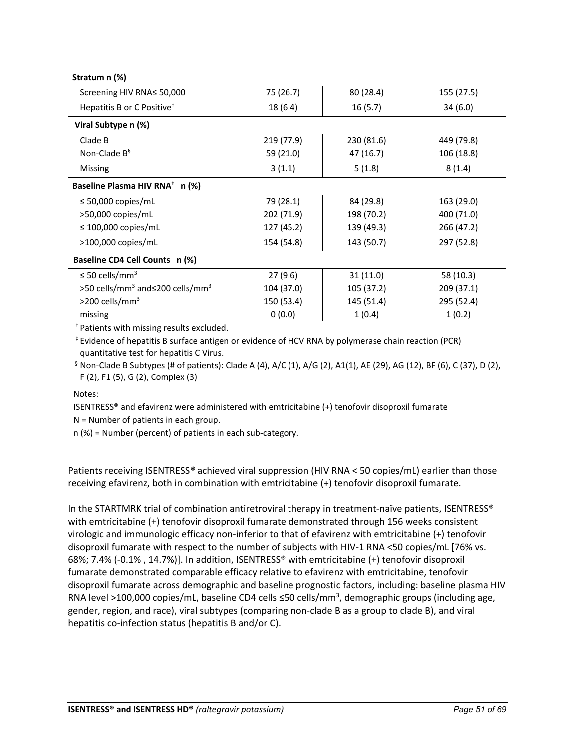| Stratum n (%) | | | |
|---|---|---|---|
| Screening HIV RNA≤ 50,000 | 75 (26.7) | 80 (28.4) | 155 (27.5) |
| Hepatitis B or C Positive‡ | 18 (6.4) | 16 (5.7) | 34 (6.0) |
| **Viral Subtype n (%)** | | | |
| Clade B | 219 (77.9) | 230 (81.6) | 449 (79.8) |
| Non-Clade B§ | 59 (21.0) | 47 (16.7) | 106 (18.8) |
| Missing | 3 (1.1) | 5 (1.8) | 8 (1.4) |
| **Baseline Plasma HIV RNA† n (%)** | | | |
| ≤ 50,000 copies/mL | 79 (28.1) | 84 (29.8) | 163 (29.0) |
| >50,000 copies/mL | 202 (71.9) | 198 (70.2) | 400 (71.0) |
| ≤ 100,000 copies/mL | 127 (45.2) | 139 (49.3) | 266 (47.2) |
| >100,000 copies/mL | 154 (54.8) | 143 (50.7) | 297 (52.8) |
| **Baseline CD4 Cell Counts n (%)** | | | |
| ≤ 50 cells/mm$^3$ | 27 (9.6) | 31 (11.0) | 58 (10.3) |
| >50 cells/mm$^3$ and≤200 cells/mm$^3$ | 104 (37.0) | 105 (37.2) | 209 (37.1) |
| >200 cells/mm$^3$ | 150 (53.4) | 145 (51.4) | 295 (52.4) |
| missing | 0 (0.0) | 1 (0.4) | 1 (0.2) |

† Patients with missing results excluded.

‡ Evidence of hepatitis B surface antigen or evidence of HCV RNA by polymerase chain reaction (PCR) quantitative test for hepatitis C Virus.

§ Non-Clade B Subtypes (# of patients): Clade A (4), A/C (1), A/G (2), A1(1), AE (29), AG (12), BF (6), C (37), D (2), F (2), F1 (5), G (2), Complex (3)

Notes:

ISENTRESS® and efavirenz were administered with emtricitabine (+) tenofovir disoproxil fumarate

N = Number of patients in each group.

n (%) = Number (percent) of patients in each sub-category.

Patients receiving ISENTRESS® achieved viral suppression (HIV RNA < 50 copies/mL) earlier than those receiving efavirenz, both in combination with emtricitabine (+) tenofovir disoproxil fumarate.

In the STARTMRK trial of combination antiretroviral therapy in treatment-naïve patients, ISENTRESS® with emtricitabine (+) tenofovir disoproxil fumarate demonstrated through 156 weeks consistent virologic and immunologic efficacy non-inferior to that of efavirenz with emtricitabine (+) tenofovir disoproxil fumarate with respect to the number of subjects with HIV-1 RNA <50 copies/mL [76% vs. 68%; 7.4% (-0.1% , 14.7%)]. In addition, ISENTRESS® with emtricitabine (+) tenofovir disoproxil fumarate demonstrated comparable efficacy relative to efavirenz with emtricitabine, tenofovir disoproxil fumarate across demographic and baseline prognostic factors, including: baseline plasma HIV RNA level >100,000 copies/mL, baseline CD4 cells ≤50 cells/mm$^3$, demographic groups (including age, gender, region, and race), viral subtypes (comparing non-clade B as a group to clade B), and viral hepatitis co-infection status (hepatitis B and/or C).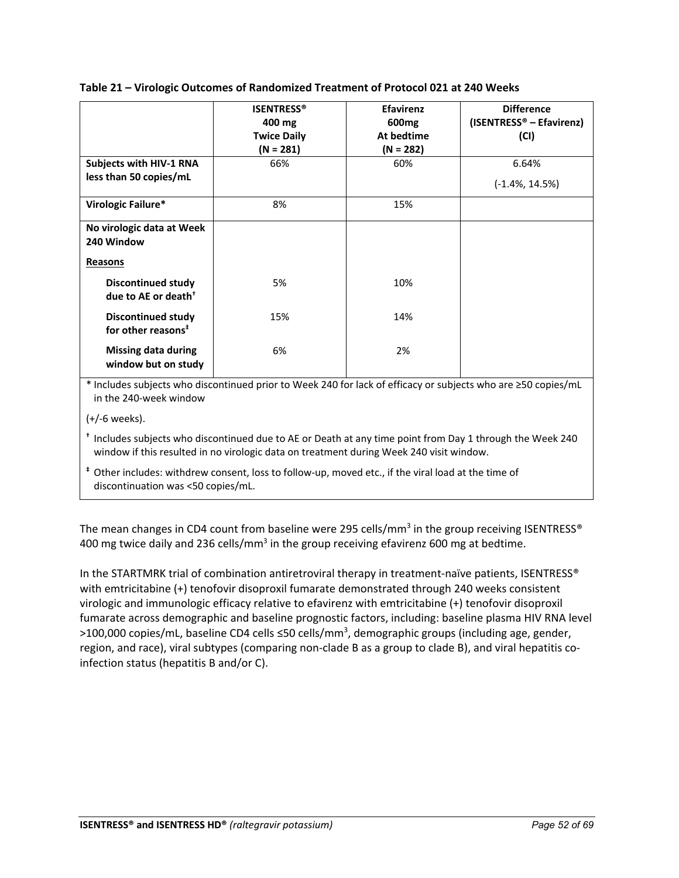**Table 21 – Virologic Outcomes of Randomized Treatment of Protocol 021 at 240 Weeks**

| | ISENTRESS® 400 mg Twice Daily (N = 281) | Efavirenz 600mg At bedtime (N = 282) | Difference (ISENTRESS® – Efavirenz) (CI) |
|---|---|---|---|
| **Subjects with HIV-1 RNA less than 50 copies/mL** | 66% | 60% | 6.64% (-1.4%, 14.5%) |
| **Virologic Failure*** | 8% | 15% | |
| **No virologic data at Week 240 Window** | | | |
| **Reasons** | | | |
| **Discontinued study due to AE or death†** | 5% | 10% | |
| **Discontinued study for other reasons‡** | 15% | 14% | |
| **Missing data during window but on study** | 6% | 2% | |

\* Includes subjects who discontinued prior to Week 240 for lack of efficacy or subjects who are ≥50 copies/mL in the 240-week window

(+/-6 weeks).

† Includes subjects who discontinued due to AE or Death at any time point from Day 1 through the Week 240 window if this resulted in no virologic data on treatment during Week 240 visit window.

‡ Other includes: withdrew consent, loss to follow-up, moved etc., if the viral load at the time of discontinuation was <50 copies/mL.

The mean changes in CD4 count from baseline were 295 cells/mm$^3$ in the group receiving ISENTRESS® 400 mg twice daily and 236 cells/mm$^3$ in the group receiving efavirenz 600 mg at bedtime.

In the STARTMRK trial of combination antiretroviral therapy in treatment-naïve patients, ISENTRESS® with emtricitabine (+) tenofovir disoproxil fumarate demonstrated through 240 weeks consistent virologic and immunologic efficacy relative to efavirenz with emtricitabine (+) tenofovir disoproxil fumarate across demographic and baseline prognostic factors, including: baseline plasma HIV RNA level >100,000 copies/mL, baseline CD4 cells ≤50 cells/mm$^3$, demographic groups (including age, gender, region, and race), viral subtypes (comparing non-clade B as a group to clade B), and viral hepatitis co-infection status (hepatitis B and/or C).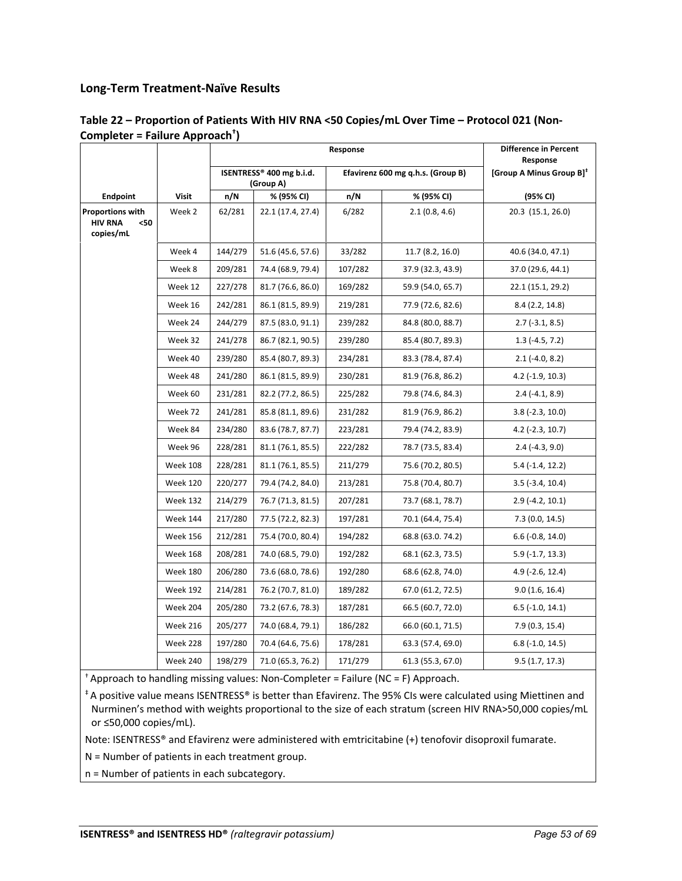## Long-Term Treatment-Naïve Results

**Table 22 – Proportion of Patients With HIV RNA <50 Copies/mL Over Time – Protocol 021 (Non-Completer = Failure Approach†)**

| | | Response | | | | Difference in Percent Response |
|---|---|---|---|---|---|---|
| | | ISENTRESS® 400 mg b.i.d. (Group A) | | Efavirenz 600 mg q.h.s. (Group B) | | [Group A Minus Group B]‡ |
| **Endpoint** | **Visit** | **n/N** | **% (95% CI)** | **n/N** | **% (95% CI)** | **(95% CI)** |
| **Proportions with HIV RNA <50 copies/mL** | Week 2 | 62/281 | 22.1 (17.4, 27.4) | 6/282 | 2.1 (0.8, 4.6) | 20.3 (15.1, 26.0) |
| | Week 4 | 144/279 | 51.6 (45.6, 57.6) | 33/282 | 11.7 (8.2, 16.0) | 40.6 (34.0, 47.1) |
| | Week 8 | 209/281 | 74.4 (68.9, 79.4) | 107/282 | 37.9 (32.3, 43.9) | 37.0 (29.6, 44.1) |
| | Week 12 | 227/278 | 81.7 (76.6, 86.0) | 169/282 | 59.9 (54.0, 65.7) | 22.1 (15.1, 29.2) |
| | Week 16 | 242/281 | 86.1 (81.5, 89.9) | 219/281 | 77.9 (72.6, 82.6) | 8.4 (2.2, 14.8) |
| | Week 24 | 244/279 | 87.5 (83.0, 91.1) | 239/282 | 84.8 (80.0, 88.7) | 2.7 (-3.1, 8.5) |
| | Week 32 | 241/278 | 86.7 (82.1, 90.5) | 239/280 | 85.4 (80.7, 89.3) | 1.3 (-4.5, 7.2) |
| | Week 40 | 239/280 | 85.4 (80.7, 89.3) | 234/281 | 83.3 (78.4, 87.4) | 2.1 (-4.0, 8.2) |
| | Week 48 | 241/280 | 86.1 (81.5, 89.9) | 230/281 | 81.9 (76.8, 86.2) | 4.2 (-1.9, 10.3) |
| | Week 60 | 231/281 | 82.2 (77.2, 86.5) | 225/282 | 79.8 (74.6, 84.3) | 2.4 (-4.1, 8.9) |
| | Week 72 | 241/281 | 85.8 (81.1, 89.6) | 231/282 | 81.9 (76.9, 86.2) | 3.8 (-2.3, 10.0) |
| | Week 84 | 234/280 | 83.6 (78.7, 87.7) | 223/281 | 79.4 (74.2, 83.9) | 4.2 (-2.3, 10.7) |
| | Week 96 | 228/281 | 81.1 (76.1, 85.5) | 222/282 | 78.7 (73.5, 83.4) | 2.4 (-4.3, 9.0) |
| | Week 108 | 228/281 | 81.1 (76.1, 85.5) | 211/279 | 75.6 (70.2, 80.5) | 5.4 (-1.4, 12.2) |
| | Week 120 | 220/277 | 79.4 (74.2, 84.0) | 213/281 | 75.8 (70.4, 80.7) | 3.5 (-3.4, 10.4) |
| | Week 132 | 214/279 | 76.7 (71.3, 81.5) | 207/281 | 73.7 (68.1, 78.7) | 2.9 (-4.2, 10.1) |
| | Week 144 | 217/280 | 77.5 (72.2, 82.3) | 197/281 | 70.1 (64.4, 75.4) | 7.3 (0.0, 14.5) |
| | Week 156 | 212/281 | 75.4 (70.0, 80.4) | 194/282 | 68.8 (63.0. 74.2) | 6.6 (-0.8, 14.0) |
| | Week 168 | 208/281 | 74.0 (68.5, 79.0) | 192/282 | 68.1 (62.3, 73.5) | 5.9 (-1.7, 13.3) |
| | Week 180 | 206/280 | 73.6 (68.0, 78.6) | 192/280 | 68.6 (62.8, 74.0) | 4.9 (-2.6, 12.4) |
| | Week 192 | 214/281 | 76.2 (70.7, 81.0) | 189/282 | 67.0 (61.2, 72.5) | 9.0 (1.6, 16.4) |
| | Week 204 | 205/280 | 73.2 (67.6, 78.3) | 187/281 | 66.5 (60.7, 72.0) | 6.5 (-1.0, 14.1) |
| | Week 216 | 205/277 | 74.0 (68.4, 79.1) | 186/282 | 66.0 (60.1, 71.5) | 7.9 (0.3, 15.4) |
| | Week 228 | 197/280 | 70.4 (64.6, 75.6) | 178/281 | 63.3 (57.4, 69.0) | 6.8 (-1.0, 14.5) |
| | Week 240 | 198/279 | 71.0 (65.3, 76.2) | 171/279 | 61.3 (55.3, 67.0) | 9.5 (1.7, 17.3) |

† Approach to handling missing values: Non-Completer = Failure (NC = F) Approach.

‡ A positive value means ISENTRESS® is better than Efavirenz. The 95% CIs were calculated using Miettinen and Nurminen's method with weights proportional to the size of each stratum (screen HIV RNA>50,000 copies/mL or ≤50,000 copies/mL).

Note: ISENTRESS® and Efavirenz were administered with emtricitabine (+) tenofovir disoproxil fumarate.

N = Number of patients in each treatment group.

n = Number of patients in each subcategory.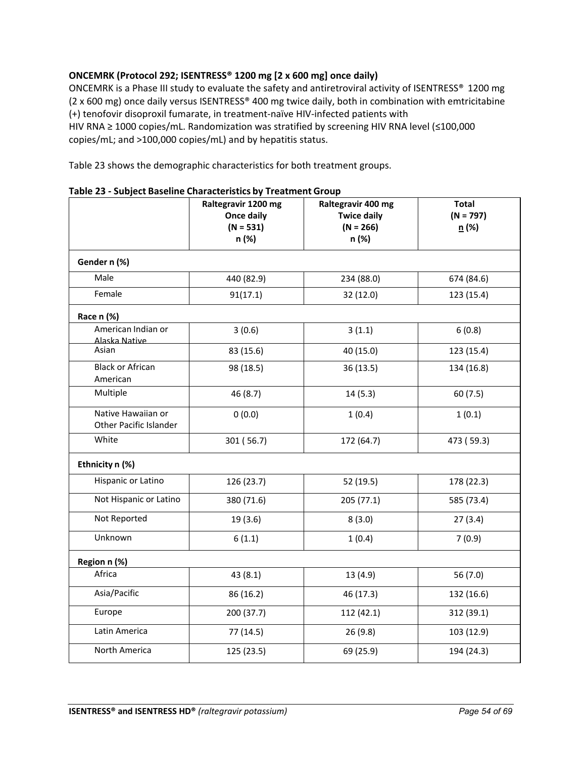**ONCEMRK (Protocol 292; ISENTRESS® 1200 mg [2 x 600 mg] once daily)**

ONCEMRK is a Phase III study to evaluate the safety and antiretroviral activity of ISENTRESS® 1200 mg (2 x 600 mg) once daily versus ISENTRESS® 400 mg twice daily, both in combination with emtricitabine (+) tenofovir disoproxil fumarate, in treatment-naïve HIV-infected patients with HIV RNA ≥ 1000 copies/mL. Randomization was stratified by screening HIV RNA level (≤100,000 copies/mL; and >100,000 copies/mL) and by hepatitis status.

Table 23 shows the demographic characteristics for both treatment groups.

**Table 23 - Subject Baseline Characteristics by Treatment Group**

| | Raltegravir 1200 mg Once daily (N = 531) n (%) | Raltegravir 400 mg Twice daily (N = 266) n (%) | Total (N = 797) n (%) |
|---|---|---|---|
| **Gender n (%)** | | | |
| Male | 440 (82.9) | 234 (88.0) | 674 (84.6) |
| Female | 91(17.1) | 32 (12.0) | 123 (15.4) |
| **Race n (%)** | | | |
| American Indian or Alaska Native | 3 (0.6) | 3 (1.1) | 6 (0.8) |
| Asian | 83 (15.6) | 40 (15.0) | 123 (15.4) |
| Black or African American | 98 (18.5) | 36 (13.5) | 134 (16.8) |
| Multiple | 46 (8.7) | 14 (5.3) | 60 (7.5) |
| Native Hawaiian or Other Pacific Islander | 0 (0.0) | 1 (0.4) | 1 (0.1) |
| White | 301 ( 56.7) | 172 (64.7) | 473 ( 59.3) |
| **Ethnicity n (%)** | | | |
| Hispanic or Latino | 126 (23.7) | 52 (19.5) | 178 (22.3) |
| Not Hispanic or Latino | 380 (71.6) | 205 (77.1) | 585 (73.4) |
| Not Reported | 19 (3.6) | 8 (3.0) | 27 (3.4) |
| Unknown | 6 (1.1) | 1 (0.4) | 7 (0.9) |
| **Region n (%)** | | | |
| Africa | 43 (8.1) | 13 (4.9) | 56 (7.0) |
| Asia/Pacific | 86 (16.2) | 46 (17.3) | 132 (16.6) |
| Europe | 200 (37.7) | 112 (42.1) | 312 (39.1) |
| Latin America | 77 (14.5) | 26 (9.8) | 103 (12.9) |
| North America | 125 (23.5) | 69 (25.9) | 194 (24.3) |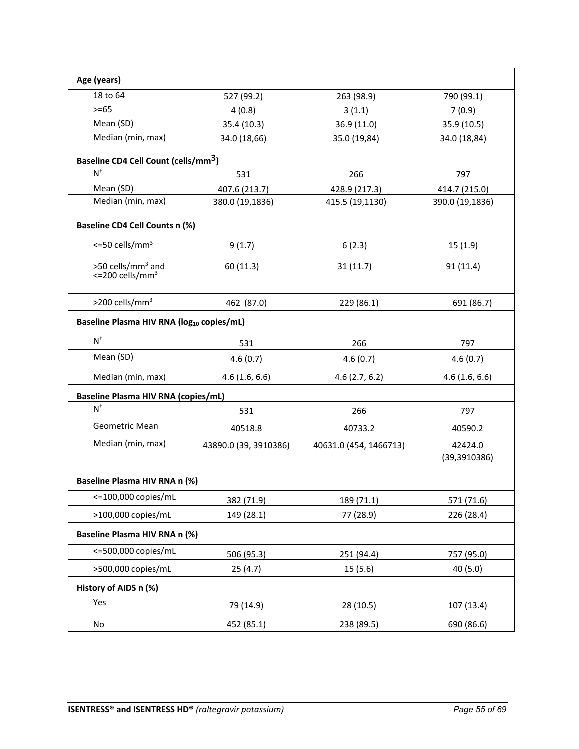| Age (years) | | | |
|---|---|---|---|
| 18 to 64 | 527 (99.2) | 263 (98.9) | 790 (99.1) |
| >=65 | 4 (0.8) | 3 (1.1) | 7 (0.9) |
| Mean (SD) | 35.4 (10.3) | 36.9 (11.0) | 35.9 (10.5) |
| Median (min, max) | 34.0 (18,66) | 35.0 (19,84) | 34.0 (18,84) |
| **Baseline CD4 Cell Count (cells/mm$^3$)** | | | |
| N† | 531 | 266 | 797 |
| Mean (SD) | 407.6 (213.7) | 428.9 (217.3) | 414.7 (215.0) |
| Median (min, max) | 380.0 (19,1836) | 415.5 (19,1130) | 390.0 (19,1836) |
| **Baseline CD4 Cell Counts n (%)** | | | |
| <=50 cells/mm$^3$ | 9 (1.7) | 6 (2.3) | 15 (1.9) |
| >50 cells/mm$^3$ and <=200 cells/mm$^3$ | 60 (11.3) | 31 (11.7) | 91 (11.4) |
| >200 cells/mm$^3$ | 462 (87.0) | 229 (86.1) | 691 (86.7) |
| **Baseline Plasma HIV RNA ($log_{10}$ copies/mL)** | | | |
| N† | 531 | 266 | 797 |
| Mean (SD) | 4.6 (0.7) | 4.6 (0.7) | 4.6 (0.7) |
| Median (min, max) | 4.6 (1.6, 6.6) | 4.6 (2.7, 6.2) | 4.6 (1.6, 6.6) |
| **Baseline Plasma HIV RNA (copies/mL)** | | | |
| N† | 531 | 266 | 797 |
| Geometric Mean | 40518.8 | 40733.2 | 40590.2 |
| Median (min, max) | 43890.0 (39, 3910386) | 40631.0 (454, 1466713) | 42424.0 (39,3910386) |
| **Baseline Plasma HIV RNA n (%)** | | | |
| <=100,000 copies/mL | 382 (71.9) | 189 (71.1) | 571 (71.6) |
| >100,000 copies/mL | 149 (28.1) | 77 (28.9) | 226 (28.4) |
| **Baseline Plasma HIV RNA n (%)** | | | |
| <=500,000 copies/mL | 506 (95.3) | 251 (94.4) | 757 (95.0) |
| >500,000 copies/mL | 25 (4.7) | 15 (5.6) | 40 (5.0) |
| **History of AIDS n (%)** | | | |
| Yes | 79 (14.9) | 28 (10.5) | 107 (13.4) |
| No | 452 (85.1) | 238 (89.5) | 690 (86.6) |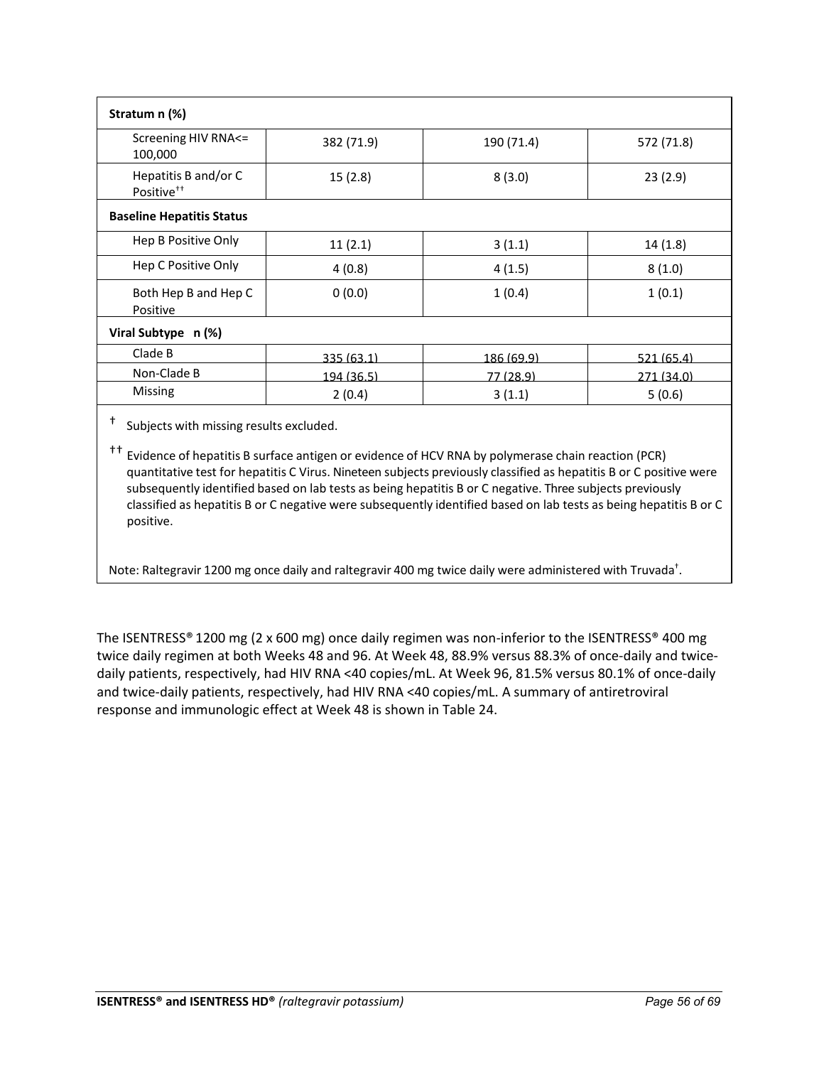| | | | |
|---|---|---|---|
| **Stratum n (%)** | | | |
| Screening HIV RNA<= 100,000 | 382 (71.9) | 190 (71.4) | 572 (71.8) |
| Hepatitis B and/or C Positive†† | 15 (2.8) | 8 (3.0) | 23 (2.9) |
| **Baseline Hepatitis Status** | | | |
| Hep B Positive Only | 11 (2.1) | 3 (1.1) | 14 (1.8) |
| Hep C Positive Only | 4 (0.8) | 4 (1.5) | 8 (1.0) |
| Both Hep B and Hep C Positive | 0 (0.0) | 1 (0.4) | 1 (0.1) |
| **Viral Subtype n (%)** | | | |
| Clade B | 335 (63.1) | 186 (69.9) | 521 (65.4) |
| Non-Clade B | 194 (36.5) | 77 (28.9) | 271 (34.0) |
| Missing | 2 (0.4) | 3 (1.1) | 5 (0.6) |

† Subjects with missing results excluded.

†† Evidence of hepatitis B surface antigen or evidence of HCV RNA by polymerase chain reaction (PCR) quantitative test for hepatitis C Virus. Nineteen subjects previously classified as hepatitis B or C positive were subsequently identified based on lab tests as being hepatitis B or C negative. Three subjects previously classified as hepatitis B or C negative were subsequently identified based on lab tests as being hepatitis B or C positive.

Note: Raltegravir 1200 mg once daily and raltegravir 400 mg twice daily were administered with Truvada†.

The ISENTRESS® 1200 mg (2 x 600 mg) once daily regimen was non-inferior to the ISENTRESS® 400 mg twice daily regimen at both Weeks 48 and 96. At Week 48, 88.9% versus 88.3% of once-daily and twice-daily patients, respectively, had HIV RNA <40 copies/mL. At Week 96, 81.5% versus 80.1% of once-daily and twice-daily patients, respectively, had HIV RNA <40 copies/mL. A summary of antiretroviral response and immunologic effect at Week 48 is shown in Table 24.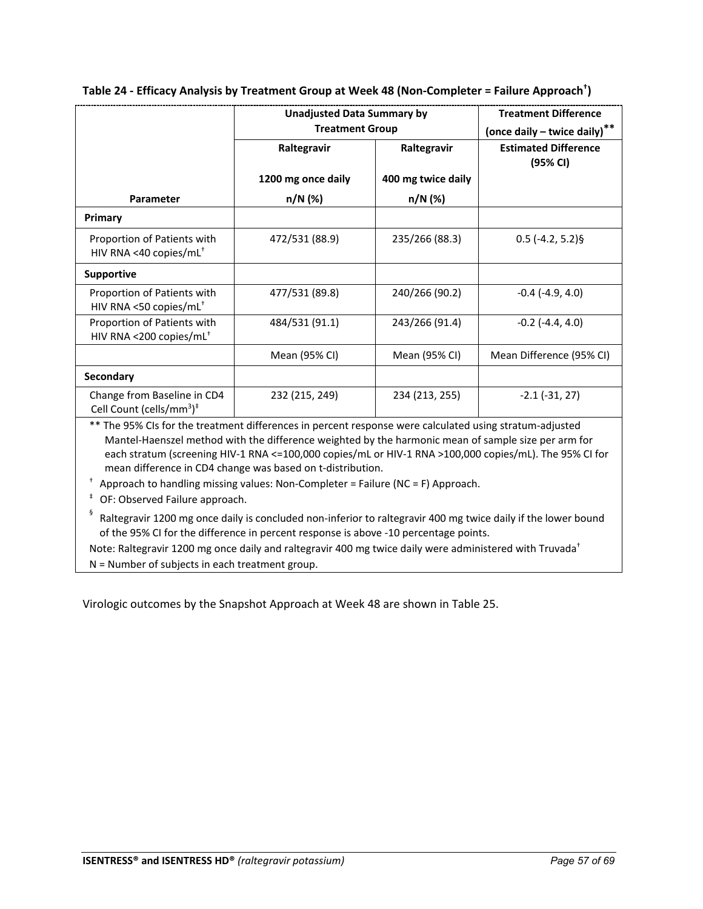**Table 24 - Efficacy Analysis by Treatment Group at Week 48 (Non-Completer = Failure Approach†)**

| Parameter | Unadjusted Data Summary by Treatment Group | | Treatment Difference (once daily – twice daily)** |
|---|---|---|---|
| | Raltegravir 1200 mg once daily n/N (%) | Raltegravir 400 mg twice daily n/N (%) | Estimated Difference (95% CI) |
| **Primary** | | | |
| Proportion of Patients with HIV RNA <40 copies/mL† | 472/531 (88.9) | 235/266 (88.3) | 0.5 (-4.2, 5.2)§ |
| **Supportive** | | | |
| Proportion of Patients with HIV RNA <50 copies/mL† | 477/531 (89.8) | 240/266 (90.2) | -0.4 (-4.9, 4.0) |
| Proportion of Patients with HIV RNA <200 copies/mL† | 484/531 (91.1) | 243/266 (91.4) | -0.2 (-4.4, 4.0) |
| | Mean (95% CI) | Mean (95% CI) | Mean Difference (95% CI) |
| **Secondary** | | | |
| Change from Baseline in CD4 Cell Count (cells/mm$^3$)‡ | 232 (215, 249) | 234 (213, 255) | -2.1 (-31, 27) |

** The 95% CIs for the treatment differences in percent response were calculated using stratum-adjusted Mantel-Haenszel method with the difference weighted by the harmonic mean of sample size per arm for each stratum (screening HIV-1 RNA <=100,000 copies/mL or HIV-1 RNA >100,000 copies/mL). The 95% CI for mean difference in CD4 change was based on t-distribution.

† Approach to handling missing values: Non-Completer = Failure (NC = F) Approach.

‡ OF: Observed Failure approach.

§ Raltegravir 1200 mg once daily is concluded non-inferior to raltegravir 400 mg twice daily if the lower bound of the 95% CI for the difference in percent response is above -10 percentage points.

Note: Raltegravir 1200 mg once daily and raltegravir 400 mg twice daily were administered with Truvada†

N = Number of subjects in each treatment group.

Virologic outcomes by the Snapshot Approach at Week 48 are shown in Table 25.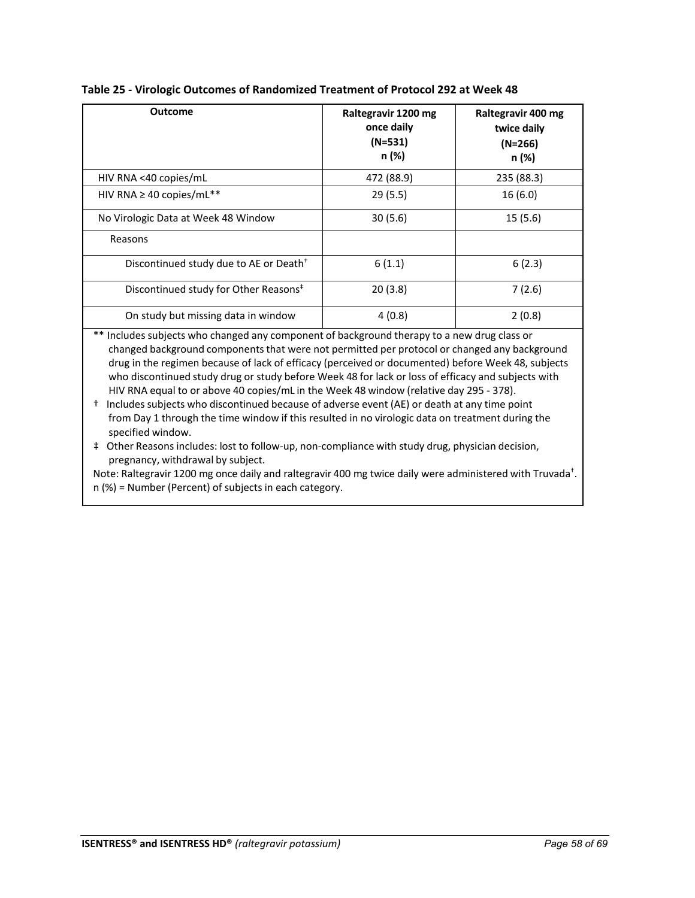**Table 25 - Virologic Outcomes of Randomized Treatment of Protocol 292 at Week 48**

| Outcome | Raltegravir 1200 mg once daily (N=531) n (%) | Raltegravir 400 mg twice daily (N=266) n (%) |
|---|---|---|
| HIV RNA <40 copies/mL | 472 (88.9) | 235 (88.3) |
| HIV RNA ≥ 40 copies/mL** | 29 (5.5) | 16 (6.0) |
| No Virologic Data at Week 48 Window | 30 (5.6) | 15 (5.6) |
| Reasons | | |
| Discontinued study due to AE or Death† | 6 (1.1) | 6 (2.3) |
| Discontinued study for Other Reasons‡ | 20 (3.8) | 7 (2.6) |
| On study but missing data in window | 4 (0.8) | 2 (0.8) |

** Includes subjects who changed any component of background therapy to a new drug class or changed background components that were not permitted per protocol or changed any background drug in the regimen because of lack of efficacy (perceived or documented) before Week 48, subjects who discontinued study drug or study before Week 48 for lack or loss of efficacy and subjects with HIV RNA equal to or above 40 copies/mL in the Week 48 window (relative day 295 - 378).

† Includes subjects who discontinued because of adverse event (AE) or death at any time point from Day 1 through the time window if this resulted in no virologic data on treatment during the specified window.

‡ Other Reasons includes: lost to follow-up, non-compliance with study drug, physician decision, pregnancy, withdrawal by subject.

Note: Raltegravir 1200 mg once daily and raltegravir 400 mg twice daily were administered with Truvada†.

n (%) = Number (Percent) of subjects in each category.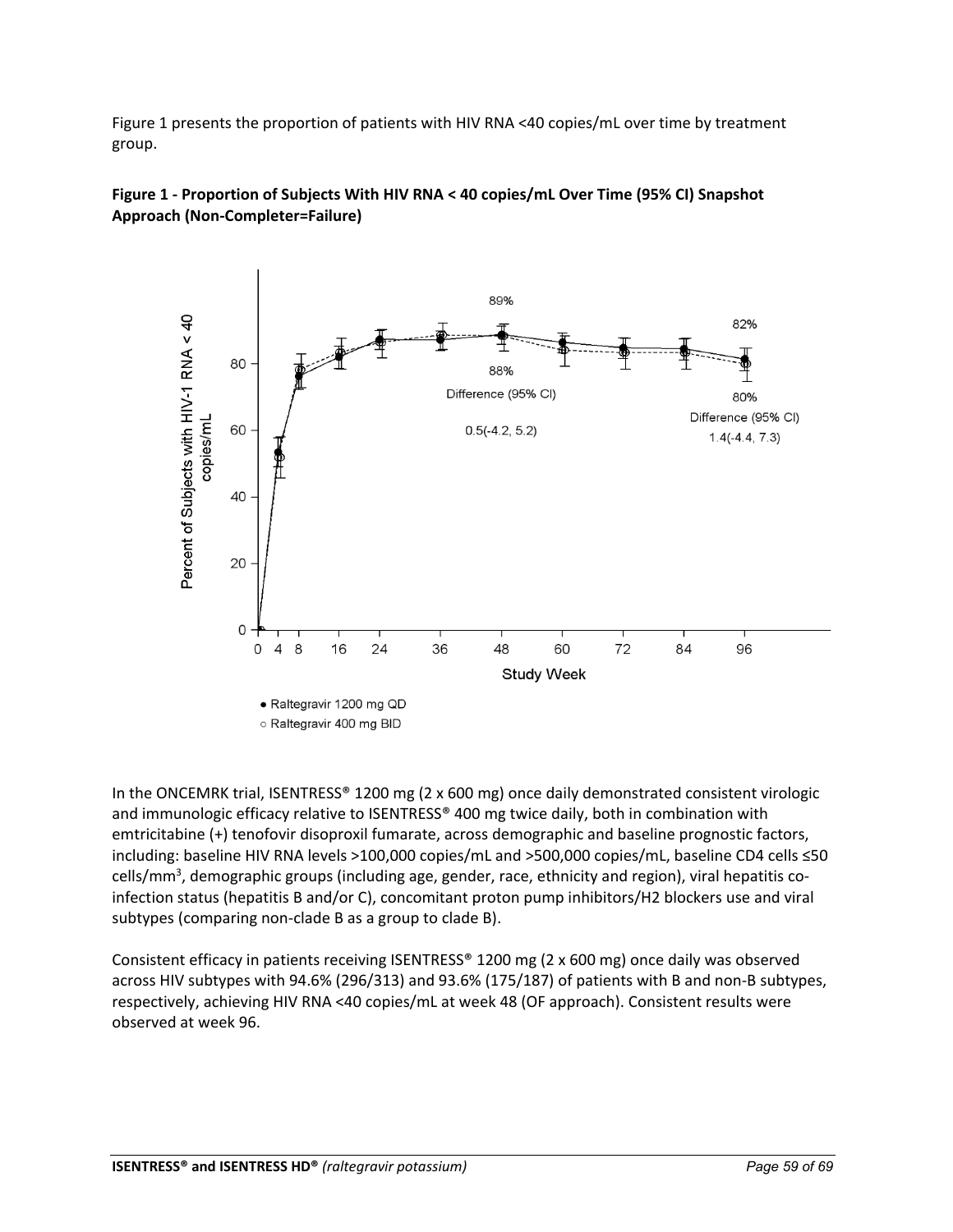Figure 1 presents the proportion of patients with HIV RNA <40 copies/mL over time by treatment group.

**Figure 1 - Proportion of Subjects With HIV RNA < 40 copies/mL Over Time (95% CI) Snapshot Approach (Non-Completer=Failure)**

In the ONCEMRK trial, ISENTRESS® 1200 mg (2 x 600 mg) once daily demonstrated consistent virologic and immunologic efficacy relative to ISENTRESS® 400 mg twice daily, both in combination with emtricitabine (+) tenofovir disoproxil fumarate, across demographic and baseline prognostic factors, including: baseline HIV RNA levels >100,000 copies/mL and >500,000 copies/mL, baseline CD4 cells ≤50 cells/mm³, demographic groups (including age, gender, race, ethnicity and region), viral hepatitis co-infection status (hepatitis B and/or C), concomitant proton pump inhibitors/H2 blockers use and viral subtypes (comparing non-clade B as a group to clade B).

Consistent efficacy in patients receiving ISENTRESS® 1200 mg (2 x 600 mg) once daily was observed across HIV subtypes with 94.6% (296/313) and 93.6% (175/187) of patients with B and non-B subtypes, respectively, achieving HIV RNA <40 copies/mL at week 48 (OF approach). Consistent results were observed at week 96.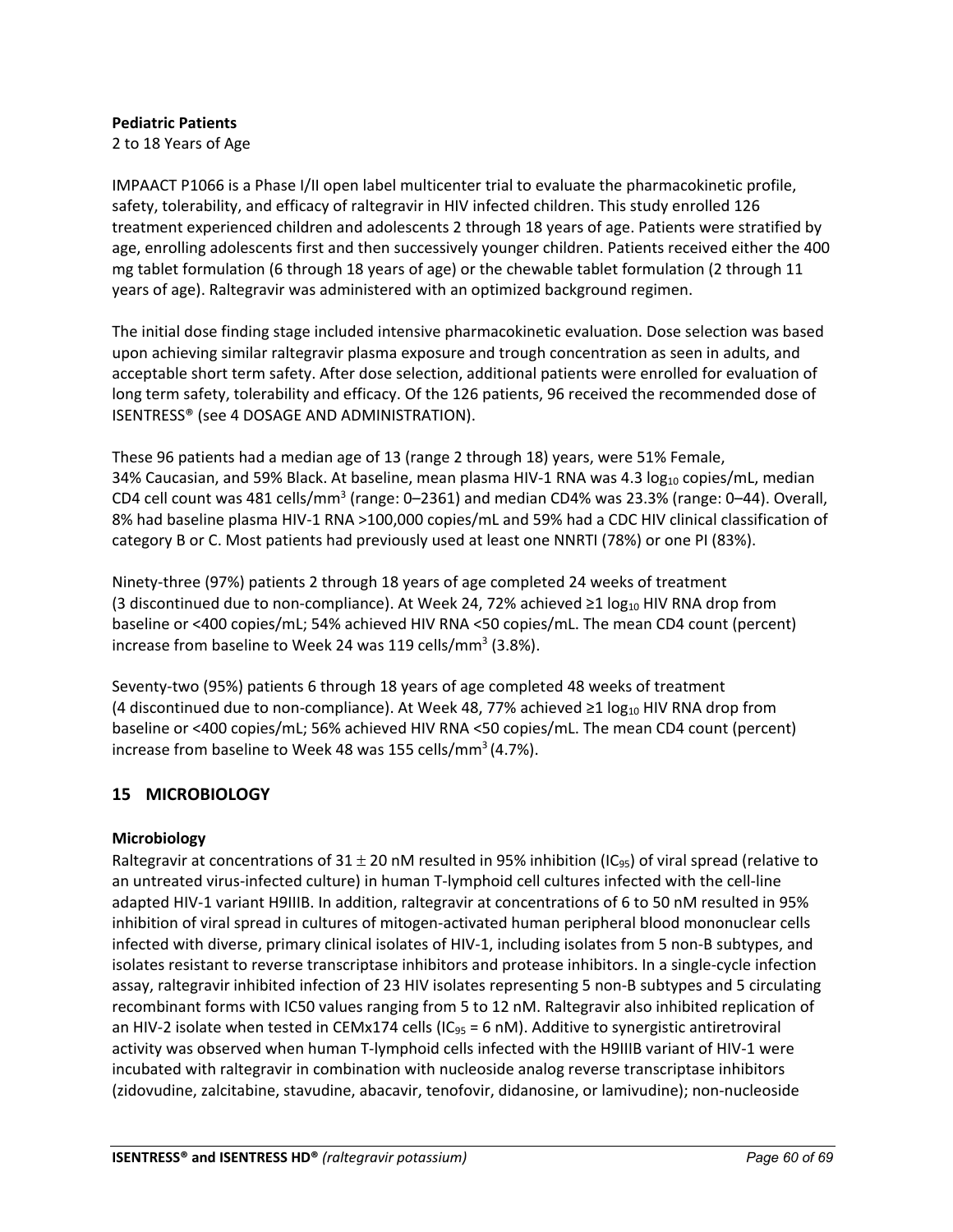**Pediatric Patients**

2 to 18 Years of Age

IMPAACT P1066 is a Phase I/II open label multicenter trial to evaluate the pharmacokinetic profile, safety, tolerability, and efficacy of raltegravir in HIV infected children. This study enrolled 126 treatment experienced children and adolescents 2 through 18 years of age. Patients were stratified by age, enrolling adolescents first and then successively younger children. Patients received either the 400 mg tablet formulation (6 through 18 years of age) or the chewable tablet formulation (2 through 11 years of age). Raltegravir was administered with an optimized background regimen.

The initial dose finding stage included intensive pharmacokinetic evaluation. Dose selection was based upon achieving similar raltegravir plasma exposure and trough concentration as seen in adults, and acceptable short term safety. After dose selection, additional patients were enrolled for evaluation of long term safety, tolerability and efficacy. Of the 126 patients, 96 received the recommended dose of ISENTRESS® (see 4 DOSAGE AND ADMINISTRATION).

These 96 patients had a median age of 13 (range 2 through 18) years, were 51% Female, 34% Caucasian, and 59% Black. At baseline, mean plasma HIV-1 RNA was 4.3 $\log_{10}$ copies/mL, median CD4 cell count was 481 cells/mm$^3$ (range: 0–2361) and median CD4% was 23.3% (range: 0–44). Overall, 8% had baseline plasma HIV-1 RNA >100,000 copies/mL and 59% had a CDC HIV clinical classification of category B or C. Most patients had previously used at least one NNRTI (78%) or one PI (83%).

Ninety-three (97%) patients 2 through 18 years of age completed 24 weeks of treatment (3 discontinued due to non-compliance). At Week 24, 72% achieved ≥1 $\log_{10}$ HIV RNA drop from baseline or <400 copies/mL; 54% achieved HIV RNA <50 copies/mL. The mean CD4 count (percent) increase from baseline to Week 24 was 119 cells/mm$^3$ (3.8%).

Seventy-two (95%) patients 6 through 18 years of age completed 48 weeks of treatment (4 discontinued due to non-compliance). At Week 48, 77% achieved ≥1 $\log_{10}$ HIV RNA drop from baseline or <400 copies/mL; 56% achieved HIV RNA <50 copies/mL. The mean CD4 count (percent) increase from baseline to Week 48 was 155 cells/mm$^3$ (4.7%).

## 15 MICROBIOLOGY

**Microbiology**

Raltegravir at concentrations of 31 $\pm$ 20 nM resulted in 95% inhibition ($IC_{95}$) of viral spread (relative to an untreated virus-infected culture) in human T-lymphoid cell cultures infected with the cell-line adapted HIV-1 variant H9IIIB. In addition, raltegravir at concentrations of 6 to 50 nM resulted in 95% inhibition of viral spread in cultures of mitogen-activated human peripheral blood mononuclear cells infected with diverse, primary clinical isolates of HIV-1, including isolates from 5 non-B subtypes, and isolates resistant to reverse transcriptase inhibitors and protease inhibitors. In a single-cycle infection assay, raltegravir inhibited infection of 23 HIV isolates representing 5 non-B subtypes and 5 circulating recombinant forms with IC50 values ranging from 5 to 12 nM. Raltegravir also inhibited replication of an HIV-2 isolate when tested in CEMx174 cells ($IC_{95}$ = 6 nM). Additive to synergistic antiretroviral activity was observed when human T-lymphoid cells infected with the H9IIIB variant of HIV-1 were incubated with raltegravir in combination with nucleoside analog reverse transcriptase inhibitors (zidovudine, zalcitabine, stavudine, abacavir, tenofovir, didanosine, or lamivudine); non-nucleoside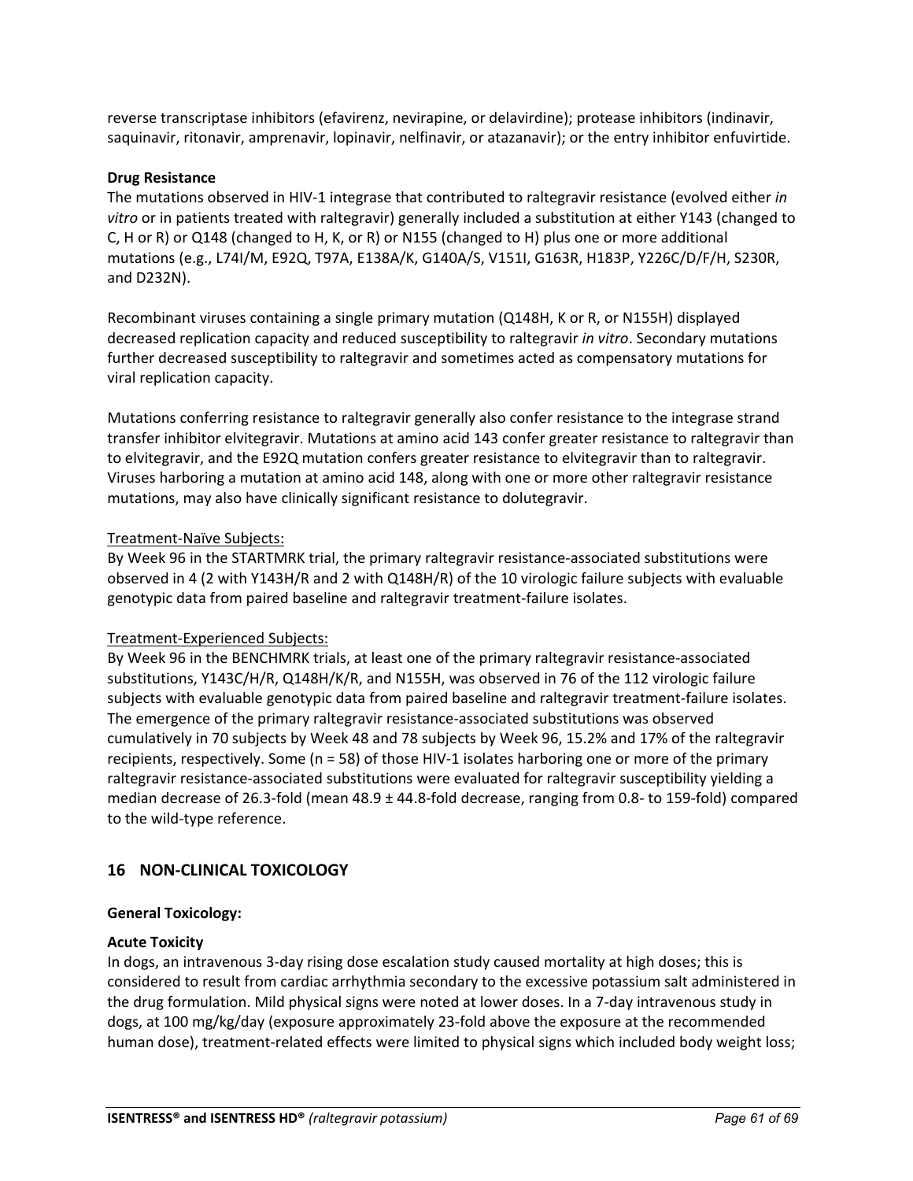reverse transcriptase inhibitors (efavirenz, nevirapine, or delavirdine); protease inhibitors (indinavir, saquinavir, ritonavir, amprenavir, lopinavir, nelfinavir, or atazanavir); or the entry inhibitor enfuvirtide.

**Drug Resistance**

The mutations observed in HIV-1 integrase that contributed to raltegravir resistance (evolved either *in vitro* or in patients treated with raltegravir) generally included a substitution at either Y143 (changed to C, H or R) or Q148 (changed to H, K, or R) or N155 (changed to H) plus one or more additional mutations (e.g., L74I/M, E92Q, T97A, E138A/K, G140A/S, V151I, G163R, H183P, Y226C/D/F/H, S230R, and D232N).

Recombinant viruses containing a single primary mutation (Q148H, K or R, or N155H) displayed decreased replication capacity and reduced susceptibility to raltegravir *in vitro*. Secondary mutations further decreased susceptibility to raltegravir and sometimes acted as compensatory mutations for viral replication capacity.

Mutations conferring resistance to raltegravir generally also confer resistance to the integrase strand transfer inhibitor elvitegravir. Mutations at amino acid 143 confer greater resistance to raltegravir than to elvitegravir, and the E92Q mutation confers greater resistance to elvitegravir than to raltegravir. Viruses harboring a mutation at amino acid 148, along with one or more other raltegravir resistance mutations, may also have clinically significant resistance to dolutegravir.

Treatment-Naïve Subjects:

By Week 96 in the STARTMRK trial, the primary raltegravir resistance-associated substitutions were observed in 4 (2 with Y143H/R and 2 with Q148H/R) of the 10 virologic failure subjects with evaluable genotypic data from paired baseline and raltegravir treatment-failure isolates.

Treatment-Experienced Subjects:

By Week 96 in the BENCHMRK trials, at least one of the primary raltegravir resistance-associated substitutions, Y143C/H/R, Q148H/K/R, and N155H, was observed in 76 of the 112 virologic failure subjects with evaluable genotypic data from paired baseline and raltegravir treatment-failure isolates. The emergence of the primary raltegravir resistance-associated substitutions was observed cumulatively in 70 subjects by Week 48 and 78 subjects by Week 96, 15.2% and 17% of the raltegravir recipients, respectively. Some (n = 58) of those HIV-1 isolates harboring one or more of the primary raltegravir resistance-associated substitutions were evaluated for raltegravir susceptibility yielding a median decrease of 26.3-fold (mean 48.9 ± 44.8-fold decrease, ranging from 0.8- to 159-fold) compared to the wild-type reference.

## 16 NON-CLINICAL TOXICOLOGY

**General Toxicology:**

**Acute Toxicity**

In dogs, an intravenous 3-day rising dose escalation study caused mortality at high doses; this is considered to result from cardiac arrhythmia secondary to the excessive potassium salt administered in the drug formulation. Mild physical signs were noted at lower doses. In a 7-day intravenous study in dogs, at 100 mg/kg/day (exposure approximately 23-fold above the exposure at the recommended human dose), treatment-related effects were limited to physical signs which included body weight loss;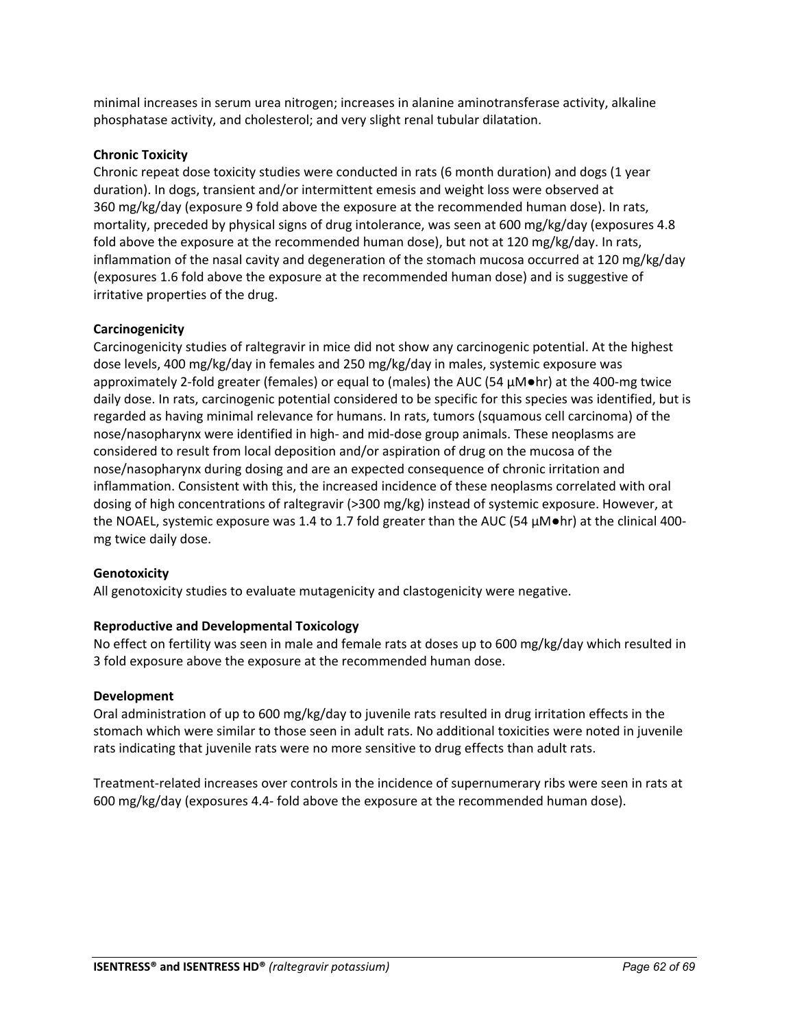minimal increases in serum urea nitrogen; increases in alanine aminotransferase activity, alkaline phosphatase activity, and cholesterol; and very slight renal tubular dilatation.

**Chronic Toxicity**

Chronic repeat dose toxicity studies were conducted in rats (6 month duration) and dogs (1 year duration). In dogs, transient and/or intermittent emesis and weight loss were observed at 360 mg/kg/day (exposure 9 fold above the exposure at the recommended human dose). In rats, mortality, preceded by physical signs of drug intolerance, was seen at 600 mg/kg/day (exposures 4.8 fold above the exposure at the recommended human dose), but not at 120 mg/kg/day. In rats, inflammation of the nasal cavity and degeneration of the stomach mucosa occurred at 120 mg/kg/day (exposures 1.6 fold above the exposure at the recommended human dose) and is suggestive of irritative properties of the drug.

**Carcinogenicity**

Carcinogenicity studies of raltegravir in mice did not show any carcinogenic potential. At the highest dose levels, 400 mg/kg/day in females and 250 mg/kg/day in males, systemic exposure was approximately 2-fold greater (females) or equal to (males) the AUC (54 µM●hr) at the 400-mg twice daily dose. In rats, carcinogenic potential considered to be specific for this species was identified, but is regarded as having minimal relevance for humans. In rats, tumors (squamous cell carcinoma) of the nose/nasopharynx were identified in high- and mid-dose group animals. These neoplasms are considered to result from local deposition and/or aspiration of drug on the mucosa of the nose/nasopharynx during dosing and are an expected consequence of chronic irritation and inflammation. Consistent with this, the increased incidence of these neoplasms correlated with oral dosing of high concentrations of raltegravir (>300 mg/kg) instead of systemic exposure. However, at the NOAEL, systemic exposure was 1.4 to 1.7 fold greater than the AUC (54 µM●hr) at the clinical 400-mg twice daily dose.

**Genotoxicity**

All genotoxicity studies to evaluate mutagenicity and clastogenicity were negative.

**Reproductive and Developmental Toxicology**

No effect on fertility was seen in male and female rats at doses up to 600 mg/kg/day which resulted in 3 fold exposure above the exposure at the recommended human dose.

**Development**

Oral administration of up to 600 mg/kg/day to juvenile rats resulted in drug irritation effects in the stomach which were similar to those seen in adult rats. No additional toxicities were noted in juvenile rats indicating that juvenile rats were no more sensitive to drug effects than adult rats.

Treatment-related increases over controls in the incidence of supernumerary ribs were seen in rats at 600 mg/kg/day (exposures 4.4- fold above the exposure at the recommended human dose).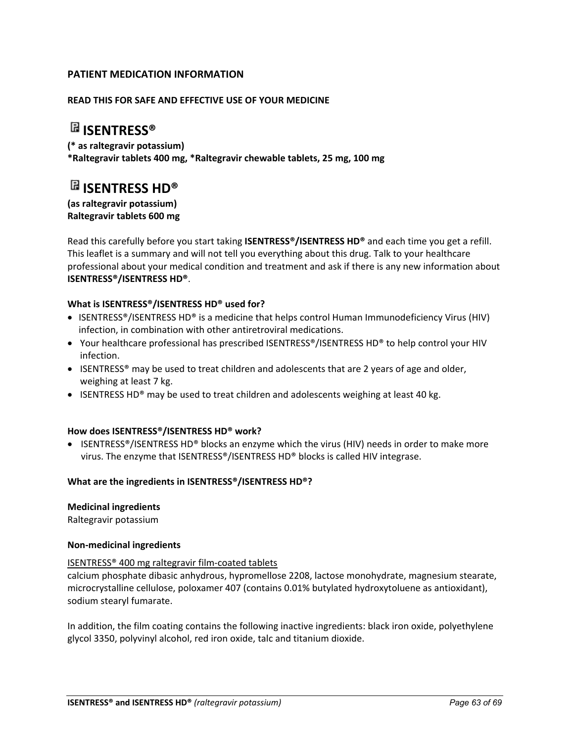**PATIENT MEDICATION INFORMATION**

**READ THIS FOR SAFE AND EFFECTIVE USE OF YOUR MEDICINE**

# ℞ ISENTRESS®

**(* as raltegravir potassium)**
**\*Raltegravir tablets 400 mg, \*Raltegravir chewable tablets, 25 mg, 100 mg**

# ℞ ISENTRESS HD®

**(as raltegravir potassium)**
**Raltegravir tablets 600 mg**

Read this carefully before you start taking **ISENTRESS®/ISENTRESS HD®** and each time you get a refill. This leaflet is a summary and will not tell you everything about this drug. Talk to your healthcare professional about your medical condition and treatment and ask if there is any new information about **ISENTRESS®/ISENTRESS HD®**.

**What is ISENTRESS®/ISENTRESS HD® used for?**

- ISENTRESS®/ISENTRESS HD® is a medicine that helps control Human Immunodeficiency Virus (HIV) infection, in combination with other antiretroviral medications.
- Your healthcare professional has prescribed ISENTRESS®/ISENTRESS HD® to help control your HIV infection.
- ISENTRESS® may be used to treat children and adolescents that are 2 years of age and older, weighing at least 7 kg.
- ISENTRESS HD® may be used to treat children and adolescents weighing at least 40 kg.

**How does ISENTRESS®/ISENTRESS HD® work?**

- ISENTRESS®/ISENTRESS HD® blocks an enzyme which the virus (HIV) needs in order to make more virus. The enzyme that ISENTRESS®/ISENTRESS HD® blocks is called HIV integrase.

**What are the ingredients in ISENTRESS®/ISENTRESS HD®?**

**Medicinal ingredients**
Raltegravir potassium

**Non-medicinal ingredients**

<u>ISENTRESS® 400 mg raltegravir film-coated tablets</u>
calcium phosphate dibasic anhydrous, hypromellose 2208, lactose monohydrate, magnesium stearate, microcrystalline cellulose, poloxamer 407 (contains 0.01% butylated hydroxytoluene as antioxidant), sodium stearyl fumarate.

In addition, the film coating contains the following inactive ingredients: black iron oxide, polyethylene glycol 3350, polyvinyl alcohol, red iron oxide, talc and titanium dioxide.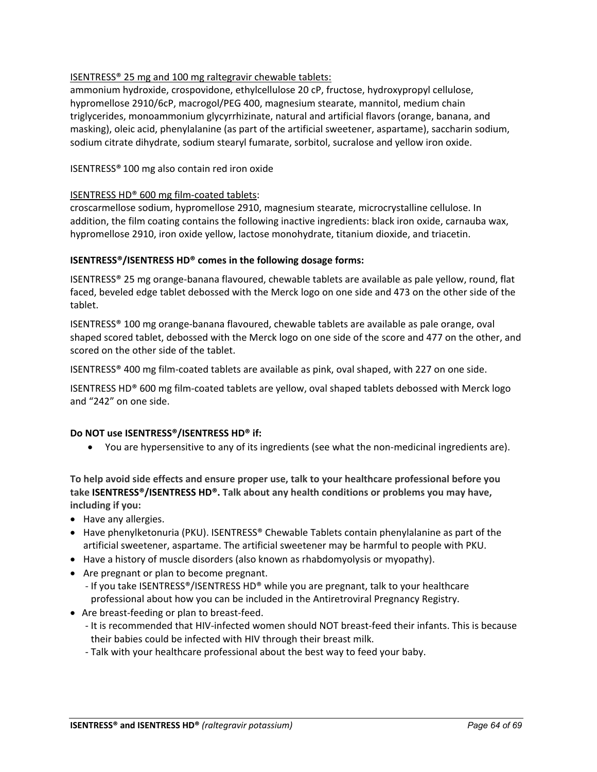<u>ISENTRESS® 25 mg and 100 mg raltegravir chewable tablets:</u>
ammonium hydroxide, crospovidone, ethylcellulose 20 cP, fructose, hydroxypropyl cellulose, hypromellose 2910/6cP, macrogol/PEG 400, magnesium stearate, mannitol, medium chain triglycerides, monoammonium glycyrrhizinate, natural and artificial flavors (orange, banana, and masking), oleic acid, phenylalanine (as part of the artificial sweetener, aspartame), saccharin sodium, sodium citrate dihydrate, sodium stearyl fumarate, sorbitol, sucralose and yellow iron oxide.

ISENTRESS® 100 mg also contain red iron oxide

<u>ISENTRESS HD® 600 mg film-coated tablets</u>:
croscarmellose sodium, hypromellose 2910, magnesium stearate, microcrystalline cellulose. In addition, the film coating contains the following inactive ingredients: black iron oxide, carnauba wax, hypromellose 2910, iron oxide yellow, lactose monohydrate, titanium dioxide, and triacetin.

**ISENTRESS®/ISENTRESS HD® comes in the following dosage forms:**

ISENTRESS® 25 mg orange-banana flavoured, chewable tablets are available as pale yellow, round, flat faced, beveled edge tablet debossed with the Merck logo on one side and 473 on the other side of the tablet.

ISENTRESS® 100 mg orange-banana flavoured, chewable tablets are available as pale orange, oval shaped scored tablet, debossed with the Merck logo on one side of the score and 477 on the other, and scored on the other side of the tablet.

ISENTRESS® 400 mg film-coated tablets are available as pink, oval shaped, with 227 on one side.

ISENTRESS HD® 600 mg film-coated tablets are yellow, oval shaped tablets debossed with Merck logo and “242” on one side.

**Do NOT use ISENTRESS®/ISENTRESS HD® if:**

- You are hypersensitive to any of its ingredients (see what the non-medicinal ingredients are).

**To help avoid side effects and ensure proper use, talk to your healthcare professional before you take ISENTRESS®/ISENTRESS HD®. Talk about any health conditions or problems you may have, including if you:**

- Have any allergies.
- Have phenylketonuria (PKU). ISENTRESS® Chewable Tablets contain phenylalanine as part of the artificial sweetener, aspartame. The artificial sweetener may be harmful to people with PKU.
- Have a history of muscle disorders (also known as rhabdomyolysis or myopathy).
- Are pregnant or plan to become pregnant.
  - If you take ISENTRESS®/ISENTRESS HD® while you are pregnant, talk to your healthcare professional about how you can be included in the Antiretroviral Pregnancy Registry.
- Are breast-feeding or plan to breast-feed.
  - It is recommended that HIV-infected women should NOT breast-feed their infants. This is because their babies could be infected with HIV through their breast milk.
  - Talk with your healthcare professional about the best way to feed your baby.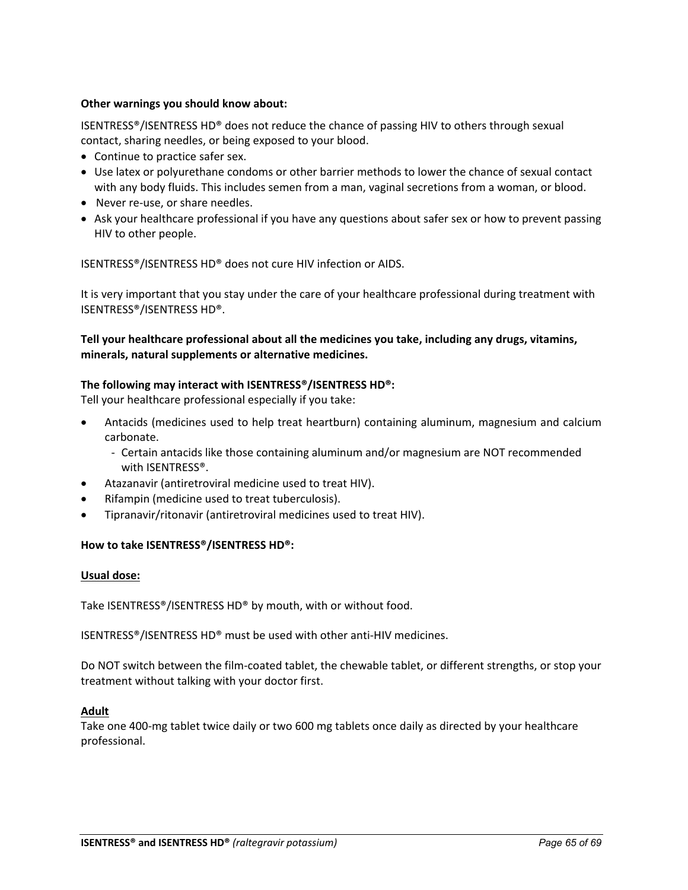**Other warnings you should know about:**

ISENTRESS®/ISENTRESS HD® does not reduce the chance of passing HIV to others through sexual contact, sharing needles, or being exposed to your blood.

- Continue to practice safer sex.
- Use latex or polyurethane condoms or other barrier methods to lower the chance of sexual contact with any body fluids. This includes semen from a man, vaginal secretions from a woman, or blood.
- Never re-use, or share needles.
- Ask your healthcare professional if you have any questions about safer sex or how to prevent passing HIV to other people.

ISENTRESS®/ISENTRESS HD® does not cure HIV infection or AIDS.

It is very important that you stay under the care of your healthcare professional during treatment with ISENTRESS®/ISENTRESS HD®.

**Tell your healthcare professional about all the medicines you take, including any drugs, vitamins, minerals, natural supplements or alternative medicines.**

**The following may interact with ISENTRESS®/ISENTRESS HD®:**
Tell your healthcare professional especially if you take:

- Antacids (medicines used to help treat heartburn) containing aluminum, magnesium and calcium carbonate.
  - Certain antacids like those containing aluminum and/or magnesium are NOT recommended with ISENTRESS®.
- Atazanavir (antiretroviral medicine used to treat HIV).
- Rifampin (medicine used to treat tuberculosis).
- Tipranavir/ritonavir (antiretroviral medicines used to treat HIV).

**How to take ISENTRESS®/ISENTRESS HD®:**

**Usual dose:**

Take ISENTRESS®/ISENTRESS HD® by mouth, with or without food.

ISENTRESS®/ISENTRESS HD® must be used with other anti-HIV medicines.

Do NOT switch between the film-coated tablet, the chewable tablet, or different strengths, or stop your treatment without talking with your doctor first.

**Adult**
Take one 400-mg tablet twice daily or two 600 mg tablets once daily as directed by your healthcare professional.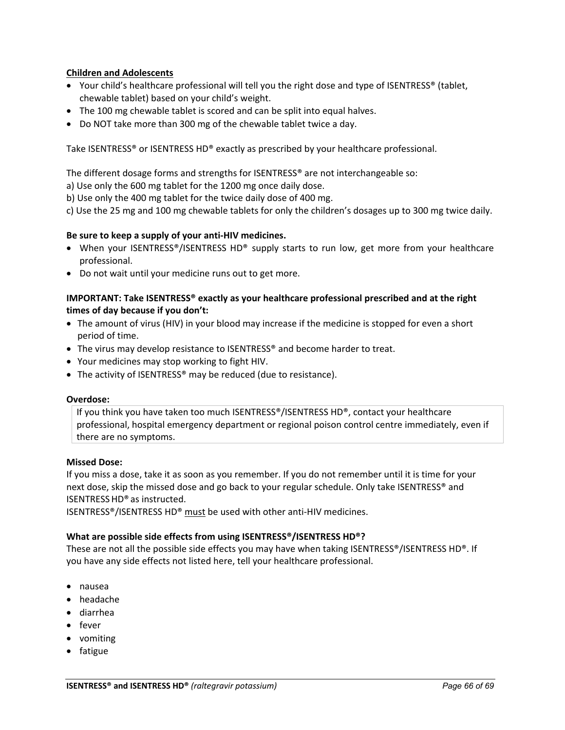**Children and Adolescents**

- Your child's healthcare professional will tell you the right dose and type of ISENTRESS® (tablet, chewable tablet) based on your child's weight.
- The 100 mg chewable tablet is scored and can be split into equal halves.
- Do NOT take more than 300 mg of the chewable tablet twice a day.

Take ISENTRESS® or ISENTRESS HD® exactly as prescribed by your healthcare professional.

The different dosage forms and strengths for ISENTRESS® are not interchangeable so:
a) Use only the 600 mg tablet for the 1200 mg once daily dose.
b) Use only the 400 mg tablet for the twice daily dose of 400 mg.
c) Use the 25 mg and 100 mg chewable tablets for only the children's dosages up to 300 mg twice daily.

**Be sure to keep a supply of your anti-HIV medicines.**

- When your ISENTRESS®/ISENTRESS HD® supply starts to run low, get more from your healthcare professional.
- Do not wait until your medicine runs out to get more.

**IMPORTANT: Take ISENTRESS® exactly as your healthcare professional prescribed and at the right times of day because if you don't:**

- The amount of virus (HIV) in your blood may increase if the medicine is stopped for even a short period of time.
- The virus may develop resistance to ISENTRESS® and become harder to treat.
- Your medicines may stop working to fight HIV.
- The activity of ISENTRESS® may be reduced (due to resistance).

**Overdose:**

| If you think you have taken too much ISENTRESS®/ISENTRESS HD®, contact your healthcare professional, hospital emergency department or regional poison control centre immediately, even if there are no symptoms. |
|---|

**Missed Dose:**
If you miss a dose, take it as soon as you remember. If you do not remember until it is time for your next dose, skip the missed dose and go back to your regular schedule. Only take ISENTRESS® and ISENTRESS HD® as instructed.
ISENTRESS®/ISENTRESS HD® <u>must</u> be used with other anti-HIV medicines.

**What are possible side effects from using ISENTRESS®/ISENTRESS HD®?**
These are not all the possible side effects you may have when taking ISENTRESS®/ISENTRESS HD®. If you have any side effects not listed here, tell your healthcare professional.

- nausea
- headache
- diarrhea
- fever
- vomiting
- fatigue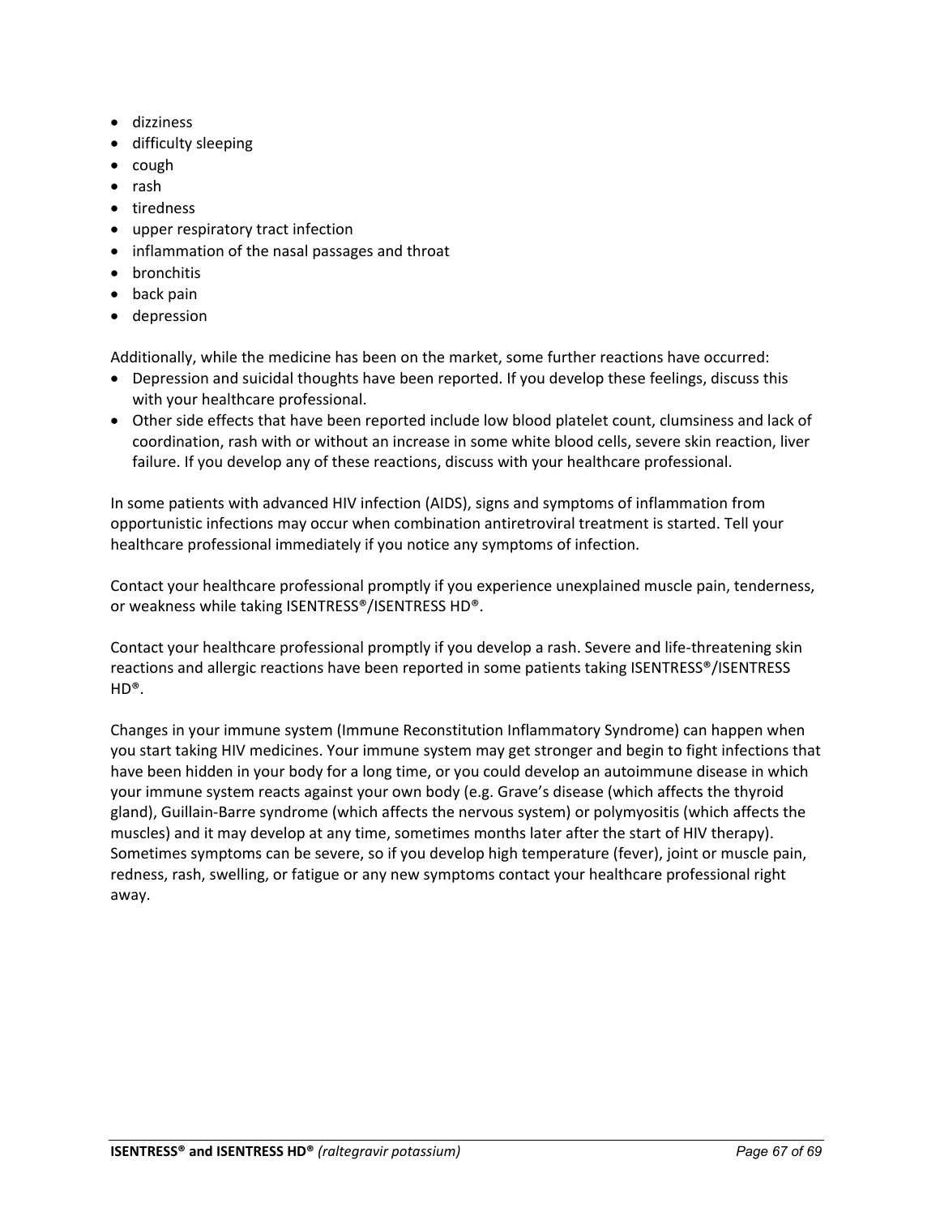- dizziness
- difficulty sleeping
- cough
- rash
- tiredness
- upper respiratory tract infection
- inflammation of the nasal passages and throat
- bronchitis
- back pain
- depression

Additionally, while the medicine has been on the market, some further reactions have occurred:

- Depression and suicidal thoughts have been reported. If you develop these feelings, discuss this with your healthcare professional.
- Other side effects that have been reported include low blood platelet count, clumsiness and lack of coordination, rash with or without an increase in some white blood cells, severe skin reaction, liver failure. If you develop any of these reactions, discuss with your healthcare professional.

In some patients with advanced HIV infection (AIDS), signs and symptoms of inflammation from opportunistic infections may occur when combination antiretroviral treatment is started. Tell your healthcare professional immediately if you notice any symptoms of infection.

Contact your healthcare professional promptly if you experience unexplained muscle pain, tenderness, or weakness while taking ISENTRESS®/ISENTRESS HD®.

Contact your healthcare professional promptly if you develop a rash. Severe and life-threatening skin reactions and allergic reactions have been reported in some patients taking ISENTRESS®/ISENTRESS HD®.

Changes in your immune system (Immune Reconstitution Inflammatory Syndrome) can happen when you start taking HIV medicines. Your immune system may get stronger and begin to fight infections that have been hidden in your body for a long time, or you could develop an autoimmune disease in which your immune system reacts against your own body (e.g. Grave's disease (which affects the thyroid gland), Guillain-Barre syndrome (which affects the nervous system) or polymyositis (which affects the muscles) and it may develop at any time, sometimes months later after the start of HIV therapy). Sometimes symptoms can be severe, so if you develop high temperature (fever), joint or muscle pain, redness, rash, swelling, or fatigue or any new symptoms contact your healthcare professional right away.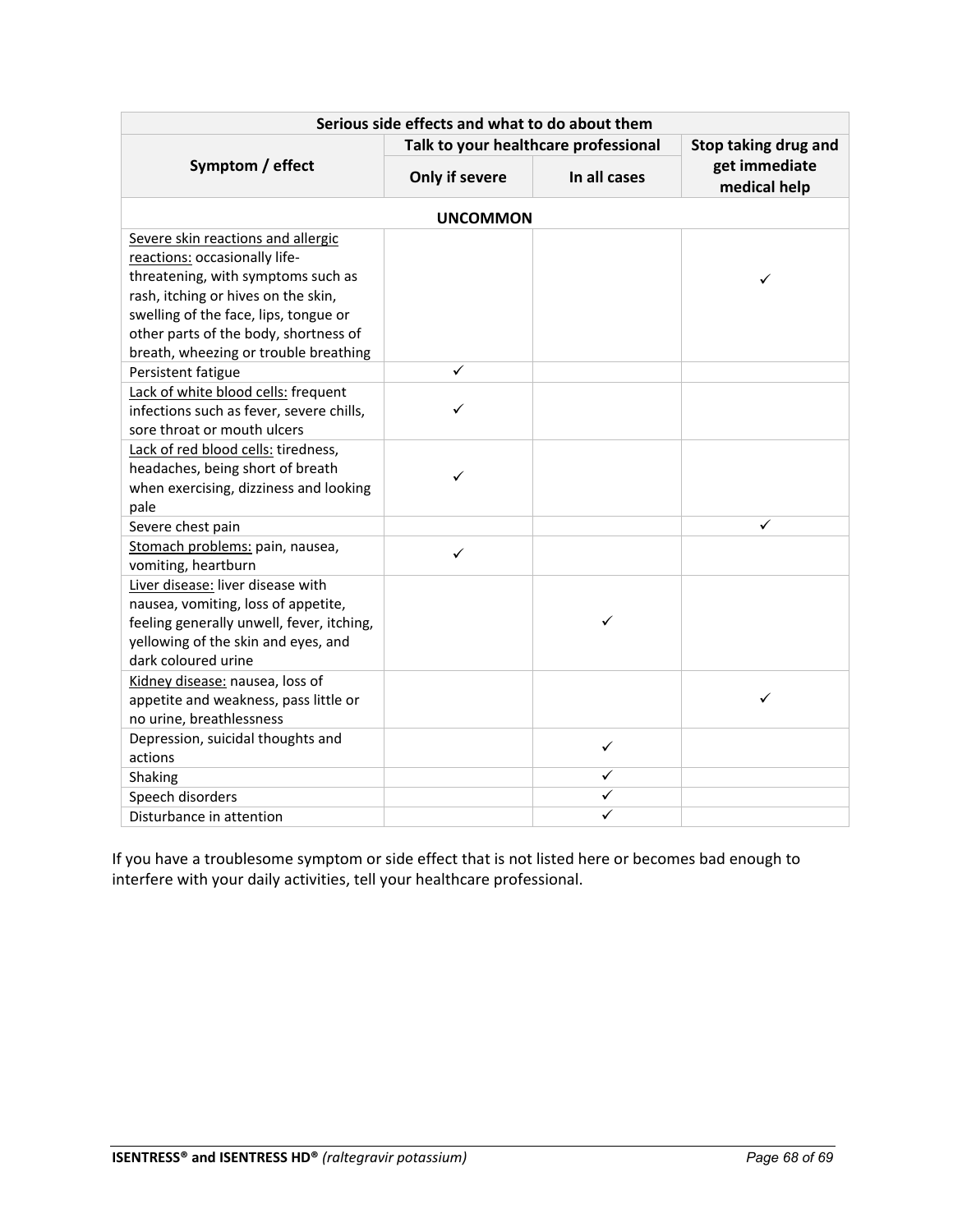| Serious side effects and what to do about them | | | |
|---|---|---|---|
| **Symptom / effect** | **Talk to your healthcare professional** | | **Stop taking drug and get immediate medical help** |
| | **Only if severe** | **In all cases** | |
| **UNCOMMON** | | | |
| Severe skin reactions and allergic reactions: occasionally life-threatening, with symptoms such as rash, itching or hives on the skin, swelling of the face, lips, tongue or other parts of the body, shortness of breath, wheezing or trouble breathing | | | ✓ |
| Persistent fatigue | ✓ | | |
| Lack of white blood cells: frequent infections such as fever, severe chills, sore throat or mouth ulcers | ✓ | | |
| Lack of red blood cells: tiredness, headaches, being short of breath when exercising, dizziness and looking pale | ✓ | | |
| Severe chest pain | | | ✓ |
| Stomach problems: pain, nausea, vomiting, heartburn | ✓ | | |
| Liver disease: liver disease with nausea, vomiting, loss of appetite, feeling generally unwell, fever, itching, yellowing of the skin and eyes, and dark coloured urine | | ✓ | |
| Kidney disease: nausea, loss of appetite and weakness, pass little or no urine, breathlessness | | | ✓ |
| Depression, suicidal thoughts and actions | | ✓ | |
| Shaking | | ✓ | |
| Speech disorders | | ✓ | |
| Disturbance in attention | | ✓ | |

If you have a troublesome symptom or side effect that is not listed here or becomes bad enough to interfere with your daily activities, tell your healthcare professional.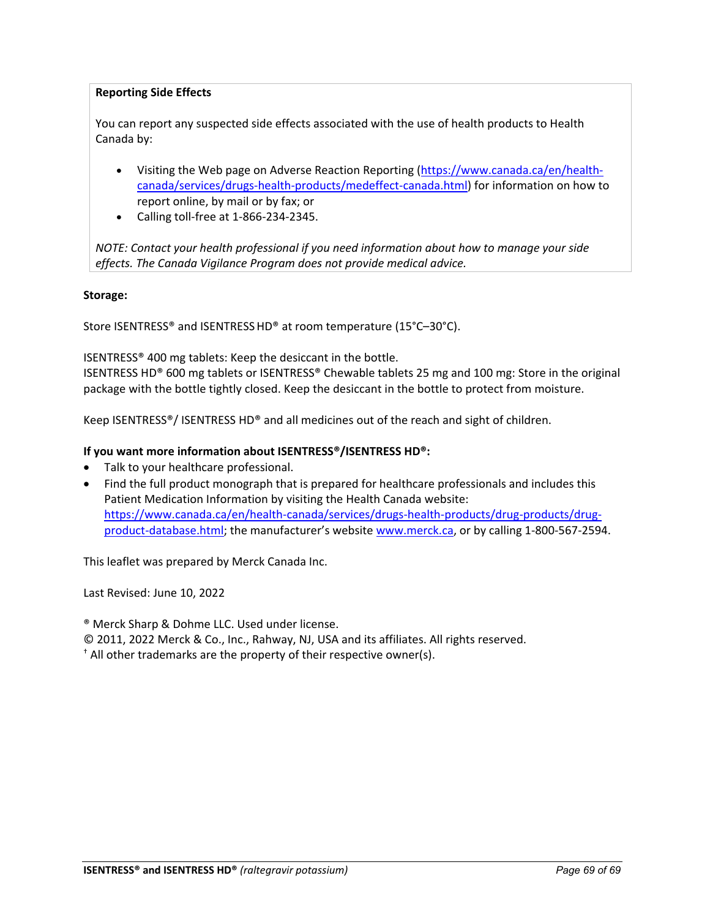**Reporting Side Effects**

You can report any suspected side effects associated with the use of health products to Health Canada by:

- Visiting the Web page on Adverse Reaction Reporting (https://www.canada.ca/en/health-canada/services/drugs-health-products/medeffect-canada.html) for information on how to report online, by mail or by fax; or
- Calling toll-free at 1-866-234-2345.

*NOTE: Contact your health professional if you need information about how to manage your side effects. The Canada Vigilance Program does not provide medical advice.*

**Storage:**

Store ISENTRESS® and ISENTRESS HD® at room temperature (15°C–30°C).

ISENTRESS® 400 mg tablets: Keep the desiccant in the bottle.
ISENTRESS HD® 600 mg tablets or ISENTRESS® Chewable tablets 25 mg and 100 mg: Store in the original package with the bottle tightly closed. Keep the desiccant in the bottle to protect from moisture.

Keep ISENTRESS®/ ISENTRESS HD® and all medicines out of the reach and sight of children.

**If you want more information about ISENTRESS®/ISENTRESS HD®:**

- Talk to your healthcare professional.
- Find the full product monograph that is prepared for healthcare professionals and includes this Patient Medication Information by visiting the Health Canada website: https://www.canada.ca/en/health-canada/services/drugs-health-products/drug-products/drug-product-database.html; the manufacturer's website www.merck.ca, or by calling 1-800-567-2594.

This leaflet was prepared by Merck Canada Inc.

Last Revised: June 10, 2022

® Merck Sharp & Dohme LLC. Used under license.
© 2011, 2022 Merck & Co., Inc., Rahway, NJ, USA and its affiliates. All rights reserved.
† All other trademarks are the property of their respective owner(s).